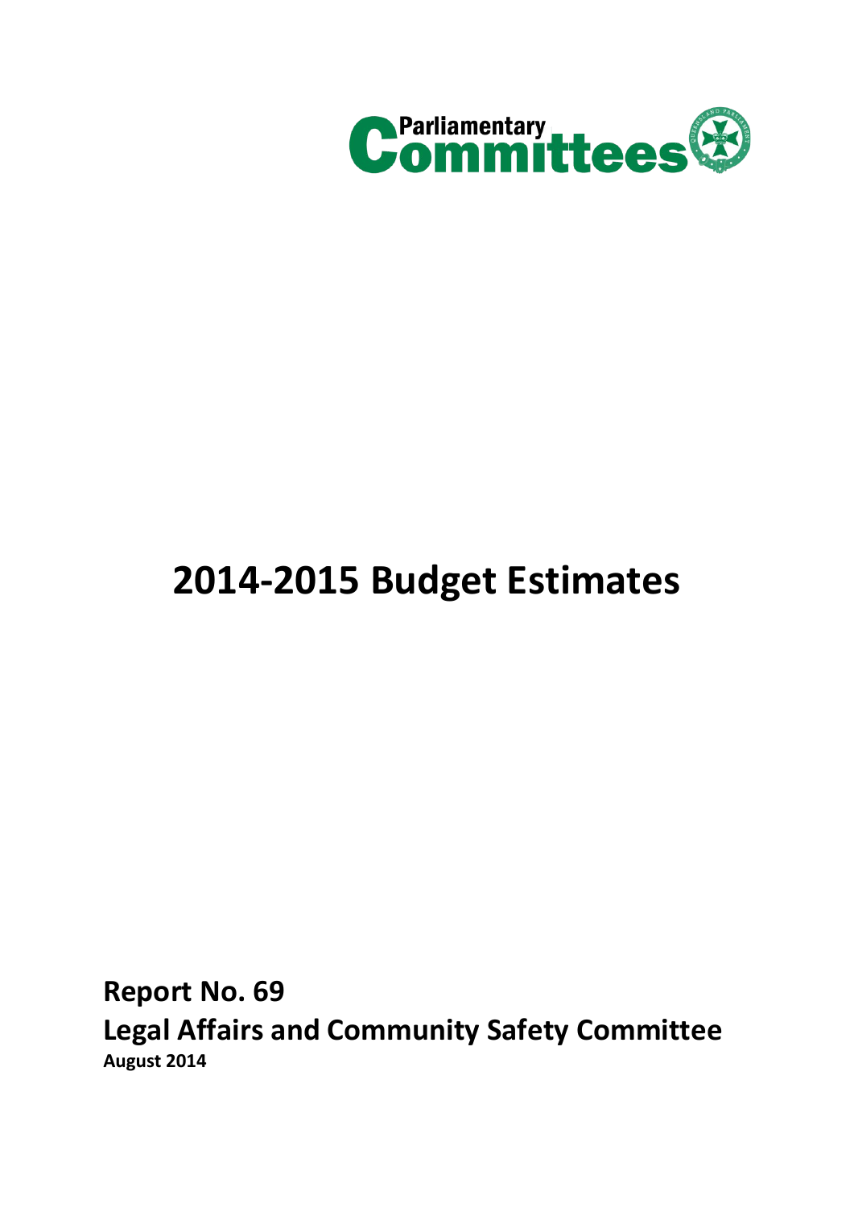Parliamentary Committees

# 2014-2015 Budget Estimates

**Report No. 69**

**Legal Affairs and Community Safety Committee**

**August 2014**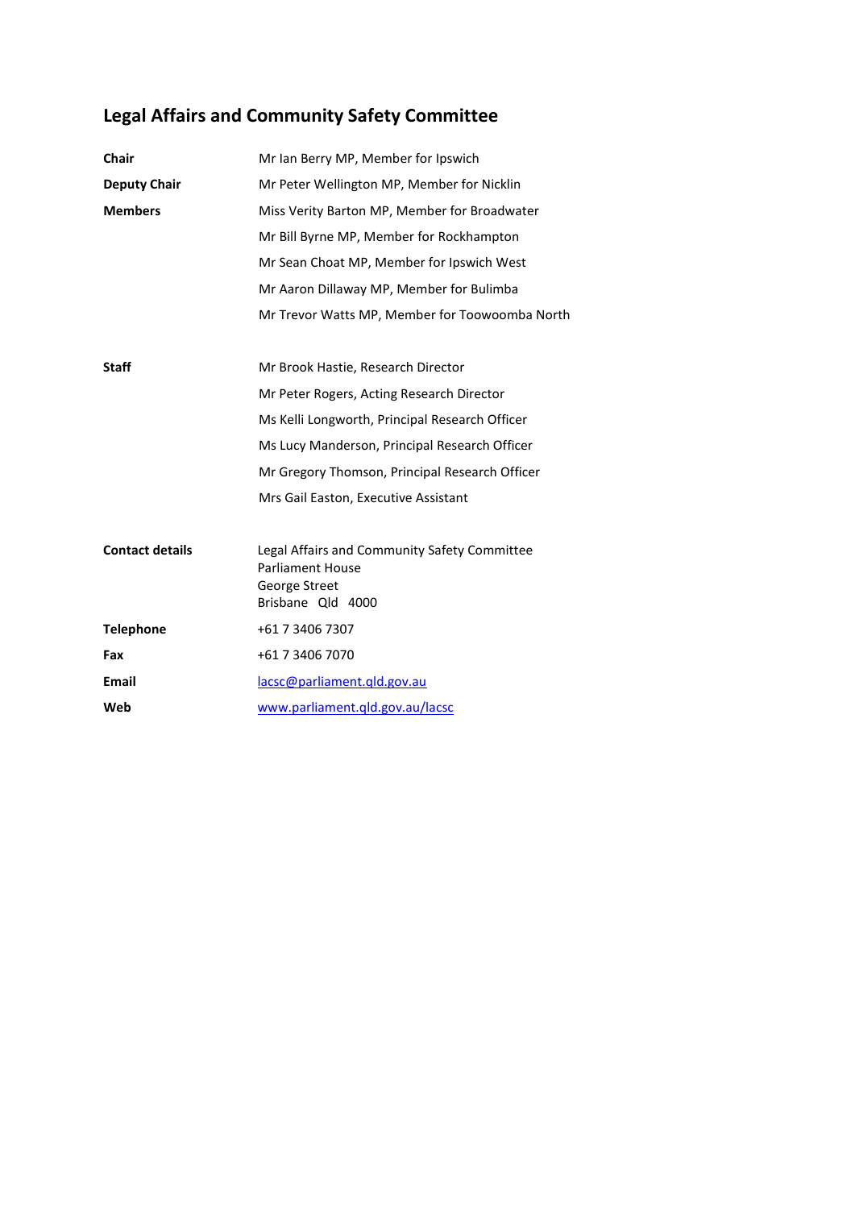## Legal Affairs and Community Safety Committee

| | |
|---|---|
| **Chair** | Mr Ian Berry MP, Member for Ipswich |
| **Deputy Chair** | Mr Peter Wellington MP, Member for Nicklin |
| **Members** | Miss Verity Barton MP, Member for Broadwater |
| | Mr Bill Byrne MP, Member for Rockhampton |
| | Mr Sean Choat MP, Member for Ipswich West |
| | Mr Aaron Dillaway MP, Member for Bulimba |
| | Mr Trevor Watts MP, Member for Toowoomba North |
| **Staff** | Mr Brook Hastie, Research Director |
| | Mr Peter Rogers, Acting Research Director |
| | Ms Kelli Longworth, Principal Research Officer |
| | Ms Lucy Manderson, Principal Research Officer |
| | Mr Gregory Thomson, Principal Research Officer |
| | Mrs Gail Easton, Executive Assistant |
| **Contact details** | Legal Affairs and Community Safety Committee<br>Parliament House<br>George Street<br>Brisbane Qld 4000 |
| **Telephone** | +61 7 3406 7307 |
| **Fax** | +61 7 3406 7070 |
| **Email** | lacsc@parliament.qld.gov.au |
| **Web** | www.parliament.qld.gov.au/lacsc |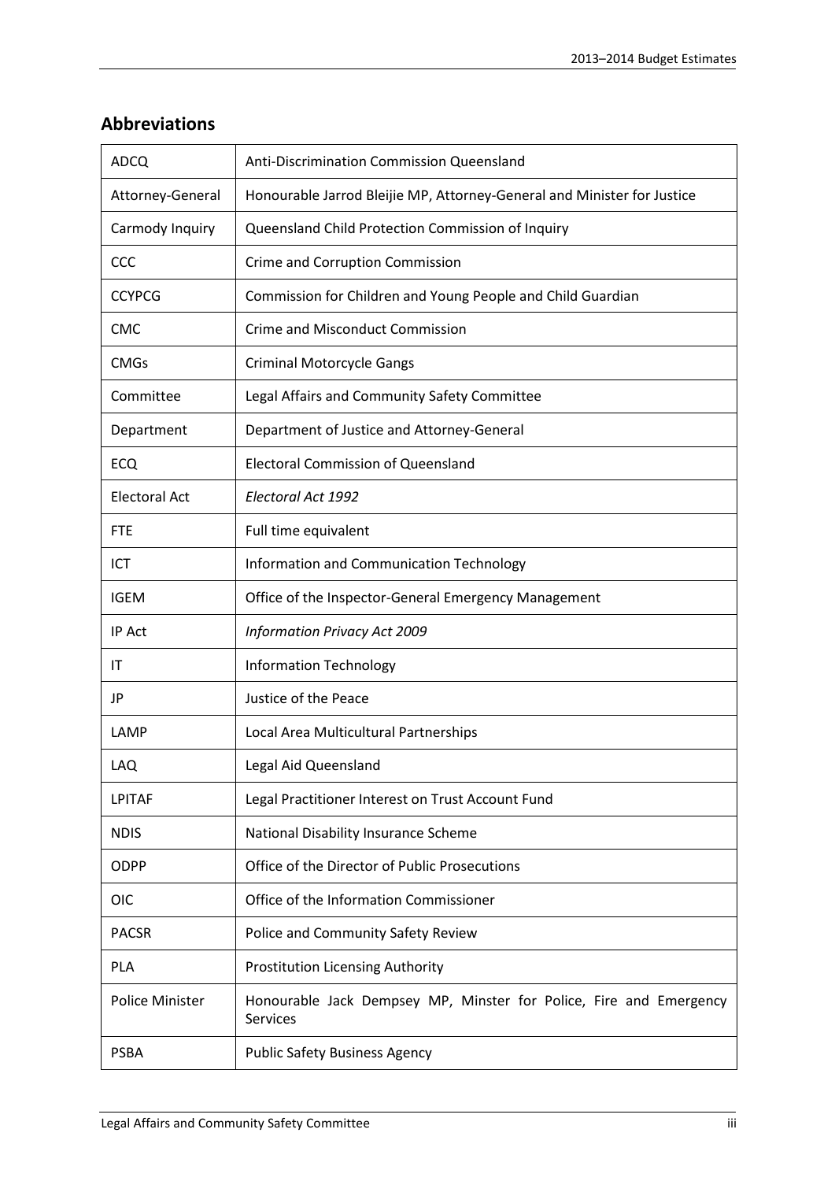## Abbreviations

| | |
|---|---|
| ADCQ | Anti-Discrimination Commission Queensland |
| Attorney-General | Honourable Jarrod Bleijie MP, Attorney-General and Minister for Justice |
| Carmody Inquiry | Queensland Child Protection Commission of Inquiry |
| CCC | Crime and Corruption Commission |
| CCYPCG | Commission for Children and Young People and Child Guardian |
| CMC | Crime and Misconduct Commission |
| CMGs | Criminal Motorcycle Gangs |
| Committee | Legal Affairs and Community Safety Committee |
| Department | Department of Justice and Attorney-General |
| ECQ | Electoral Commission of Queensland |
| Electoral Act | *Electoral Act 1992* |
| FTE | Full time equivalent |
| ICT | Information and Communication Technology |
| IGEM | Office of the Inspector-General Emergency Management |
| IP Act | *Information Privacy Act 2009* |
| IT | Information Technology |
| JP | Justice of the Peace |
| LAMP | Local Area Multicultural Partnerships |
| LAQ | Legal Aid Queensland |
| LPITAF | Legal Practitioner Interest on Trust Account Fund |
| NDIS | National Disability Insurance Scheme |
| ODPP | Office of the Director of Public Prosecutions |
| OIC | Office of the Information Commissioner |
| PACSR | Police and Community Safety Review |
| PLA | Prostitution Licensing Authority |
| Police Minister | Honourable Jack Dempsey MP, Minster for Police, Fire and Emergency Services |
| PSBA | Public Safety Business Agency |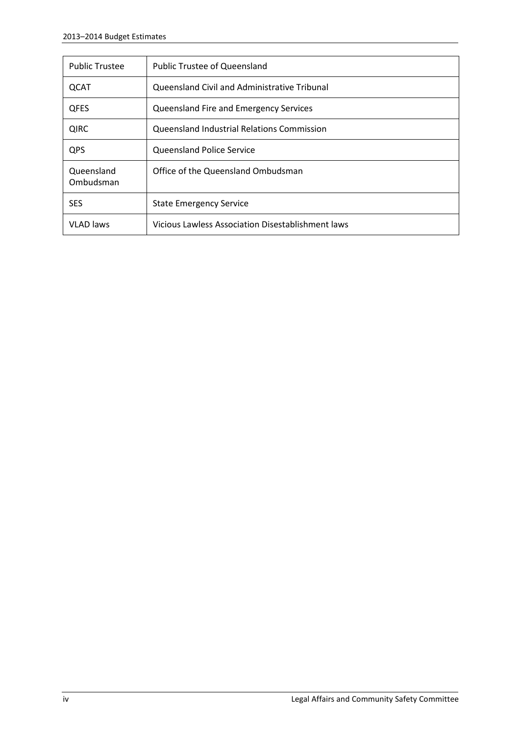| Public Trustee | Public Trustee of Queensland |
|---|---|
| QCAT | Queensland Civil and Administrative Tribunal |
| QFES | Queensland Fire and Emergency Services |
| QIRC | Queensland Industrial Relations Commission |
| QPS | Queensland Police Service |
| Queensland Ombudsman | Office of the Queensland Ombudsman |
| SES | State Emergency Service |
| VLAD laws | Vicious Lawless Association Disestablishment laws |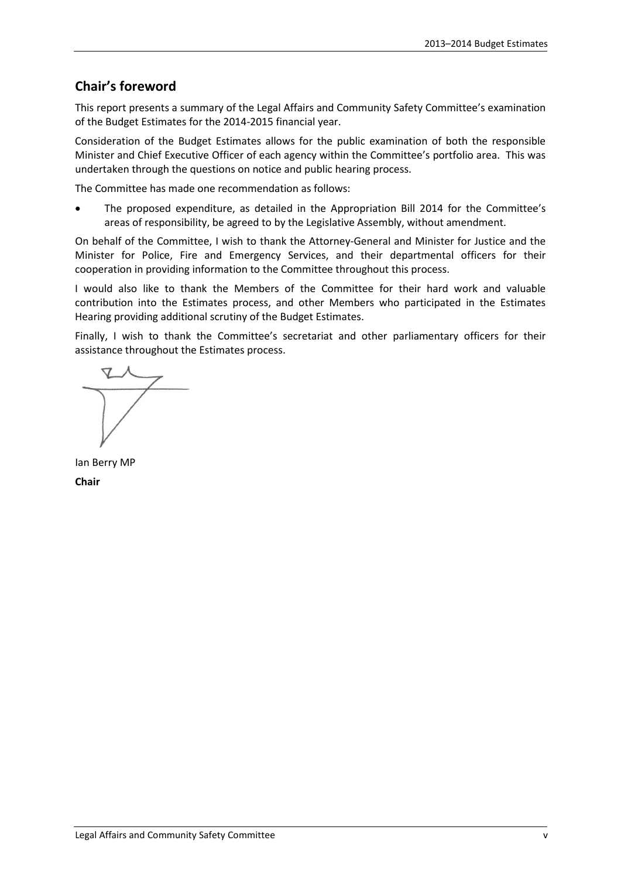## Chair's foreword

This report presents a summary of the Legal Affairs and Community Safety Committee's examination of the Budget Estimates for the 2014-2015 financial year.

Consideration of the Budget Estimates allows for the public examination of both the responsible Minister and Chief Executive Officer of each agency within the Committee's portfolio area. This was undertaken through the questions on notice and public hearing process.

The Committee has made one recommendation as follows:

- The proposed expenditure, as detailed in the Appropriation Bill 2014 for the Committee's areas of responsibility, be agreed to by the Legislative Assembly, without amendment.

On behalf of the Committee, I wish to thank the Attorney-General and Minister for Justice and the Minister for Police, Fire and Emergency Services, and their departmental officers for their cooperation in providing information to the Committee throughout this process.

I would also like to thank the Members of the Committee for their hard work and valuable contribution into the Estimates process, and other Members who participated in the Estimates Hearing providing additional scrutiny of the Budget Estimates.

Finally, I wish to thank the Committee's secretariat and other parliamentary officers for their assistance throughout the Estimates process.

Ian Berry MP

**Chair**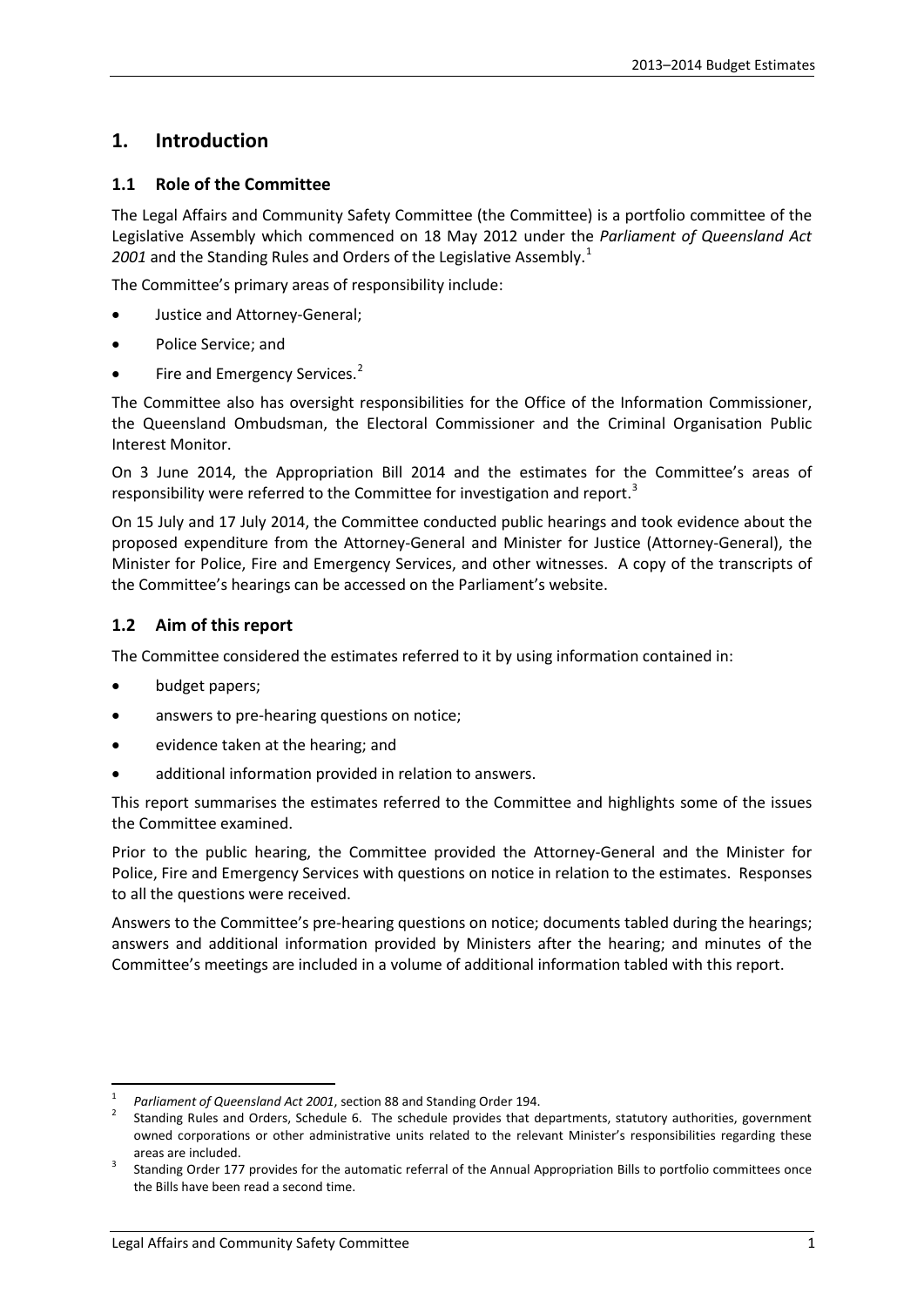# 1. Introduction

## 1.1 Role of the Committee

The Legal Affairs and Community Safety Committee (the Committee) is a portfolio committee of the Legislative Assembly which commenced on 18 May 2012 under the *Parliament of Queensland Act 2001* and the Standing Rules and Orders of the Legislative Assembly.[1]

The Committee's primary areas of responsibility include:

- Justice and Attorney-General;
- Police Service; and
- Fire and Emergency Services.[2]

The Committee also has oversight responsibilities for the Office of the Information Commissioner, the Queensland Ombudsman, the Electoral Commissioner and the Criminal Organisation Public Interest Monitor.

On 3 June 2014, the Appropriation Bill 2014 and the estimates for the Committee's areas of responsibility were referred to the Committee for investigation and report.[3]

On 15 July and 17 July 2014, the Committee conducted public hearings and took evidence about the proposed expenditure from the Attorney-General and Minister for Justice (Attorney-General), the Minister for Police, Fire and Emergency Services, and other witnesses. A copy of the transcripts of the Committee's hearings can be accessed on the Parliament's website.

## 1.2 Aim of this report

The Committee considered the estimates referred to it by using information contained in:

- budget papers;
- answers to pre-hearing questions on notice;
- evidence taken at the hearing; and
- additional information provided in relation to answers.

This report summarises the estimates referred to the Committee and highlights some of the issues the Committee examined.

Prior to the public hearing, the Committee provided the Attorney-General and the Minister for Police, Fire and Emergency Services with questions on notice in relation to the estimates. Responses to all the questions were received.

Answers to the Committee's pre-hearing questions on notice; documents tabled during the hearings; answers and additional information provided by Ministers after the hearing; and minutes of the Committee's meetings are included in a volume of additional information tabled with this report.

---

[1] *Parliament of Queensland Act 2001*, section 88 and Standing Order 194.

[2] Standing Rules and Orders, Schedule 6. The schedule provides that departments, statutory authorities, government owned corporations or other administrative units related to the relevant Minister's responsibilities regarding these areas are included.

[3] Standing Order 177 provides for the automatic referral of the Annual Appropriation Bills to portfolio committees once the Bills have been read a second time.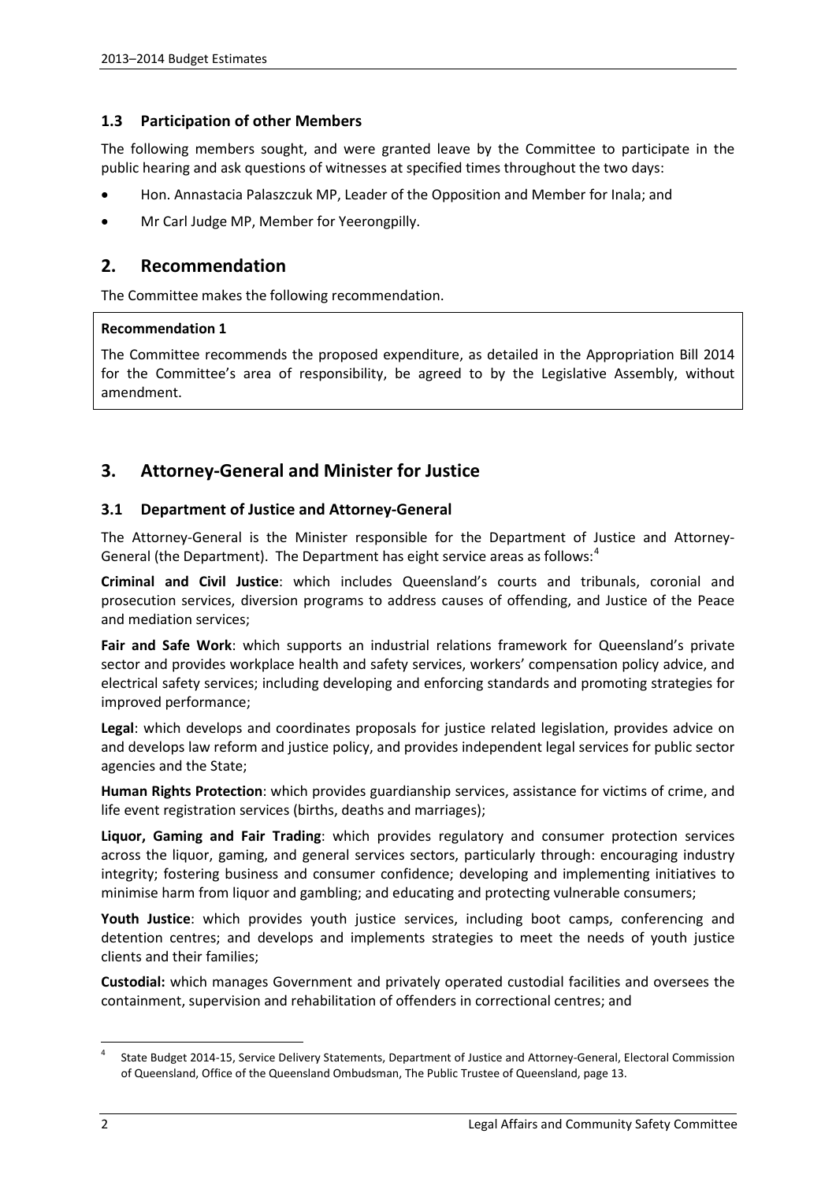### 1.3 Participation of other Members

The following members sought, and were granted leave by the Committee to participate in the public hearing and ask questions of witnesses at specified times throughout the two days:

- Hon. Annastacia Palaszczuk MP, Leader of the Opposition and Member for Inala; and
- Mr Carl Judge MP, Member for Yeerongpilly.

## 2. Recommendation

The Committee makes the following recommendation.

**Recommendation 1**

The Committee recommends the proposed expenditure, as detailed in the Appropriation Bill 2014 for the Committee's area of responsibility, be agreed to by the Legislative Assembly, without amendment.

## 3. Attorney-General and Minister for Justice

### 3.1 Department of Justice and Attorney-General

The Attorney-General is the Minister responsible for the Department of Justice and Attorney-General (the Department). The Department has eight service areas as follows:[4]

**Criminal and Civil Justice**: which includes Queensland's courts and tribunals, coronial and prosecution services, diversion programs to address causes of offending, and Justice of the Peace and mediation services;

**Fair and Safe Work**: which supports an industrial relations framework for Queensland's private sector and provides workplace health and safety services, workers' compensation policy advice, and electrical safety services; including developing and enforcing standards and promoting strategies for improved performance;

**Legal**: which develops and coordinates proposals for justice related legislation, provides advice on and develops law reform and justice policy, and provides independent legal services for public sector agencies and the State;

**Human Rights Protection**: which provides guardianship services, assistance for victims of crime, and life event registration services (births, deaths and marriages);

**Liquor, Gaming and Fair Trading**: which provides regulatory and consumer protection services across the liquor, gaming, and general services sectors, particularly through: encouraging industry integrity; fostering business and consumer confidence; developing and implementing initiatives to minimise harm from liquor and gambling; and educating and protecting vulnerable consumers;

**Youth Justice**: which provides youth justice services, including boot camps, conferencing and detention centres; and develops and implements strategies to meet the needs of youth justice clients and their families;

**Custodial:** which manages Government and privately operated custodial facilities and oversees the containment, supervision and rehabilitation of offenders in correctional centres; and

---

[4] State Budget 2014-15, Service Delivery Statements, Department of Justice and Attorney-General, Electoral Commission of Queensland, Office of the Queensland Ombudsman, The Public Trustee of Queensland, page 13.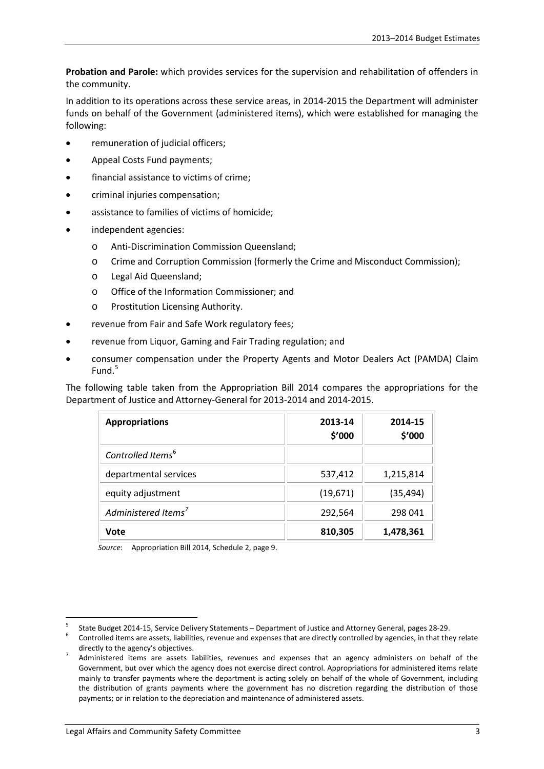**Probation and Parole:** which provides services for the supervision and rehabilitation of offenders in the community.

In addition to its operations across these service areas, in 2014-2015 the Department will administer funds on behalf of the Government (administered items), which were established for managing the following:

- remuneration of judicial officers;
- Appeal Costs Fund payments;
- financial assistance to victims of crime;
- criminal injuries compensation;
- assistance to families of victims of homicide;
- independent agencies:
  - Anti-Discrimination Commission Queensland;
  - Crime and Corruption Commission (formerly the Crime and Misconduct Commission);
  - Legal Aid Queensland;
  - Office of the Information Commissioner; and
  - Prostitution Licensing Authority.
- revenue from Fair and Safe Work regulatory fees;
- revenue from Liquor, Gaming and Fair Trading regulation; and
- consumer compensation under the Property Agents and Motor Dealers Act (PAMDA) Claim Fund.[5]

The following table taken from the Appropriation Bill 2014 compares the appropriations for the Department of Justice and Attorney-General for 2013-2014 and 2014-2015.

| **Appropriations** | **2013-14 $'000** | **2014-15 $'000** |
|---|---|---|
| *Controlled Items*[6] | | |
| departmental services | 537,412 | 1,215,814 |
| equity adjustment | (19,671) | (35,494) |
| *Administered Items*[7] | 292,564 | 298 041 |
| **Vote** | **810,305** | **1,478,361** |

*Source*: Appropriation Bill 2014, Schedule 2, page 9.

---

[5] State Budget 2014-15, Service Delivery Statements – Department of Justice and Attorney General, pages 28-29.

[6] Controlled items are assets, liabilities, revenue and expenses that are directly controlled by agencies, in that they relate directly to the agency's objectives.

[7] Administered items are assets liabilities, revenues and expenses that an agency administers on behalf of the Government, but over which the agency does not exercise direct control. Appropriations for administered items relate mainly to transfer payments where the department is acting solely on behalf of the whole of Government, including the distribution of grants payments where the government has no discretion regarding the distribution of those payments; or in relation to the depreciation and maintenance of administered assets.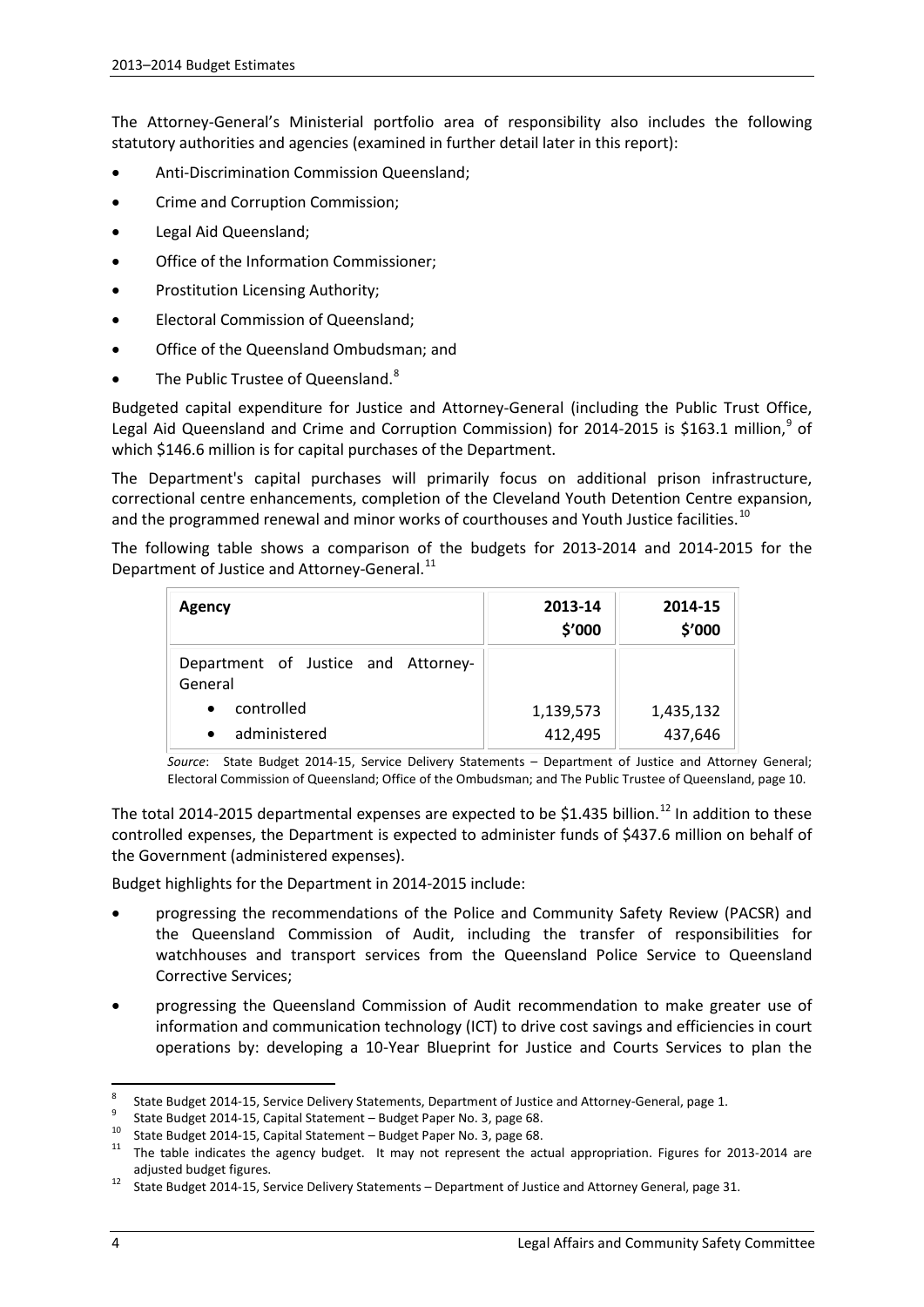The Attorney-General's Ministerial portfolio area of responsibility also includes the following statutory authorities and agencies (examined in further detail later in this report):

- Anti-Discrimination Commission Queensland;
- Crime and Corruption Commission;
- Legal Aid Queensland;
- Office of the Information Commissioner;
- Prostitution Licensing Authority;
- Electoral Commission of Queensland;
- Office of the Queensland Ombudsman; and
- The Public Trustee of Queensland.[8]

Budgeted capital expenditure for Justice and Attorney-General (including the Public Trust Office, Legal Aid Queensland and Crime and Corruption Commission) for 2014-2015 is $163.1 million,[9] of which $146.6 million is for capital purchases of the Department.

The Department's capital purchases will primarily focus on additional prison infrastructure, correctional centre enhancements, completion of the Cleveland Youth Detention Centre expansion, and the programmed renewal and minor works of courthouses and Youth Justice facilities.[10]

The following table shows a comparison of the budgets for 2013-2014 and 2014-2015 for the Department of Justice and Attorney-General.[11]

| Agency | 2013-14 $'000 | 2014-15 $'000 |
|---|---|---|
| Department of Justice and Attorney-General | | |
| • controlled | 1,139,573 | 1,435,132 |
| • administered | 412,495 | 437,646 |

*Source*: State Budget 2014-15, Service Delivery Statements – Department of Justice and Attorney General; Electoral Commission of Queensland; Office of the Ombudsman; and The Public Trustee of Queensland, page 10.

The total 2014-2015 departmental expenses are expected to be $1.435 billion.[12] In addition to these controlled expenses, the Department is expected to administer funds of $437.6 million on behalf of the Government (administered expenses).

Budget highlights for the Department in 2014-2015 include:

- progressing the recommendations of the Police and Community Safety Review (PACSR) and the Queensland Commission of Audit, including the transfer of responsibilities for watchhouses and transport services from the Queensland Police Service to Queensland Corrective Services;
- progressing the Queensland Commission of Audit recommendation to make greater use of information and communication technology (ICT) to drive cost savings and efficiencies in court operations by: developing a 10-Year Blueprint for Justice and Courts Services to plan the

---

[8] State Budget 2014-15, Service Delivery Statements, Department of Justice and Attorney-General, page 1.

[9] State Budget 2014-15, Capital Statement – Budget Paper No. 3, page 68.

[10] State Budget 2014-15, Capital Statement – Budget Paper No. 3, page 68.

[11] The table indicates the agency budget. It may not represent the actual appropriation. Figures for 2013-2014 are adjusted budget figures.

[12] State Budget 2014-15, Service Delivery Statements – Department of Justice and Attorney General, page 31.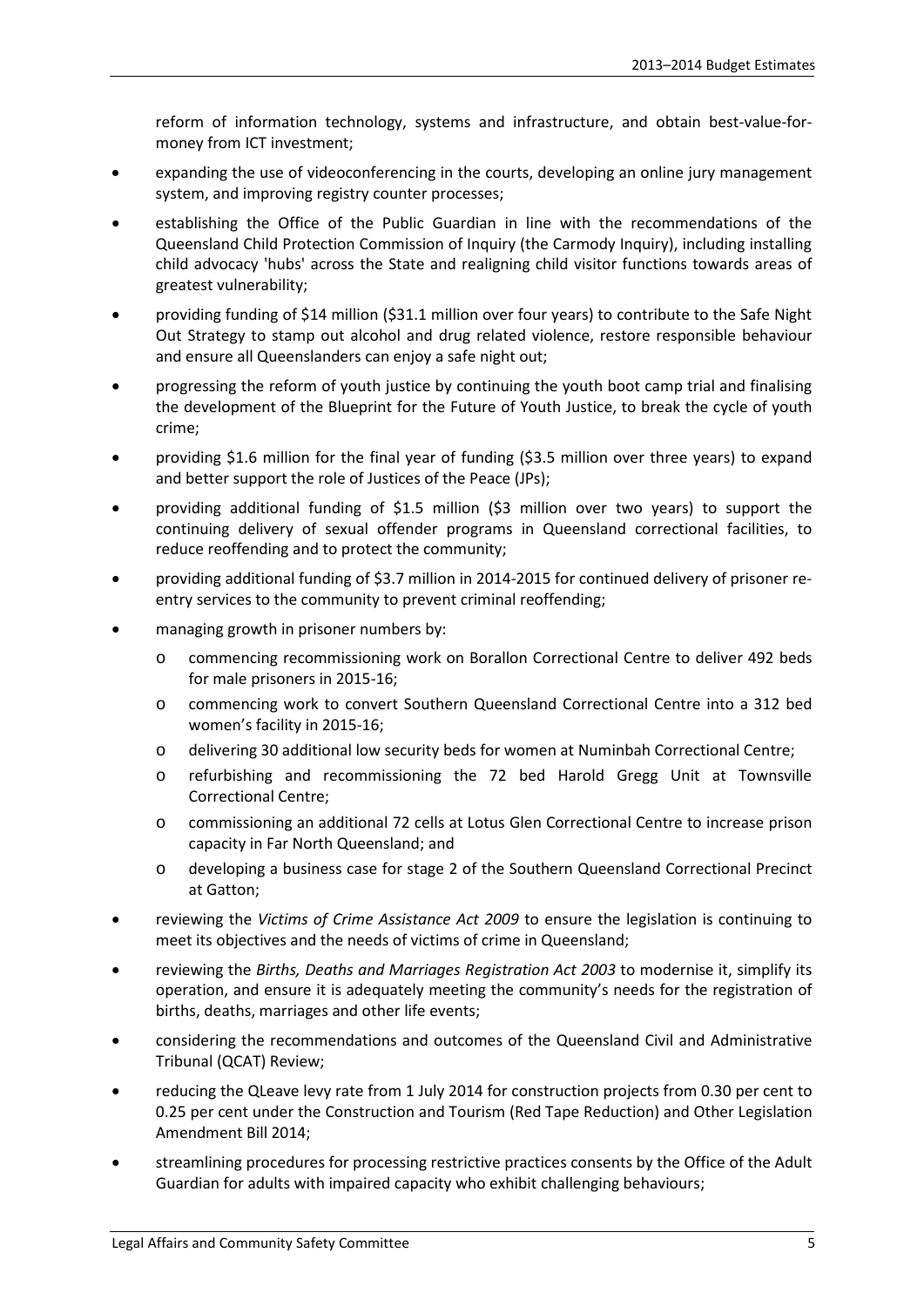reform of information technology, systems and infrastructure, and obtain best-value-for-money from ICT investment;

- expanding the use of videoconferencing in the courts, developing an online jury management system, and improving registry counter processes;
- establishing the Office of the Public Guardian in line with the recommendations of the Queensland Child Protection Commission of Inquiry (the Carmody Inquiry), including installing child advocacy 'hubs' across the State and realigning child visitor functions towards areas of greatest vulnerability;
- providing funding of $14 million ($31.1 million over four years) to contribute to the Safe Night Out Strategy to stamp out alcohol and drug related violence, restore responsible behaviour and ensure all Queenslanders can enjoy a safe night out;
- progressing the reform of youth justice by continuing the youth boot camp trial and finalising the development of the Blueprint for the Future of Youth Justice, to break the cycle of youth crime;
- providing $1.6 million for the final year of funding ($3.5 million over three years) to expand and better support the role of Justices of the Peace (JPs);
- providing additional funding of $1.5 million ($3 million over two years) to support the continuing delivery of sexual offender programs in Queensland correctional facilities, to reduce reoffending and to protect the community;
- providing additional funding of $3.7 million in 2014-2015 for continued delivery of prisoner re-entry services to the community to prevent criminal reoffending;
- managing growth in prisoner numbers by:
  - commencing recommissioning work on Borallon Correctional Centre to deliver 492 beds for male prisoners in 2015-16;
  - commencing work to convert Southern Queensland Correctional Centre into a 312 bed women's facility in 2015-16;
  - delivering 30 additional low security beds for women at Numinbah Correctional Centre;
  - refurbishing and recommissioning the 72 bed Harold Gregg Unit at Townsville Correctional Centre;
  - commissioning an additional 72 cells at Lotus Glen Correctional Centre to increase prison capacity in Far North Queensland; and
  - developing a business case for stage 2 of the Southern Queensland Correctional Precinct at Gatton;
- reviewing the *Victims of Crime Assistance Act 2009* to ensure the legislation is continuing to meet its objectives and the needs of victims of crime in Queensland;
- reviewing the *Births, Deaths and Marriages Registration Act 2003* to modernise it, simplify its operation, and ensure it is adequately meeting the community's needs for the registration of births, deaths, marriages and other life events;
- considering the recommendations and outcomes of the Queensland Civil and Administrative Tribunal (QCAT) Review;
- reducing the QLeave levy rate from 1 July 2014 for construction projects from 0.30 per cent to 0.25 per cent under the Construction and Tourism (Red Tape Reduction) and Other Legislation Amendment Bill 2014;
- streamlining procedures for processing restrictive practices consents by the Office of the Adult Guardian for adults with impaired capacity who exhibit challenging behaviours;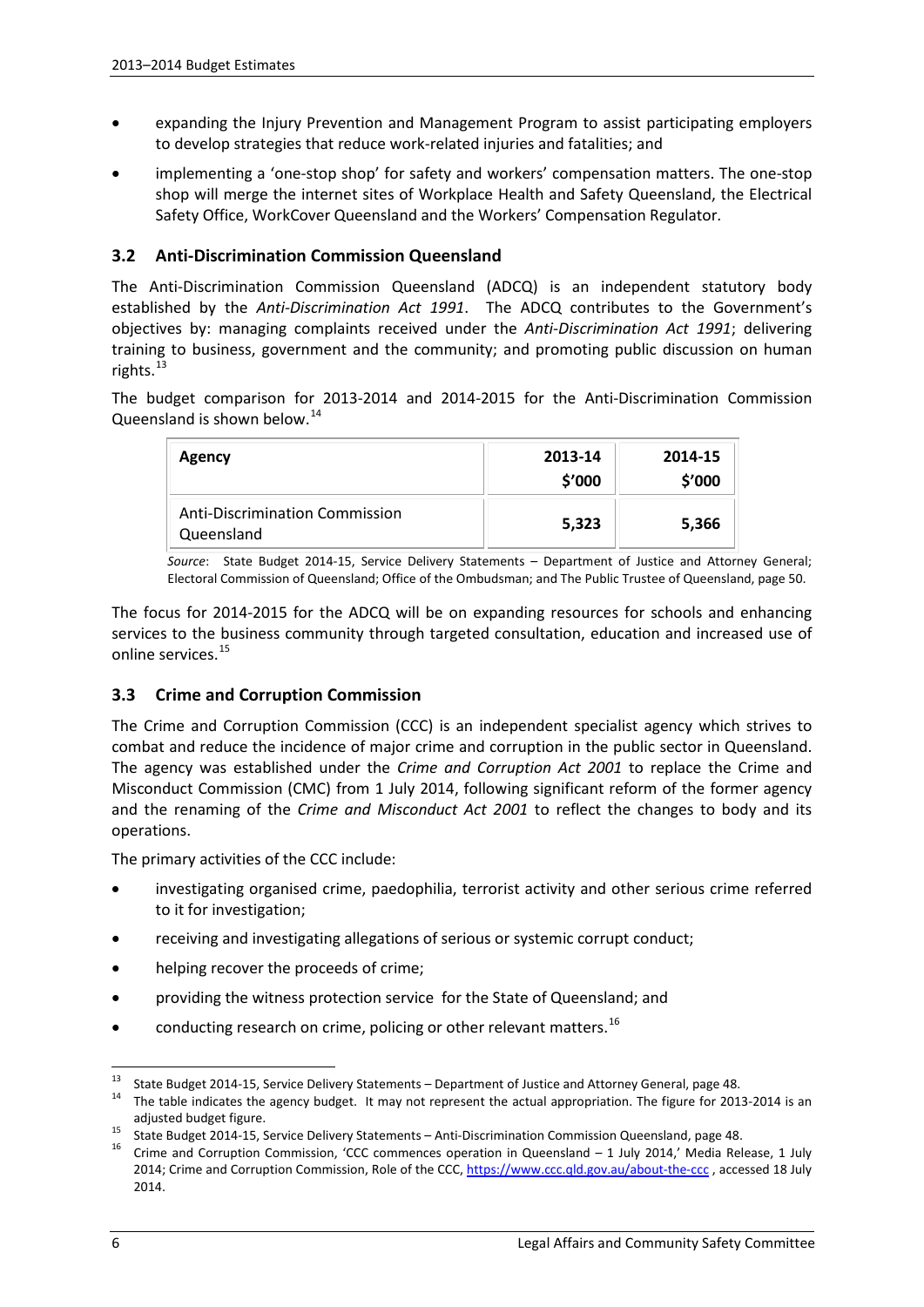- expanding the Injury Prevention and Management Program to assist participating employers to develop strategies that reduce work-related injuries and fatalities; and
- implementing a 'one-stop shop' for safety and workers' compensation matters. The one-stop shop will merge the internet sites of Workplace Health and Safety Queensland, the Electrical Safety Office, WorkCover Queensland and the Workers' Compensation Regulator.

### 3.2 Anti-Discrimination Commission Queensland

The Anti-Discrimination Commission Queensland (ADCQ) is an independent statutory body established by the *Anti-Discrimination Act 1991*. The ADCQ contributes to the Government's objectives by: managing complaints received under the *Anti-Discrimination Act 1991*; delivering training to business, government and the community; and promoting public discussion on human rights.[13]

The budget comparison for 2013-2014 and 2014-2015 for the Anti-Discrimination Commission Queensland is shown below.[14]

| Agency | 2013-14 $'000 | 2014-15 $'000 |
|---|---|---|
| Anti-Discrimination Commission Queensland | 5,323 | 5,366 |

*Source*: State Budget 2014-15, Service Delivery Statements – Department of Justice and Attorney General; Electoral Commission of Queensland; Office of the Ombudsman; and The Public Trustee of Queensland, page 50.

The focus for 2014-2015 for the ADCQ will be on expanding resources for schools and enhancing services to the business community through targeted consultation, education and increased use of online services.[15]

### 3.3 Crime and Corruption Commission

The Crime and Corruption Commission (CCC) is an independent specialist agency which strives to combat and reduce the incidence of major crime and corruption in the public sector in Queensland. The agency was established under the *Crime and Corruption Act 2001* to replace the Crime and Misconduct Commission (CMC) from 1 July 2014, following significant reform of the former agency and the renaming of the *Crime and Misconduct Act 2001* to reflect the changes to body and its operations.

The primary activities of the CCC include:

- investigating organised crime, paedophilia, terrorist activity and other serious crime referred to it for investigation;
- receiving and investigating allegations of serious or systemic corrupt conduct;
- helping recover the proceeds of crime;
- providing the witness protection service for the State of Queensland; and
- conducting research on crime, policing or other relevant matters.[16]

---

[13] State Budget 2014-15, Service Delivery Statements – Department of Justice and Attorney General, page 48.

[14] The table indicates the agency budget. It may not represent the actual appropriation. The figure for 2013-2014 is an adjusted budget figure.

[15] State Budget 2014-15, Service Delivery Statements – Anti-Discrimination Commission Queensland, page 48.

[16] Crime and Corruption Commission, 'CCC commences operation in Queensland – 1 July 2014,' Media Release, 1 July 2014; Crime and Corruption Commission, Role of the CCC, https://www.ccc.qld.gov.au/about-the-ccc , accessed 18 July 2014.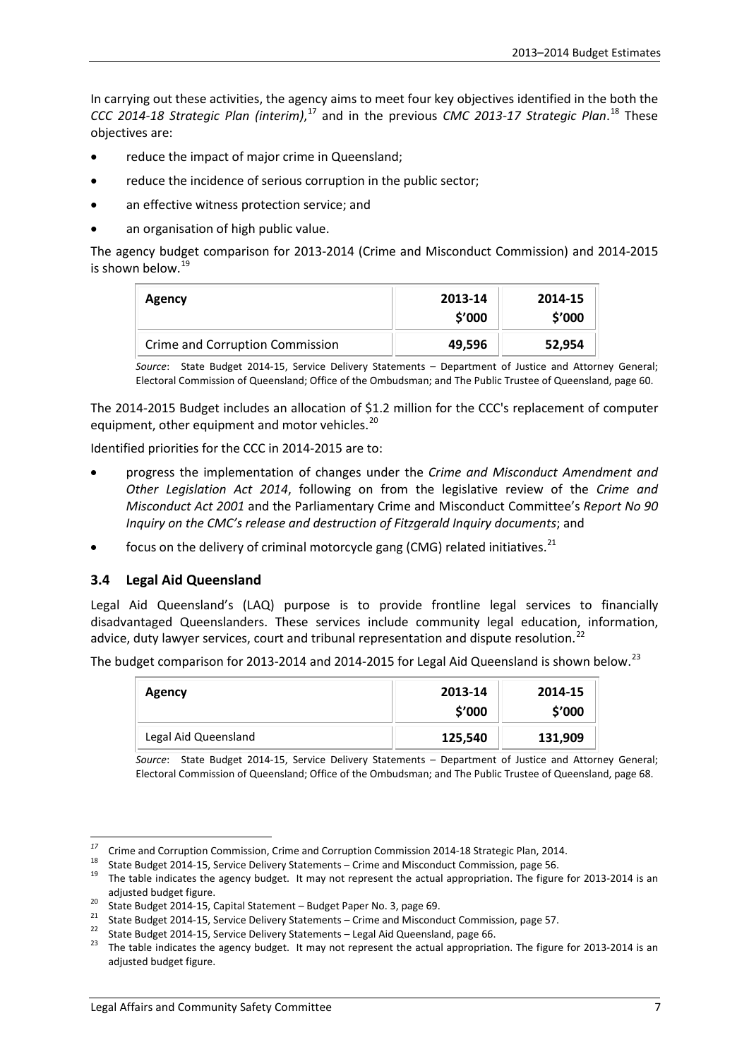In carrying out these activities, the agency aims to meet four key objectives identified in the both the *CCC 2014-18 Strategic Plan (interim)*,[17] and in the previous *CMC 2013-17 Strategic Plan*.[18] These objectives are:

- reduce the impact of major crime in Queensland;
- reduce the incidence of serious corruption in the public sector;
- an effective witness protection service; and
- an organisation of high public value.

The agency budget comparison for 2013-2014 (Crime and Misconduct Commission) and 2014-2015 is shown below.[19]

| Agency | 2013-14 $'000 | 2014-15 $'000 |
|---|---|---|
| Crime and Corruption Commission | **49,596** | **52,954** |

*Source*: State Budget 2014-15, Service Delivery Statements – Department of Justice and Attorney General; Electoral Commission of Queensland; Office of the Ombudsman; and The Public Trustee of Queensland, page 60.

The 2014-2015 Budget includes an allocation of $1.2 million for the CCC's replacement of computer equipment, other equipment and motor vehicles.[20]

Identified priorities for the CCC in 2014-2015 are to:

- progress the implementation of changes under the *Crime and Misconduct Amendment and Other Legislation Act 2014*, following on from the legislative review of the *Crime and Misconduct Act 2001* and the Parliamentary Crime and Misconduct Committee's *Report No 90 Inquiry on the CMC's release and destruction of Fitzgerald Inquiry documents*; and
- focus on the delivery of criminal motorcycle gang (CMG) related initiatives.[21]

### 3.4 Legal Aid Queensland

Legal Aid Queensland's (LAQ) purpose is to provide frontline legal services to financially disadvantaged Queenslanders. These services include community legal education, information, advice, duty lawyer services, court and tribunal representation and dispute resolution.[22]

The budget comparison for 2013-2014 and 2014-2015 for Legal Aid Queensland is shown below.[23]

| Agency | 2013-14 $'000 | 2014-15 $'000 |
|---|---|---|
| Legal Aid Queensland | **125,540** | **131,909** |

*Source*: State Budget 2014-15, Service Delivery Statements – Department of Justice and Attorney General; Electoral Commission of Queensland; Office of the Ombudsman; and The Public Trustee of Queensland, page 68.

---

[17] Crime and Corruption Commission, Crime and Corruption Commission 2014-18 Strategic Plan, 2014.

[18] State Budget 2014-15, Service Delivery Statements – Crime and Misconduct Commission, page 56.

[19] The table indicates the agency budget. It may not represent the actual appropriation. The figure for 2013-2014 is an adjusted budget figure.

[20] State Budget 2014-15, Capital Statement – Budget Paper No. 3, page 69.

[21] State Budget 2014-15, Service Delivery Statements – Crime and Misconduct Commission, page 57.

[22] State Budget 2014-15, Service Delivery Statements – Legal Aid Queensland, page 66.

[23] The table indicates the agency budget. It may not represent the actual appropriation. The figure for 2013-2014 is an adjusted budget figure.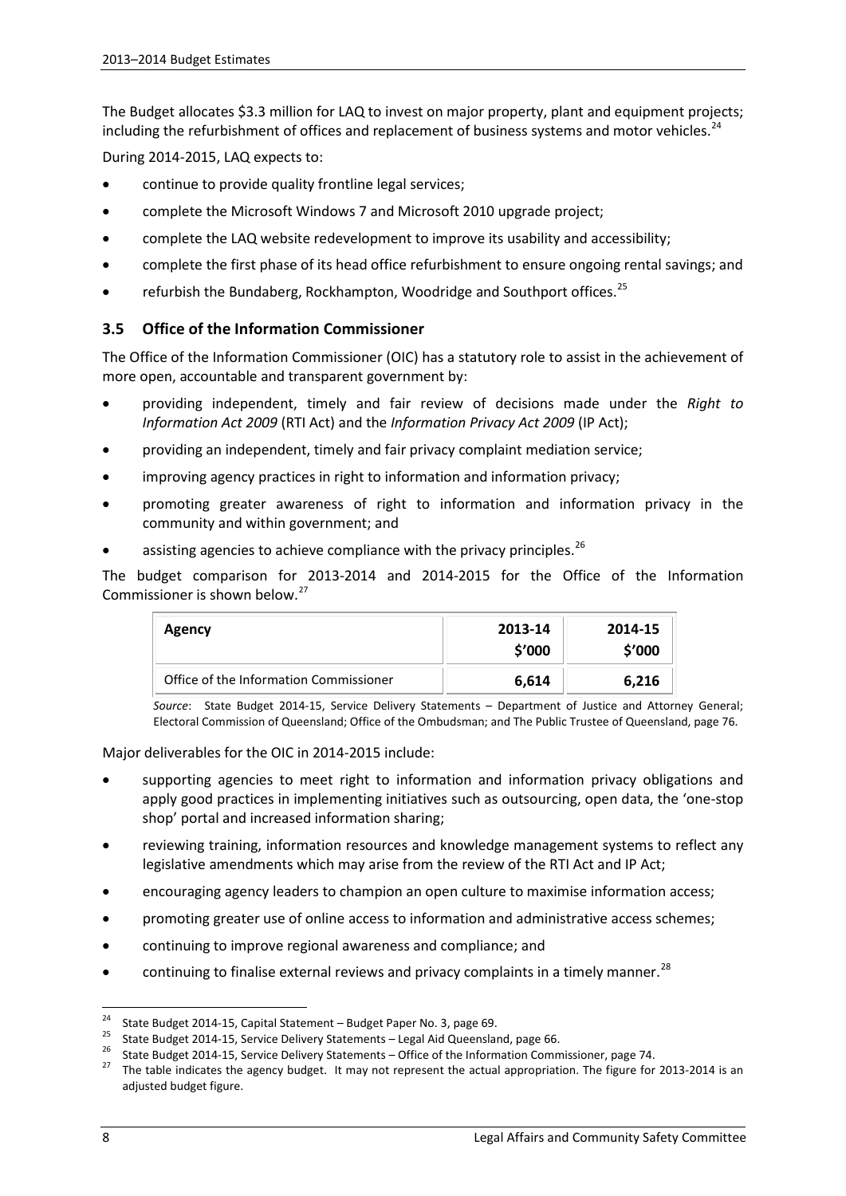The Budget allocates $3.3 million for LAQ to invest on major property, plant and equipment projects; including the refurbishment of offices and replacement of business systems and motor vehicles.[24]

During 2014-2015, LAQ expects to:

- continue to provide quality frontline legal services;
- complete the Microsoft Windows 7 and Microsoft 2010 upgrade project;
- complete the LAQ website redevelopment to improve its usability and accessibility;
- complete the first phase of its head office refurbishment to ensure ongoing rental savings; and
- refurbish the Bundaberg, Rockhampton, Woodridge and Southport offices.[25]

### 3.5 Office of the Information Commissioner

The Office of the Information Commissioner (OIC) has a statutory role to assist in the achievement of more open, accountable and transparent government by:

- providing independent, timely and fair review of decisions made under the *Right to Information Act 2009* (RTI Act) and the *Information Privacy Act 2009* (IP Act);
- providing an independent, timely and fair privacy complaint mediation service;
- improving agency practices in right to information and information privacy;
- promoting greater awareness of right to information and information privacy in the community and within government; and
- assisting agencies to achieve compliance with the privacy principles.[26]

The budget comparison for 2013-2014 and 2014-2015 for the Office of the Information Commissioner is shown below.[27]

| Agency | 2013-14 $'000 | 2014-15 $'000 |
|---|---|---|
| Office of the Information Commissioner | 6,614 | 6,216 |

*Source*: State Budget 2014-15, Service Delivery Statements – Department of Justice and Attorney General; Electoral Commission of Queensland; Office of the Ombudsman; and The Public Trustee of Queensland, page 76.

Major deliverables for the OIC in 2014-2015 include:

- supporting agencies to meet right to information and information privacy obligations and apply good practices in implementing initiatives such as outsourcing, open data, the 'one-stop shop' portal and increased information sharing;
- reviewing training, information resources and knowledge management systems to reflect any legislative amendments which may arise from the review of the RTI Act and IP Act;
- encouraging agency leaders to champion an open culture to maximise information access;
- promoting greater use of online access to information and administrative access schemes;
- continuing to improve regional awareness and compliance; and
- continuing to finalise external reviews and privacy complaints in a timely manner.[28]

---

[24] State Budget 2014-15, Capital Statement – Budget Paper No. 3, page 69.

[25] State Budget 2014-15, Service Delivery Statements – Legal Aid Queensland, page 66.

[26] State Budget 2014-15, Service Delivery Statements – Office of the Information Commissioner, page 74.

[27] The table indicates the agency budget. It may not represent the actual appropriation. The figure for 2013-2014 is an adjusted budget figure.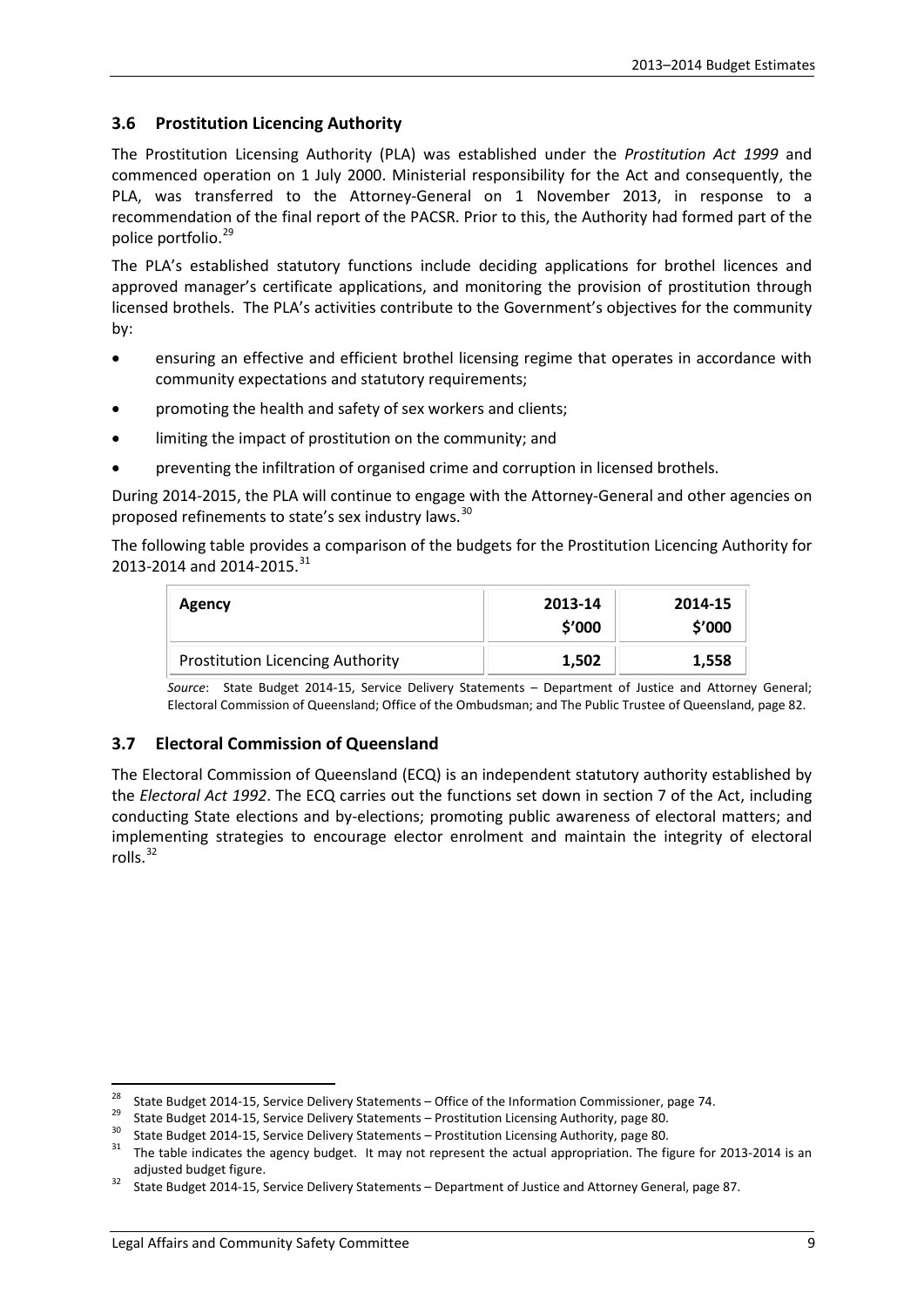## 3.6 Prostitution Licencing Authority

The Prostitution Licensing Authority (PLA) was established under the *Prostitution Act 1999* and commenced operation on 1 July 2000. Ministerial responsibility for the Act and consequently, the PLA, was transferred to the Attorney-General on 1 November 2013, in response to a recommendation of the final report of the PACSR. Prior to this, the Authority had formed part of the police portfolio.[29]

The PLA's established statutory functions include deciding applications for brothel licences and approved manager's certificate applications, and monitoring the provision of prostitution through licensed brothels. The PLA's activities contribute to the Government's objectives for the community by:

- ensuring an effective and efficient brothel licensing regime that operates in accordance with community expectations and statutory requirements;
- promoting the health and safety of sex workers and clients;
- limiting the impact of prostitution on the community; and
- preventing the infiltration of organised crime and corruption in licensed brothels.

During 2014-2015, the PLA will continue to engage with the Attorney-General and other agencies on proposed refinements to state's sex industry laws.[30]

The following table provides a comparison of the budgets for the Prostitution Licencing Authority for 2013-2014 and 2014-2015.[31]

| Agency | 2013-14 $'000 | 2014-15 $'000 |
|---|---|---|
| Prostitution Licencing Authority | **1,502** | **1,558** |

*Source*: State Budget 2014-15, Service Delivery Statements – Department of Justice and Attorney General; Electoral Commission of Queensland; Office of the Ombudsman; and The Public Trustee of Queensland, page 82.

## 3.7 Electoral Commission of Queensland

The Electoral Commission of Queensland (ECQ) is an independent statutory authority established by the *Electoral Act 1992*. The ECQ carries out the functions set down in section 7 of the Act, including conducting State elections and by-elections; promoting public awareness of electoral matters; and implementing strategies to encourage elector enrolment and maintain the integrity of electoral rolls.[32]

---

[28] State Budget 2014-15, Service Delivery Statements – Office of the Information Commissioner, page 74.

[29] State Budget 2014-15, Service Delivery Statements – Prostitution Licensing Authority, page 80.

[30] State Budget 2014-15, Service Delivery Statements – Prostitution Licensing Authority, page 80.

[31] The table indicates the agency budget. It may not represent the actual appropriation. The figure for 2013-2014 is an adjusted budget figure.

[32] State Budget 2014-15, Service Delivery Statements – Department of Justice and Attorney General, page 87.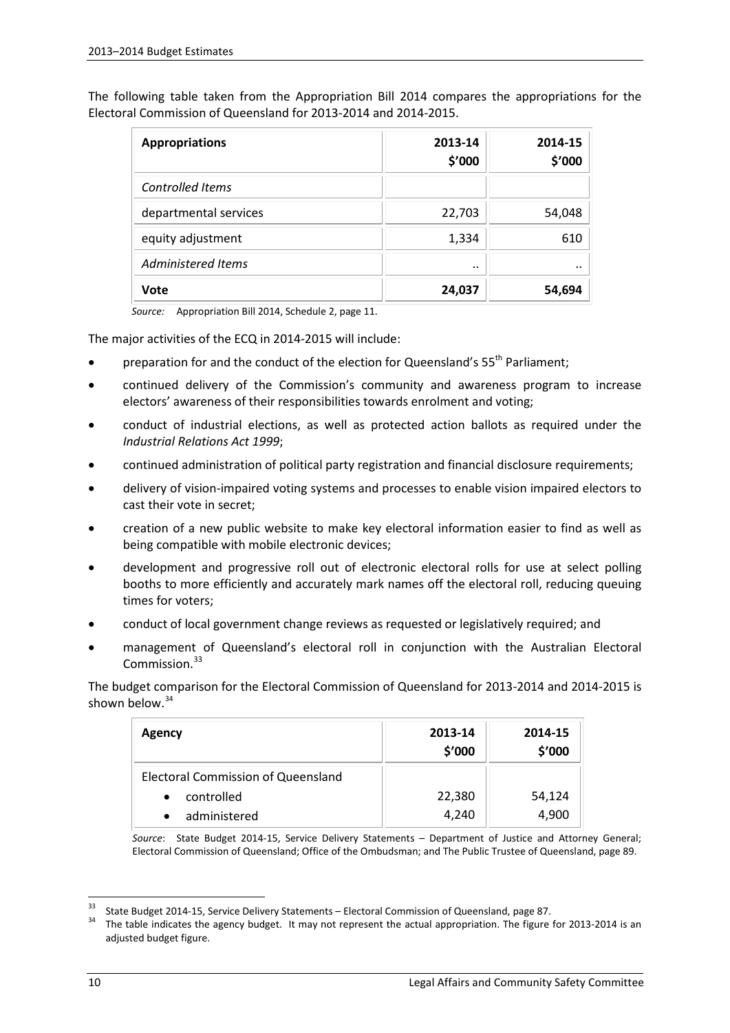The following table taken from the Appropriation Bill 2014 compares the appropriations for the Electoral Commission of Queensland for 2013-2014 and 2014-2015.

| **Appropriations** | **2013-14 $'000** | **2014-15 $'000** |
|---|---|---|
| *Controlled Items* | | |
| departmental services | 22,703 | 54,048 |
| equity adjustment | 1,334 | 610 |
| *Administered Items* | .. | .. |
| **Vote** | **24,037** | **54,694** |

*Source:* Appropriation Bill 2014, Schedule 2, page 11.

The major activities of the ECQ in 2014-2015 will include:

- preparation for and the conduct of the election for Queensland's 55th Parliament;
- continued delivery of the Commission's community and awareness program to increase electors' awareness of their responsibilities towards enrolment and voting;
- conduct of industrial elections, as well as protected action ballots as required under the *Industrial Relations Act 1999*;
- continued administration of political party registration and financial disclosure requirements;
- delivery of vision-impaired voting systems and processes to enable vision impaired electors to cast their vote in secret;
- creation of a new public website to make key electoral information easier to find as well as being compatible with mobile electronic devices;
- development and progressive roll out of electronic electoral rolls for use at select polling booths to more efficiently and accurately mark names off the electoral roll, reducing queuing times for voters;
- conduct of local government change reviews as requested or legislatively required; and
- management of Queensland's electoral roll in conjunction with the Australian Electoral Commission.[33]

The budget comparison for the Electoral Commission of Queensland for 2013-2014 and 2014-2015 is shown below.[34]

| **Agency** | **2013-14 $'000** | **2014-15 $'000** |
|---|---|---|
| Electoral Commission of Queensland | | |
| • controlled | 22,380 | 54,124 |
| • administered | 4,240 | 4,900 |

*Source*: State Budget 2014-15, Service Delivery Statements – Department of Justice and Attorney General; Electoral Commission of Queensland; Office of the Ombudsman; and The Public Trustee of Queensland, page 89.

[33] State Budget 2014-15, Service Delivery Statements – Electoral Commission of Queensland, page 87.

[34] The table indicates the agency budget. It may not represent the actual appropriation. The figure for 2013-2014 is an adjusted budget figure.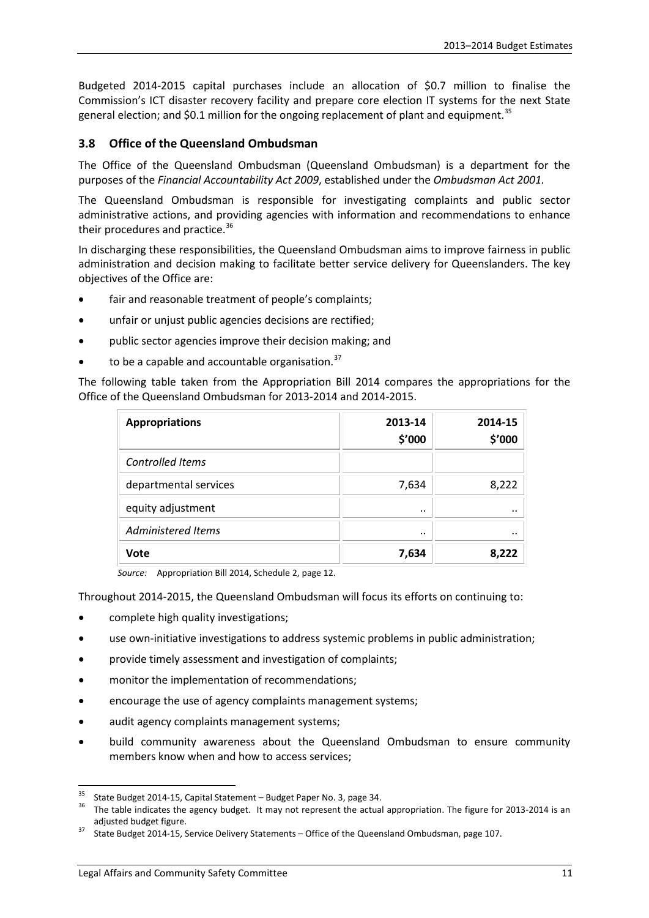Budgeted 2014-2015 capital purchases include an allocation of $0.7 million to finalise the Commission's ICT disaster recovery facility and prepare core election IT systems for the next State general election; and $0.1 million for the ongoing replacement of plant and equipment.[35]

### 3.8 Office of the Queensland Ombudsman

The Office of the Queensland Ombudsman (Queensland Ombudsman) is a department for the purposes of the *Financial Accountability Act 2009*, established under the *Ombudsman Act 2001*.

The Queensland Ombudsman is responsible for investigating complaints and public sector administrative actions, and providing agencies with information and recommendations to enhance their procedures and practice.[36]

In discharging these responsibilities, the Queensland Ombudsman aims to improve fairness in public administration and decision making to facilitate better service delivery for Queenslanders. The key objectives of the Office are:

- fair and reasonable treatment of people's complaints;
- unfair or unjust public agencies decisions are rectified;
- public sector agencies improve their decision making; and
- to be a capable and accountable organisation.[37]

The following table taken from the Appropriation Bill 2014 compares the appropriations for the Office of the Queensland Ombudsman for 2013-2014 and 2014-2015.

| **Appropriations** | **2013-14 $'000** | **2014-15 $'000** |
|---|---|---|
| *Controlled Items* | | |
| departmental services | 7,634 | 8,222 |
| equity adjustment | .. | .. |
| *Administered Items* | .. | .. |
| **Vote** | **7,634** | **8,222** |

*Source:* Appropriation Bill 2014, Schedule 2, page 12.

Throughout 2014-2015, the Queensland Ombudsman will focus its efforts on continuing to:

- complete high quality investigations;
- use own-initiative investigations to address systemic problems in public administration;
- provide timely assessment and investigation of complaints;
- monitor the implementation of recommendations;
- encourage the use of agency complaints management systems;
- audit agency complaints management systems;
- build community awareness about the Queensland Ombudsman to ensure community members know when and how to access services;

---

[35] State Budget 2014-15, Capital Statement – Budget Paper No. 3, page 34.

[36] The table indicates the agency budget. It may not represent the actual appropriation. The figure for 2013-2014 is an adjusted budget figure.

[37] State Budget 2014-15, Service Delivery Statements – Office of the Queensland Ombudsman, page 107.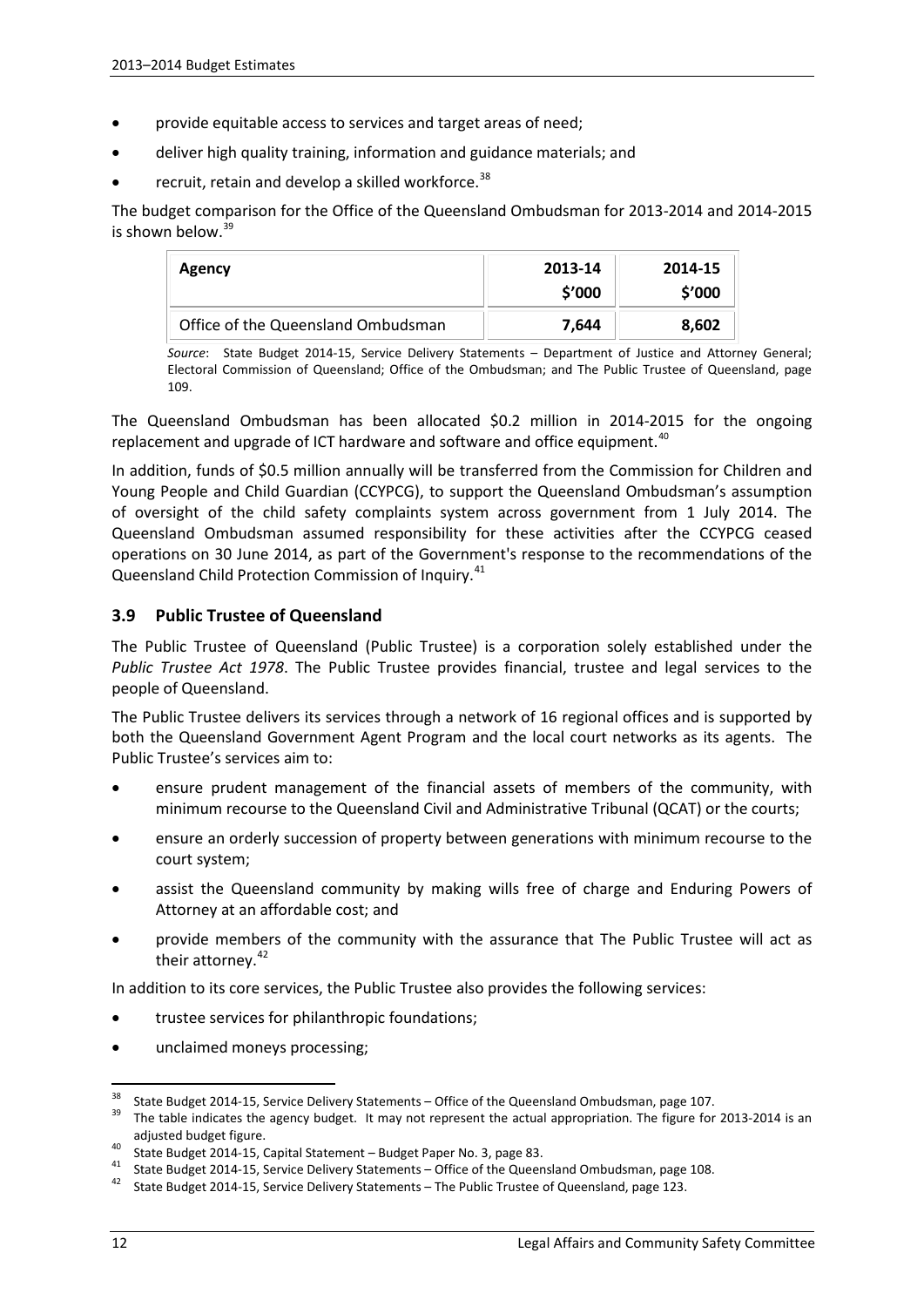- provide equitable access to services and target areas of need;
- deliver high quality training, information and guidance materials; and
- recruit, retain and develop a skilled workforce.[38]

The budget comparison for the Office of the Queensland Ombudsman for 2013-2014 and 2014-2015 is shown below.[39]

| Agency | 2013-14 $'000 | 2014-15 $'000 |
|---|---|---|
| Office of the Queensland Ombudsman | **7,644** | **8,602** |

*Source*: State Budget 2014-15, Service Delivery Statements – Department of Justice and Attorney General; Electoral Commission of Queensland; Office of the Ombudsman; and The Public Trustee of Queensland, page 109.

The Queensland Ombudsman has been allocated $0.2 million in 2014-2015 for the ongoing replacement and upgrade of ICT hardware and software and office equipment.[40]

In addition, funds of $0.5 million annually will be transferred from the Commission for Children and Young People and Child Guardian (CCYPCG), to support the Queensland Ombudsman's assumption of oversight of the child safety complaints system across government from 1 July 2014. The Queensland Ombudsman assumed responsibility for these activities after the CCYPCG ceased operations on 30 June 2014, as part of the Government's response to the recommendations of the Queensland Child Protection Commission of Inquiry.[41]

### 3.9 Public Trustee of Queensland

The Public Trustee of Queensland (Public Trustee) is a corporation solely established under the *Public Trustee Act 1978*. The Public Trustee provides financial, trustee and legal services to the people of Queensland.

The Public Trustee delivers its services through a network of 16 regional offices and is supported by both the Queensland Government Agent Program and the local court networks as its agents. The Public Trustee's services aim to:

- ensure prudent management of the financial assets of members of the community, with minimum recourse to the Queensland Civil and Administrative Tribunal (QCAT) or the courts;
- ensure an orderly succession of property between generations with minimum recourse to the court system;
- assist the Queensland community by making wills free of charge and Enduring Powers of Attorney at an affordable cost; and
- provide members of the community with the assurance that The Public Trustee will act as their attorney.[42]

In addition to its core services, the Public Trustee also provides the following services:

- trustee services for philanthropic foundations;
- unclaimed moneys processing;

---

[38] State Budget 2014-15, Service Delivery Statements – Office of the Queensland Ombudsman, page 107.

[39] The table indicates the agency budget. It may not represent the actual appropriation. The figure for 2013-2014 is an adjusted budget figure.

[40] State Budget 2014-15, Capital Statement – Budget Paper No. 3, page 83.

[41] State Budget 2014-15, Service Delivery Statements – Office of the Queensland Ombudsman, page 108.

[42] State Budget 2014-15, Service Delivery Statements – The Public Trustee of Queensland, page 123.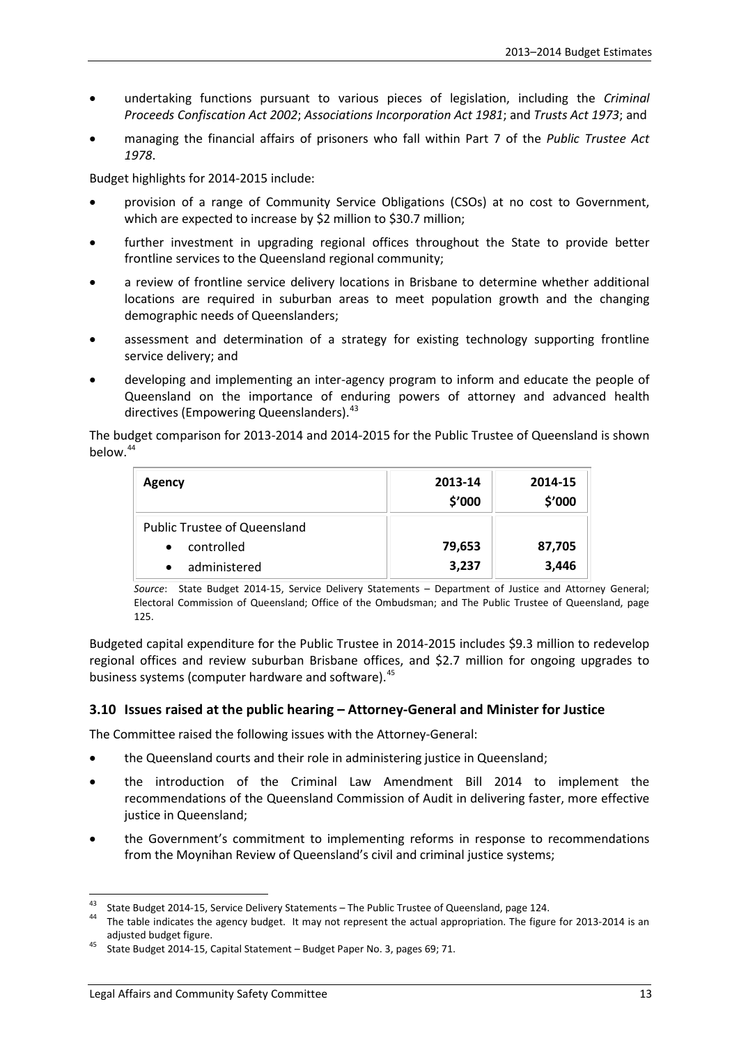- undertaking functions pursuant to various pieces of legislation, including the *Criminal Proceeds Confiscation Act 2002*; *Associations Incorporation Act 1981*; and *Trusts Act 1973*; and
- managing the financial affairs of prisoners who fall within Part 7 of the *Public Trustee Act 1978*.

Budget highlights for 2014-2015 include:

- provision of a range of Community Service Obligations (CSOs) at no cost to Government, which are expected to increase by $2 million to $30.7 million;
- further investment in upgrading regional offices throughout the State to provide better frontline services to the Queensland regional community;
- a review of frontline service delivery locations in Brisbane to determine whether additional locations are required in suburban areas to meet population growth and the changing demographic needs of Queenslanders;
- assessment and determination of a strategy for existing technology supporting frontline service delivery; and
- developing and implementing an inter-agency program to inform and educate the people of Queensland on the importance of enduring powers of attorney and advanced health directives (Empowering Queenslanders).[43]

The budget comparison for 2013-2014 and 2014-2015 for the Public Trustee of Queensland is shown below.[44]

| Agency | 2013-14 $'000 | 2014-15 $'000 |
|---|---|---|
| Public Trustee of Queensland | | |
| • controlled | **79,653** | **87,705** |
| • administered | **3,237** | **3,446** |

*Source*: State Budget 2014-15, Service Delivery Statements – Department of Justice and Attorney General; Electoral Commission of Queensland; Office of the Ombudsman; and The Public Trustee of Queensland, page 125.

Budgeted capital expenditure for the Public Trustee in 2014-2015 includes $9.3 million to redevelop regional offices and review suburban Brisbane offices, and $2.7 million for ongoing upgrades to business systems (computer hardware and software).[45]

### 3.10 Issues raised at the public hearing – Attorney-General and Minister for Justice

The Committee raised the following issues with the Attorney-General:

- the Queensland courts and their role in administering justice in Queensland;
- the introduction of the Criminal Law Amendment Bill 2014 to implement the recommendations of the Queensland Commission of Audit in delivering faster, more effective justice in Queensland;
- the Government's commitment to implementing reforms in response to recommendations from the Moynihan Review of Queensland's civil and criminal justice systems;

---

[43] State Budget 2014-15, Service Delivery Statements – The Public Trustee of Queensland, page 124.

[44] The table indicates the agency budget. It may not represent the actual appropriation. The figure for 2013-2014 is an adjusted budget figure.

[45] State Budget 2014-15, Capital Statement – Budget Paper No. 3, pages 69; 71.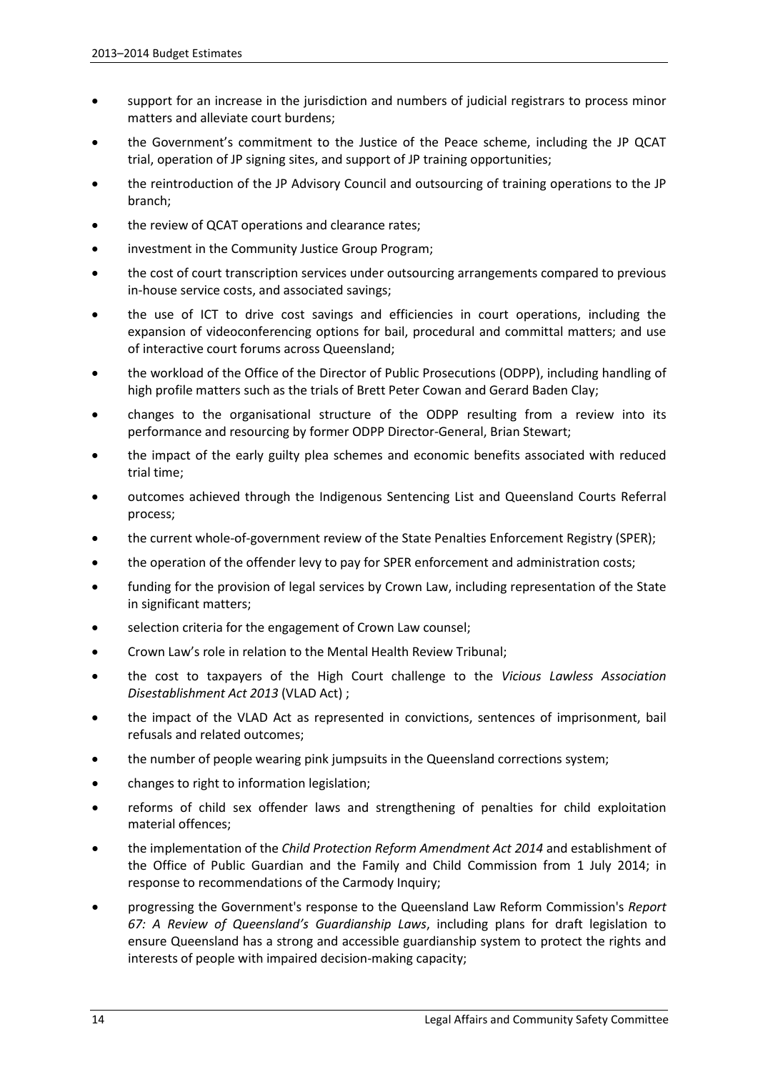- support for an increase in the jurisdiction and numbers of judicial registrars to process minor matters and alleviate court burdens;
- the Government's commitment to the Justice of the Peace scheme, including the JP QCAT trial, operation of JP signing sites, and support of JP training opportunities;
- the reintroduction of the JP Advisory Council and outsourcing of training operations to the JP branch;
- the review of QCAT operations and clearance rates;
- investment in the Community Justice Group Program;
- the cost of court transcription services under outsourcing arrangements compared to previous in-house service costs, and associated savings;
- the use of ICT to drive cost savings and efficiencies in court operations, including the expansion of videoconferencing options for bail, procedural and committal matters; and use of interactive court forums across Queensland;
- the workload of the Office of the Director of Public Prosecutions (ODPP), including handling of high profile matters such as the trials of Brett Peter Cowan and Gerard Baden Clay;
- changes to the organisational structure of the ODPP resulting from a review into its performance and resourcing by former ODPP Director-General, Brian Stewart;
- the impact of the early guilty plea schemes and economic benefits associated with reduced trial time;
- outcomes achieved through the Indigenous Sentencing List and Queensland Courts Referral process;
- the current whole-of-government review of the State Penalties Enforcement Registry (SPER);
- the operation of the offender levy to pay for SPER enforcement and administration costs;
- funding for the provision of legal services by Crown Law, including representation of the State in significant matters;
- selection criteria for the engagement of Crown Law counsel;
- Crown Law's role in relation to the Mental Health Review Tribunal;
- the cost to taxpayers of the High Court challenge to the *Vicious Lawless Association Disestablishment Act 2013* (VLAD Act) ;
- the impact of the VLAD Act as represented in convictions, sentences of imprisonment, bail refusals and related outcomes;
- the number of people wearing pink jumpsuits in the Queensland corrections system;
- changes to right to information legislation;
- reforms of child sex offender laws and strengthening of penalties for child exploitation material offences;
- the implementation of the *Child Protection Reform Amendment Act 2014* and establishment of the Office of Public Guardian and the Family and Child Commission from 1 July 2014; in response to recommendations of the Carmody Inquiry;
- progressing the Government's response to the Queensland Law Reform Commission's *Report 67: A Review of Queensland's Guardianship Laws*, including plans for draft legislation to ensure Queensland has a strong and accessible guardianship system to protect the rights and interests of people with impaired decision-making capacity;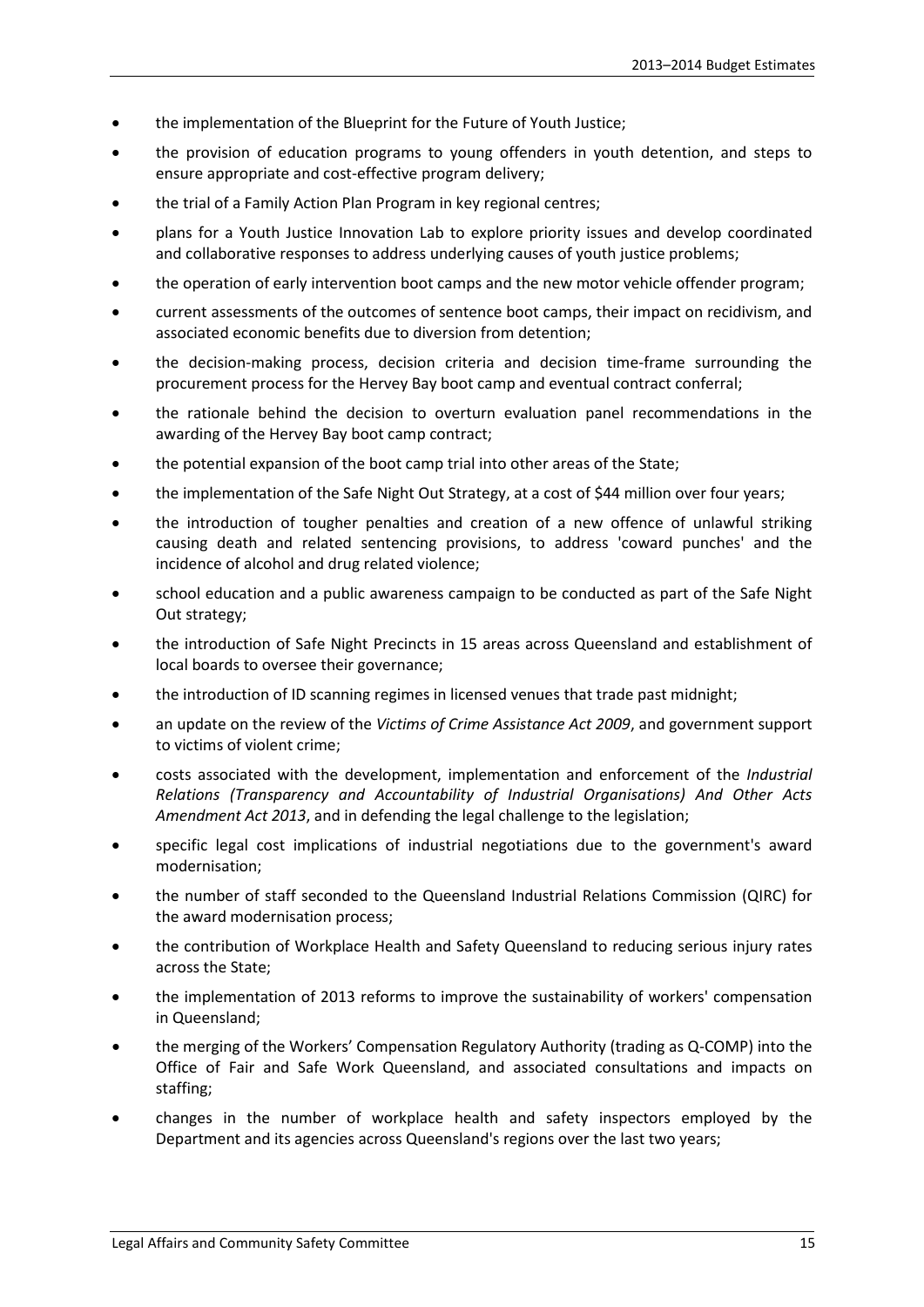- the implementation of the Blueprint for the Future of Youth Justice;
- the provision of education programs to young offenders in youth detention, and steps to ensure appropriate and cost-effective program delivery;
- the trial of a Family Action Plan Program in key regional centres;
- plans for a Youth Justice Innovation Lab to explore priority issues and develop coordinated and collaborative responses to address underlying causes of youth justice problems;
- the operation of early intervention boot camps and the new motor vehicle offender program;
- current assessments of the outcomes of sentence boot camps, their impact on recidivism, and associated economic benefits due to diversion from detention;
- the decision-making process, decision criteria and decision time-frame surrounding the procurement process for the Hervey Bay boot camp and eventual contract conferral;
- the rationale behind the decision to overturn evaluation panel recommendations in the awarding of the Hervey Bay boot camp contract;
- the potential expansion of the boot camp trial into other areas of the State;
- the implementation of the Safe Night Out Strategy, at a cost of $44 million over four years;
- the introduction of tougher penalties and creation of a new offence of unlawful striking causing death and related sentencing provisions, to address 'coward punches' and the incidence of alcohol and drug related violence;
- school education and a public awareness campaign to be conducted as part of the Safe Night Out strategy;
- the introduction of Safe Night Precincts in 15 areas across Queensland and establishment of local boards to oversee their governance;
- the introduction of ID scanning regimes in licensed venues that trade past midnight;
- an update on the review of the *Victims of Crime Assistance Act 2009*, and government support to victims of violent crime;
- costs associated with the development, implementation and enforcement of the *Industrial Relations (Transparency and Accountability of Industrial Organisations) And Other Acts Amendment Act 2013*, and in defending the legal challenge to the legislation;
- specific legal cost implications of industrial negotiations due to the government's award modernisation;
- the number of staff seconded to the Queensland Industrial Relations Commission (QIRC) for the award modernisation process;
- the contribution of Workplace Health and Safety Queensland to reducing serious injury rates across the State;
- the implementation of 2013 reforms to improve the sustainability of workers' compensation in Queensland;
- the merging of the Workers' Compensation Regulatory Authority (trading as Q-COMP) into the Office of Fair and Safe Work Queensland, and associated consultations and impacts on staffing;
- changes in the number of workplace health and safety inspectors employed by the Department and its agencies across Queensland's regions over the last two years;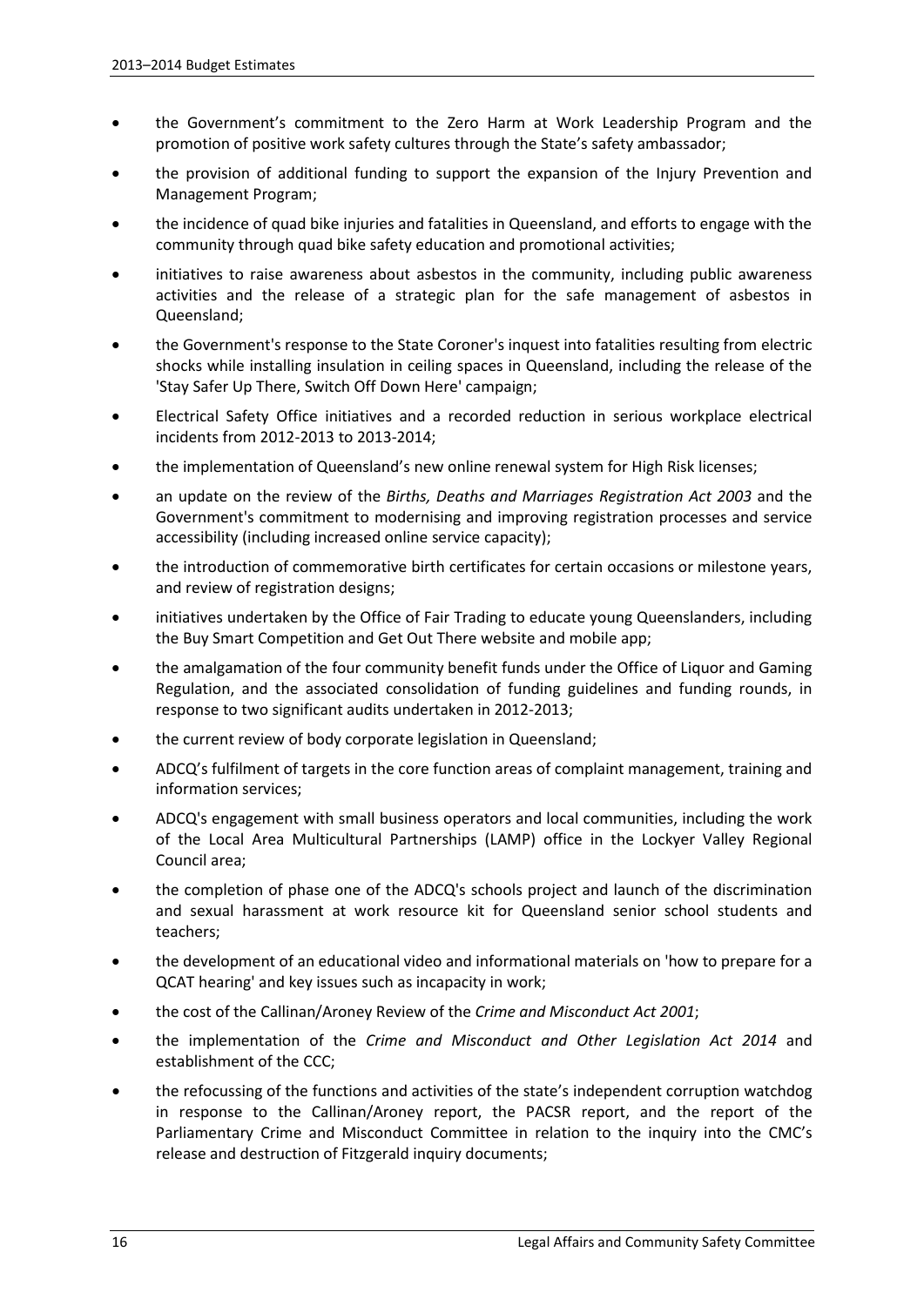- the Government's commitment to the Zero Harm at Work Leadership Program and the promotion of positive work safety cultures through the State's safety ambassador;
- the provision of additional funding to support the expansion of the Injury Prevention and Management Program;
- the incidence of quad bike injuries and fatalities in Queensland, and efforts to engage with the community through quad bike safety education and promotional activities;
- initiatives to raise awareness about asbestos in the community, including public awareness activities and the release of a strategic plan for the safe management of asbestos in Queensland;
- the Government's response to the State Coroner's inquest into fatalities resulting from electric shocks while installing insulation in ceiling spaces in Queensland, including the release of the 'Stay Safer Up There, Switch Off Down Here' campaign;
- Electrical Safety Office initiatives and a recorded reduction in serious workplace electrical incidents from 2012-2013 to 2013-2014;
- the implementation of Queensland's new online renewal system for High Risk licenses;
- an update on the review of the *Births, Deaths and Marriages Registration Act 2003* and the Government's commitment to modernising and improving registration processes and service accessibility (including increased online service capacity);
- the introduction of commemorative birth certificates for certain occasions or milestone years, and review of registration designs;
- initiatives undertaken by the Office of Fair Trading to educate young Queenslanders, including the Buy Smart Competition and Get Out There website and mobile app;
- the amalgamation of the four community benefit funds under the Office of Liquor and Gaming Regulation, and the associated consolidation of funding guidelines and funding rounds, in response to two significant audits undertaken in 2012-2013;
- the current review of body corporate legislation in Queensland;
- ADCQ's fulfilment of targets in the core function areas of complaint management, training and information services;
- ADCQ's engagement with small business operators and local communities, including the work of the Local Area Multicultural Partnerships (LAMP) office in the Lockyer Valley Regional Council area;
- the completion of phase one of the ADCQ's schools project and launch of the discrimination and sexual harassment at work resource kit for Queensland senior school students and teachers;
- the development of an educational video and informational materials on 'how to prepare for a QCAT hearing' and key issues such as incapacity in work;
- the cost of the Callinan/Aroney Review of the *Crime and Misconduct Act 2001*;
- the implementation of the *Crime and Misconduct and Other Legislation Act 2014* and establishment of the CCC;
- the refocussing of the functions and activities of the state's independent corruption watchdog in response to the Callinan/Aroney report, the PACSR report, and the report of the Parliamentary Crime and Misconduct Committee in relation to the inquiry into the CMC's release and destruction of Fitzgerald inquiry documents;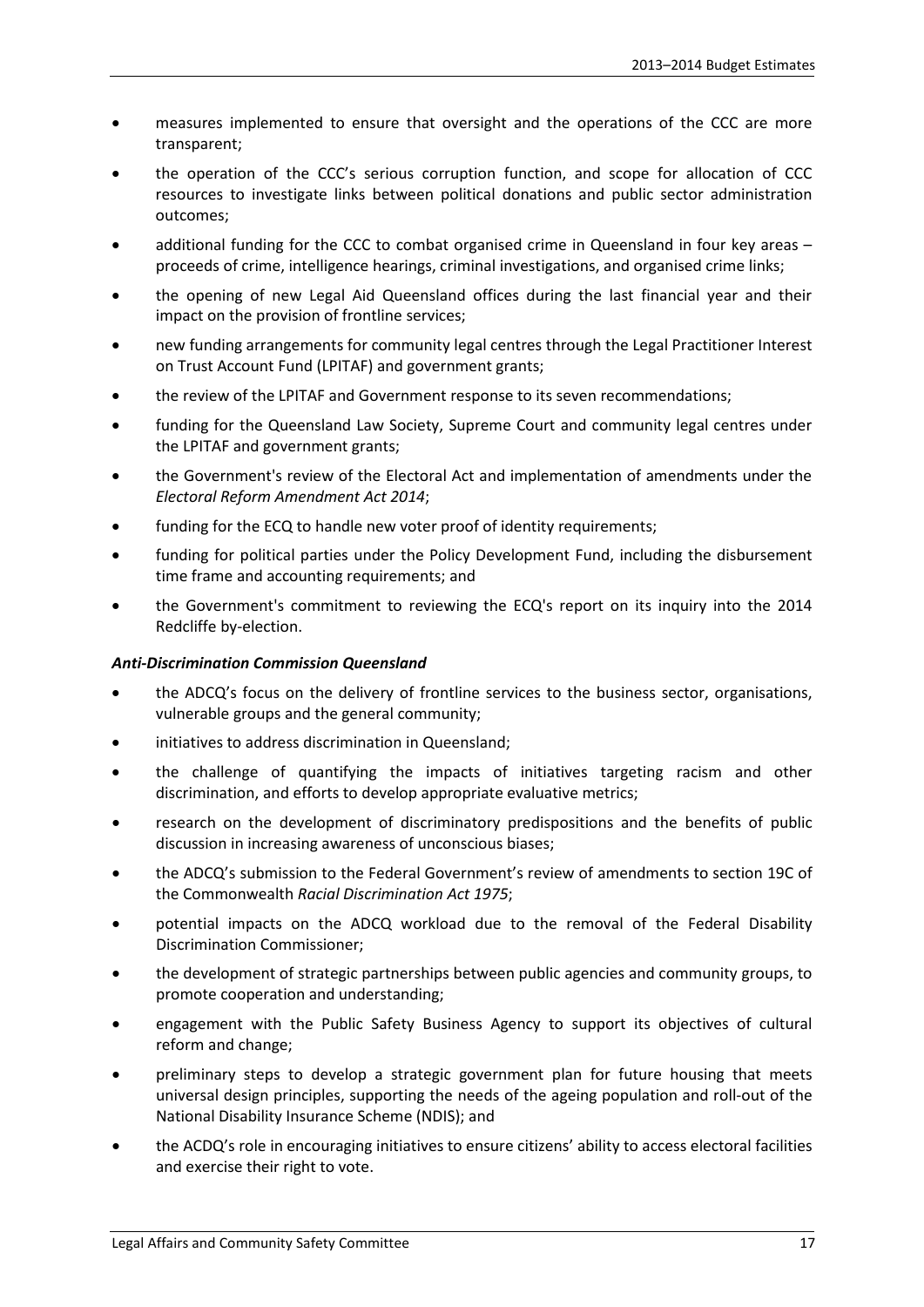- measures implemented to ensure that oversight and the operations of the CCC are more transparent;
- the operation of the CCC's serious corruption function, and scope for allocation of CCC resources to investigate links between political donations and public sector administration outcomes;
- additional funding for the CCC to combat organised crime in Queensland in four key areas – proceeds of crime, intelligence hearings, criminal investigations, and organised crime links;
- the opening of new Legal Aid Queensland offices during the last financial year and their impact on the provision of frontline services;
- new funding arrangements for community legal centres through the Legal Practitioner Interest on Trust Account Fund (LPITAF) and government grants;
- the review of the LPITAF and Government response to its seven recommendations;
- funding for the Queensland Law Society, Supreme Court and community legal centres under the LPITAF and government grants;
- the Government's review of the Electoral Act and implementation of amendments under the *Electoral Reform Amendment Act 2014*;
- funding for the ECQ to handle new voter proof of identity requirements;
- funding for political parties under the Policy Development Fund, including the disbursement time frame and accounting requirements; and
- the Government's commitment to reviewing the ECQ's report on its inquiry into the 2014 Redcliffe by-election.

***Anti-Discrimination Commission Queensland***

- the ADCQ's focus on the delivery of frontline services to the business sector, organisations, vulnerable groups and the general community;
- initiatives to address discrimination in Queensland;
- the challenge of quantifying the impacts of initiatives targeting racism and other discrimination, and efforts to develop appropriate evaluative metrics;
- research on the development of discriminatory predispositions and the benefits of public discussion in increasing awareness of unconscious biases;
- the ADCQ's submission to the Federal Government's review of amendments to section 19C of the Commonwealth *Racial Discrimination Act 1975*;
- potential impacts on the ADCQ workload due to the removal of the Federal Disability Discrimination Commissioner;
- the development of strategic partnerships between public agencies and community groups, to promote cooperation and understanding;
- engagement with the Public Safety Business Agency to support its objectives of cultural reform and change;
- preliminary steps to develop a strategic government plan for future housing that meets universal design principles, supporting the needs of the ageing population and roll-out of the National Disability Insurance Scheme (NDIS); and
- the ACDQ's role in encouraging initiatives to ensure citizens' ability to access electoral facilities and exercise their right to vote.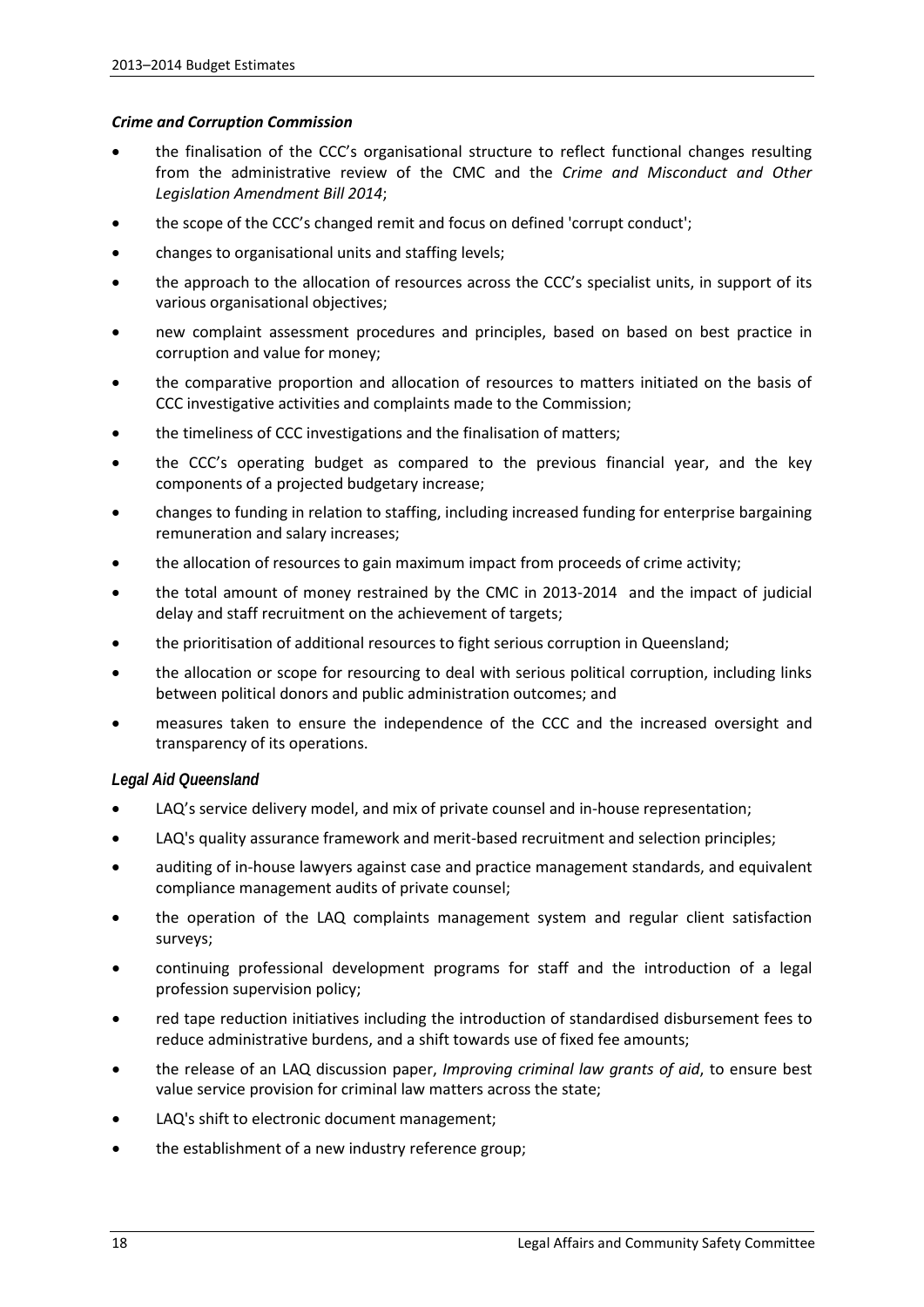### *Crime and Corruption Commission*

- the finalisation of the CCC's organisational structure to reflect functional changes resulting from the administrative review of the CMC and the *Crime and Misconduct and Other Legislation Amendment Bill 2014*;
- the scope of the CCC's changed remit and focus on defined 'corrupt conduct';
- changes to organisational units and staffing levels;
- the approach to the allocation of resources across the CCC's specialist units, in support of its various organisational objectives;
- new complaint assessment procedures and principles, based on based on best practice in corruption and value for money;
- the comparative proportion and allocation of resources to matters initiated on the basis of CCC investigative activities and complaints made to the Commission;
- the timeliness of CCC investigations and the finalisation of matters;
- the CCC's operating budget as compared to the previous financial year, and the key components of a projected budgetary increase;
- changes to funding in relation to staffing, including increased funding for enterprise bargaining remuneration and salary increases;
- the allocation of resources to gain maximum impact from proceeds of crime activity;
- the total amount of money restrained by the CMC in 2013-2014 and the impact of judicial delay and staff recruitment on the achievement of targets;
- the prioritisation of additional resources to fight serious corruption in Queensland;
- the allocation or scope for resourcing to deal with serious political corruption, including links between political donors and public administration outcomes; and
- measures taken to ensure the independence of the CCC and the increased oversight and transparency of its operations.

### *Legal Aid Queensland*

- LAQ's service delivery model, and mix of private counsel and in-house representation;
- LAQ's quality assurance framework and merit-based recruitment and selection principles;
- auditing of in-house lawyers against case and practice management standards, and equivalent compliance management audits of private counsel;
- the operation of the LAQ complaints management system and regular client satisfaction surveys;
- continuing professional development programs for staff and the introduction of a legal profession supervision policy;
- red tape reduction initiatives including the introduction of standardised disbursement fees to reduce administrative burdens, and a shift towards use of fixed fee amounts;
- the release of an LAQ discussion paper, *Improving criminal law grants of aid*, to ensure best value service provision for criminal law matters across the state;
- LAQ's shift to electronic document management;
- the establishment of a new industry reference group;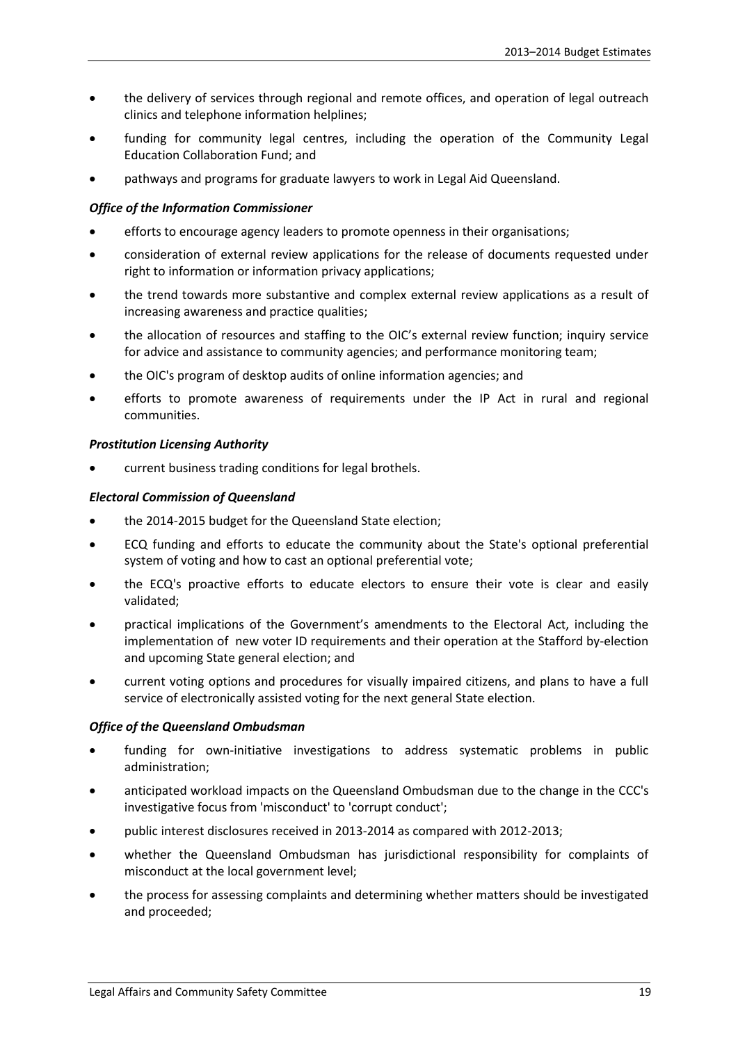- the delivery of services through regional and remote offices, and operation of legal outreach clinics and telephone information helplines;
- funding for community legal centres, including the operation of the Community Legal Education Collaboration Fund; and
- pathways and programs for graduate lawyers to work in Legal Aid Queensland.

***Office of the Information Commissioner***

- efforts to encourage agency leaders to promote openness in their organisations;
- consideration of external review applications for the release of documents requested under right to information or information privacy applications;
- the trend towards more substantive and complex external review applications as a result of increasing awareness and practice qualities;
- the allocation of resources and staffing to the OIC's external review function; inquiry service for advice and assistance to community agencies; and performance monitoring team;
- the OIC's program of desktop audits of online information agencies; and
- efforts to promote awareness of requirements under the IP Act in rural and regional communities.

***Prostitution Licensing Authority***

- current business trading conditions for legal brothels.

***Electoral Commission of Queensland***

- the 2014-2015 budget for the Queensland State election;
- ECQ funding and efforts to educate the community about the State's optional preferential system of voting and how to cast an optional preferential vote;
- the ECQ's proactive efforts to educate electors to ensure their vote is clear and easily validated;
- practical implications of the Government's amendments to the Electoral Act, including the implementation of new voter ID requirements and their operation at the Stafford by-election and upcoming State general election; and
- current voting options and procedures for visually impaired citizens, and plans to have a full service of electronically assisted voting for the next general State election.

***Office of the Queensland Ombudsman***

- funding for own-initiative investigations to address systematic problems in public administration;
- anticipated workload impacts on the Queensland Ombudsman due to the change in the CCC's investigative focus from 'misconduct' to 'corrupt conduct';
- public interest disclosures received in 2013-2014 as compared with 2012-2013;
- whether the Queensland Ombudsman has jurisdictional responsibility for complaints of misconduct at the local government level;
- the process for assessing complaints and determining whether matters should be investigated and proceeded;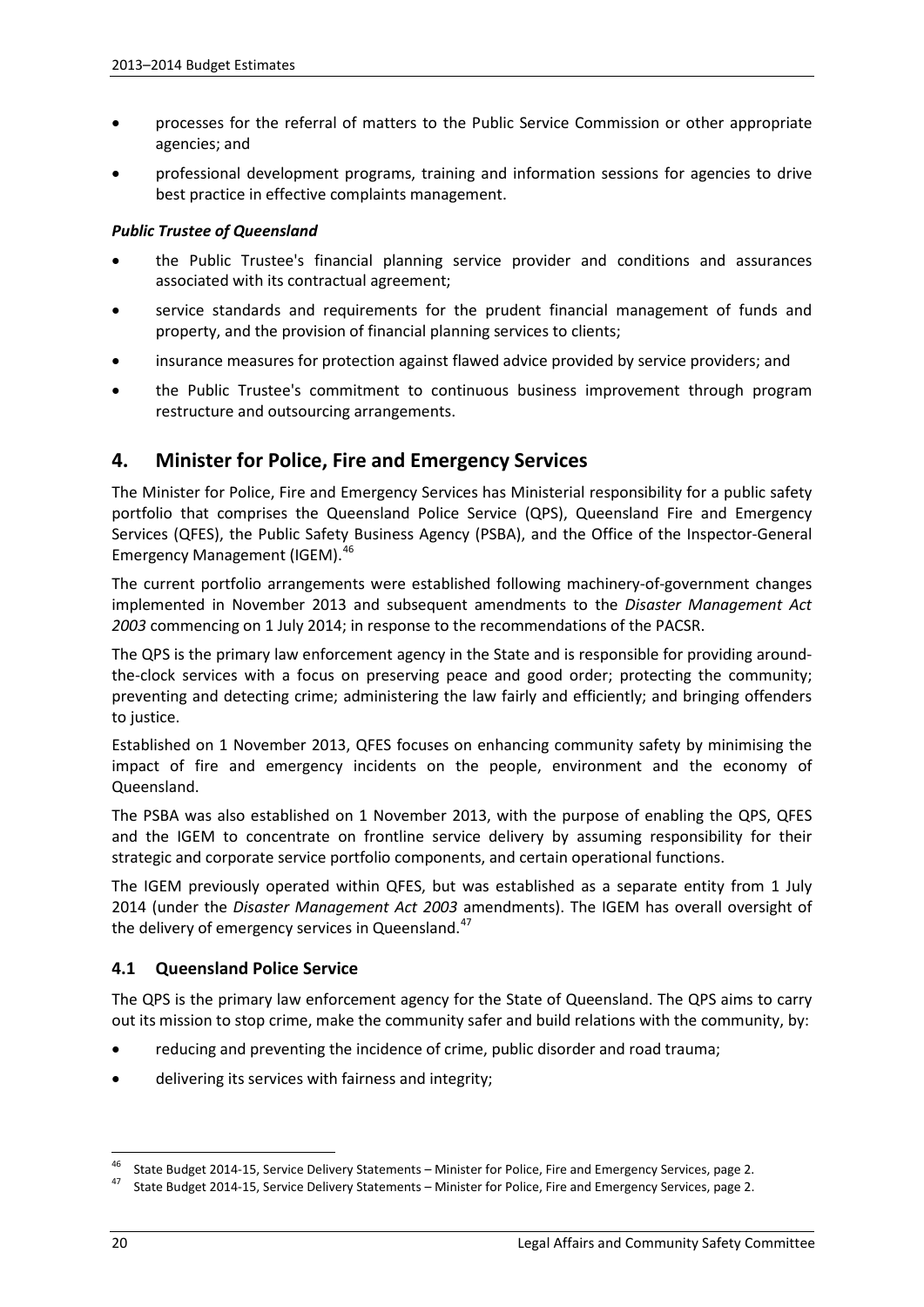- processes for the referral of matters to the Public Service Commission or other appropriate agencies; and
- professional development programs, training and information sessions for agencies to drive best practice in effective complaints management.

***Public Trustee of Queensland***

- the Public Trustee's financial planning service provider and conditions and assurances associated with its contractual agreement;
- service standards and requirements for the prudent financial management of funds and property, and the provision of financial planning services to clients;
- insurance measures for protection against flawed advice provided by service providers; and
- the Public Trustee's commitment to continuous business improvement through program restructure and outsourcing arrangements.

## 4. Minister for Police, Fire and Emergency Services

The Minister for Police, Fire and Emergency Services has Ministerial responsibility for a public safety portfolio that comprises the Queensland Police Service (QPS), Queensland Fire and Emergency Services (QFES), the Public Safety Business Agency (PSBA), and the Office of the Inspector-General Emergency Management (IGEM).[46]

The current portfolio arrangements were established following machinery-of-government changes implemented in November 2013 and subsequent amendments to the *Disaster Management Act 2003* commencing on 1 July 2014; in response to the recommendations of the PACSR.

The QPS is the primary law enforcement agency in the State and is responsible for providing around-the-clock services with a focus on preserving peace and good order; protecting the community; preventing and detecting crime; administering the law fairly and efficiently; and bringing offenders to justice.

Established on 1 November 2013, QFES focuses on enhancing community safety by minimising the impact of fire and emergency incidents on the people, environment and the economy of Queensland.

The PSBA was also established on 1 November 2013, with the purpose of enabling the QPS, QFES and the IGEM to concentrate on frontline service delivery by assuming responsibility for their strategic and corporate service portfolio components, and certain operational functions.

The IGEM previously operated within QFES, but was established as a separate entity from 1 July 2014 (under the *Disaster Management Act 2003* amendments). The IGEM has overall oversight of the delivery of emergency services in Queensland.[47]

### 4.1 Queensland Police Service

The QPS is the primary law enforcement agency for the State of Queensland. The QPS aims to carry out its mission to stop crime, make the community safer and build relations with the community, by:

- reducing and preventing the incidence of crime, public disorder and road trauma;
- delivering its services with fairness and integrity;

---

[46] State Budget 2014-15, Service Delivery Statements – Minister for Police, Fire and Emergency Services, page 2.

[47] State Budget 2014-15, Service Delivery Statements – Minister for Police, Fire and Emergency Services, page 2.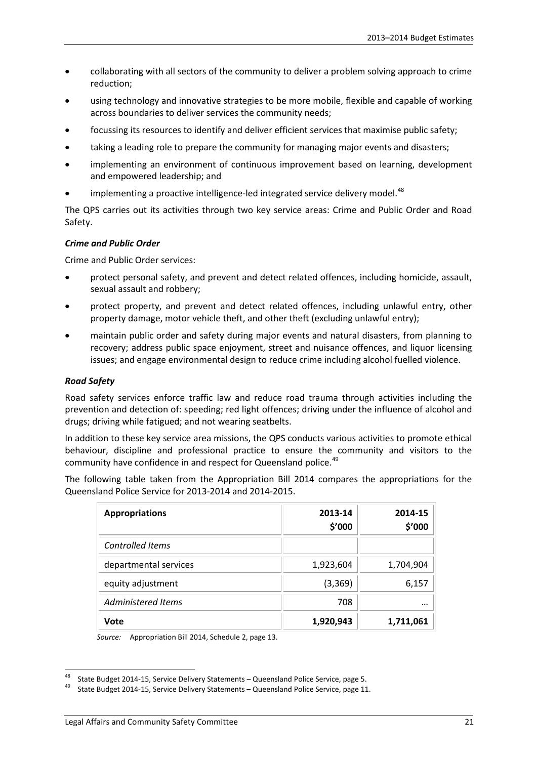- collaborating with all sectors of the community to deliver a problem solving approach to crime reduction;
- using technology and innovative strategies to be more mobile, flexible and capable of working across boundaries to deliver services the community needs;
- focussing its resources to identify and deliver efficient services that maximise public safety;
- taking a leading role to prepare the community for managing major events and disasters;
- implementing an environment of continuous improvement based on learning, development and empowered leadership; and
- implementing a proactive intelligence-led integrated service delivery model.[48]

The QPS carries out its activities through two key service areas: Crime and Public Order and Road Safety.

***Crime and Public Order***

Crime and Public Order services:

- protect personal safety, and prevent and detect related offences, including homicide, assault, sexual assault and robbery;
- protect property, and prevent and detect related offences, including unlawful entry, other property damage, motor vehicle theft, and other theft (excluding unlawful entry);
- maintain public order and safety during major events and natural disasters, from planning to recovery; address public space enjoyment, street and nuisance offences, and liquor licensing issues; and engage environmental design to reduce crime including alcohol fuelled violence.

***Road Safety***

Road safety services enforce traffic law and reduce road trauma through activities including the prevention and detection of: speeding; red light offences; driving under the influence of alcohol and drugs; driving while fatigued; and not wearing seatbelts.

In addition to these key service area missions, the QPS conducts various activities to promote ethical behaviour, discipline and professional practice to ensure the community and visitors to the community have confidence in and respect for Queensland police.[49]

The following table taken from the Appropriation Bill 2014 compares the appropriations for the Queensland Police Service for 2013-2014 and 2014-2015.

| **Appropriations** | **2013-14 $'000** | **2014-15 $'000** |
|---|---|---|
| *Controlled Items* | | |
| departmental services | 1,923,604 | 1,704,904 |
| equity adjustment | (3,369) | 6,157 |
| *Administered Items* | 708 | ... |
| **Vote** | **1,920,943** | **1,711,061** |

*Source:* Appropriation Bill 2014, Schedule 2, page 13.

---

[48] State Budget 2014-15, Service Delivery Statements – Queensland Police Service, page 5.

[49] State Budget 2014-15, Service Delivery Statements – Queensland Police Service, page 11.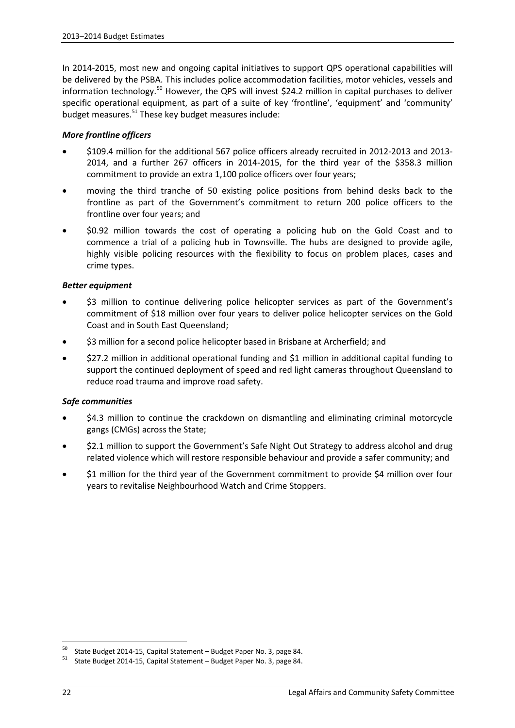In 2014-2015, most new and ongoing capital initiatives to support QPS operational capabilities will be delivered by the PSBA. This includes police accommodation facilities, motor vehicles, vessels and information technology.[50] However, the QPS will invest $24.2 million in capital purchases to deliver specific operational equipment, as part of a suite of key 'frontline', 'equipment' and 'community' budget measures.[51] These key budget measures include:

***More frontline officers***

- $109.4 million for the additional 567 police officers already recruited in 2012-2013 and 2013-2014, and a further 267 officers in 2014-2015, for the third year of the $358.3 million commitment to provide an extra 1,100 police officers over four years;
- moving the third tranche of 50 existing police positions from behind desks back to the frontline as part of the Government's commitment to return 200 police officers to the frontline over four years; and
- $0.92 million towards the cost of operating a policing hub on the Gold Coast and to commence a trial of a policing hub in Townsville. The hubs are designed to provide agile, highly visible policing resources with the flexibility to focus on problem places, cases and crime types.

***Better equipment***

- $3 million to continue delivering police helicopter services as part of the Government's commitment of $18 million over four years to deliver police helicopter services on the Gold Coast and in South East Queensland;
- $3 million for a second police helicopter based in Brisbane at Archerfield; and
- $27.2 million in additional operational funding and $1 million in additional capital funding to support the continued deployment of speed and red light cameras throughout Queensland to reduce road trauma and improve road safety.

***Safe communities***

- $4.3 million to continue the crackdown on dismantling and eliminating criminal motorcycle gangs (CMGs) across the State;
- $2.1 million to support the Government's Safe Night Out Strategy to address alcohol and drug related violence which will restore responsible behaviour and provide a safer community; and
- $1 million for the third year of the Government commitment to provide $4 million over four years to revitalise Neighbourhood Watch and Crime Stoppers.

---

[50] State Budget 2014-15, Capital Statement – Budget Paper No. 3, page 84.

[51] State Budget 2014-15, Capital Statement – Budget Paper No. 3, page 84.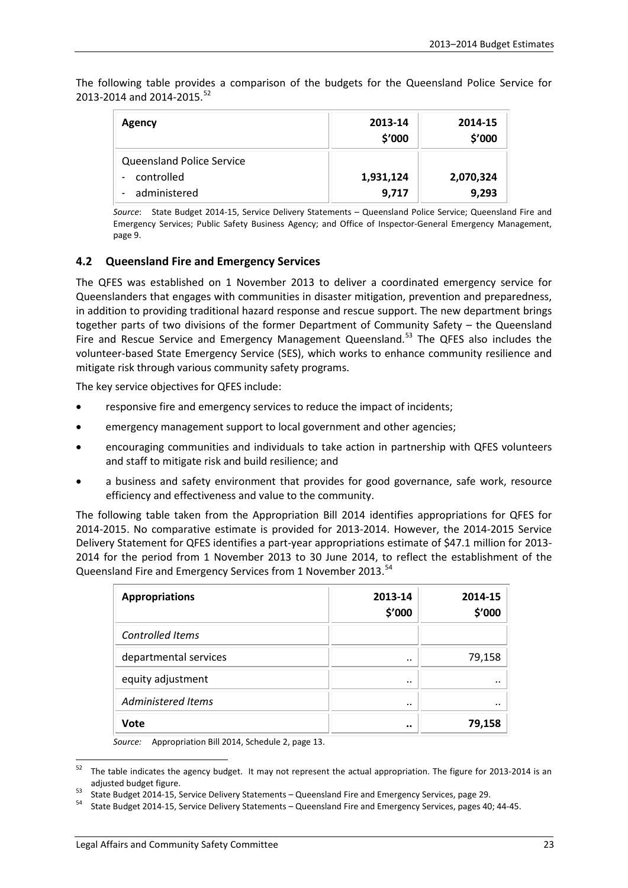The following table provides a comparison of the budgets for the Queensland Police Service for 2013-2014 and 2014-2015.[52]

| Agency | 2013-14 $'000 | 2014-15 $'000 |
|---|---|---|
| Queensland Police Service | | |
| - controlled | **1,931,124** | **2,070,324** |
| - administered | **9,717** | **9,293** |

*Source*: State Budget 2014-15, Service Delivery Statements – Queensland Police Service; Queensland Fire and Emergency Services; Public Safety Business Agency; and Office of Inspector-General Emergency Management, page 9.

## 4.2 Queensland Fire and Emergency Services

The QFES was established on 1 November 2013 to deliver a coordinated emergency service for Queenslanders that engages with communities in disaster mitigation, prevention and preparedness, in addition to providing traditional hazard response and rescue support. The new department brings together parts of two divisions of the former Department of Community Safety – the Queensland Fire and Rescue Service and Emergency Management Queensland.[53] The QFES also includes the volunteer-based State Emergency Service (SES), which works to enhance community resilience and mitigate risk through various community safety programs.

The key service objectives for QFES include:

- responsive fire and emergency services to reduce the impact of incidents;
- emergency management support to local government and other agencies;
- encouraging communities and individuals to take action in partnership with QFES volunteers and staff to mitigate risk and build resilience; and
- a business and safety environment that provides for good governance, safe work, resource efficiency and effectiveness and value to the community.

The following table taken from the Appropriation Bill 2014 identifies appropriations for QFES for 2014-2015. No comparative estimate is provided for 2013-2014. However, the 2014-2015 Service Delivery Statement for QFES identifies a part-year appropriations estimate of $47.1 million for 2013-2014 for the period from 1 November 2013 to 30 June 2014, to reflect the establishment of the Queensland Fire and Emergency Services from 1 November 2013.[54]

| Appropriations | 2013-14 $'000 | 2014-15 $'000 |
|---|---|---|
| *Controlled Items* | | |
| departmental services | .. | 79,158 |
| equity adjustment | .. | .. |
| *Administered Items* | .. | .. |
| **Vote** | **..** | **79,158** |

*Source:* Appropriation Bill 2014, Schedule 2, page 13.

---

[52] The table indicates the agency budget. It may not represent the actual appropriation. The figure for 2013-2014 is an adjusted budget figure.

[53] State Budget 2014-15, Service Delivery Statements – Queensland Fire and Emergency Services, page 29.

[54] State Budget 2014-15, Service Delivery Statements – Queensland Fire and Emergency Services, pages 40; 44-45.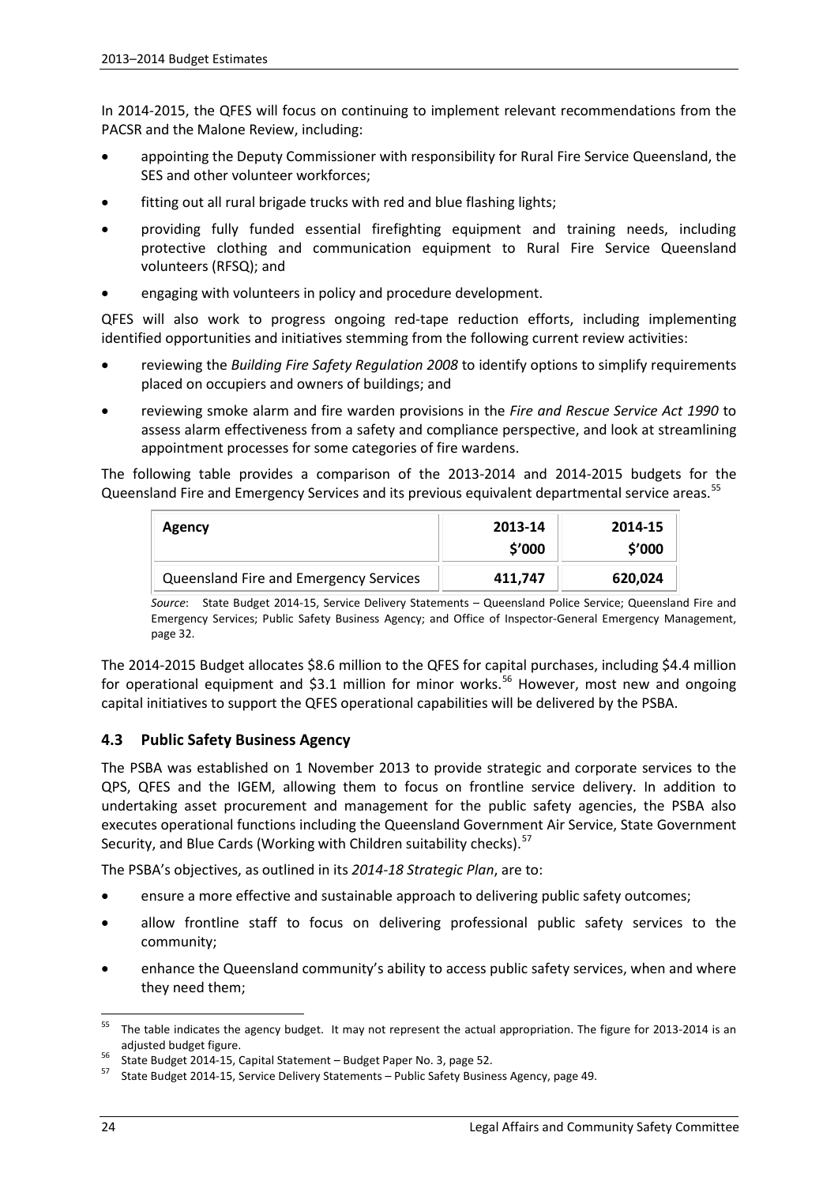In 2014-2015, the QFES will focus on continuing to implement relevant recommendations from the PACSR and the Malone Review, including:

- appointing the Deputy Commissioner with responsibility for Rural Fire Service Queensland, the SES and other volunteer workforces;
- fitting out all rural brigade trucks with red and blue flashing lights;
- providing fully funded essential firefighting equipment and training needs, including protective clothing and communication equipment to Rural Fire Service Queensland volunteers (RFSQ); and
- engaging with volunteers in policy and procedure development.

QFES will also work to progress ongoing red-tape reduction efforts, including implementing identified opportunities and initiatives stemming from the following current review activities:

- reviewing the *Building Fire Safety Regulation 2008* to identify options to simplify requirements placed on occupiers and owners of buildings; and
- reviewing smoke alarm and fire warden provisions in the *Fire and Rescue Service Act 1990* to assess alarm effectiveness from a safety and compliance perspective, and look at streamlining appointment processes for some categories of fire wardens.

The following table provides a comparison of the 2013-2014 and 2014-2015 budgets for the Queensland Fire and Emergency Services and its previous equivalent departmental service areas.[55]

| Agency | 2013-14 $'000 | 2014-15 $'000 |
|---|---|---|
| Queensland Fire and Emergency Services | **411,747** | **620,024** |

*Source*: State Budget 2014-15, Service Delivery Statements – Queensland Police Service; Queensland Fire and Emergency Services; Public Safety Business Agency; and Office of Inspector-General Emergency Management, page 32.

The 2014-2015 Budget allocates $8.6 million to the QFES for capital purchases, including $4.4 million for operational equipment and $3.1 million for minor works.[56] However, most new and ongoing capital initiatives to support the QFES operational capabilities will be delivered by the PSBA.

### 4.3 Public Safety Business Agency

The PSBA was established on 1 November 2013 to provide strategic and corporate services to the QPS, QFES and the IGEM, allowing them to focus on frontline service delivery. In addition to undertaking asset procurement and management for the public safety agencies, the PSBA also executes operational functions including the Queensland Government Air Service, State Government Security, and Blue Cards (Working with Children suitability checks).[57]

The PSBA's objectives, as outlined in its *2014-18 Strategic Plan*, are to:

- ensure a more effective and sustainable approach to delivering public safety outcomes;
- allow frontline staff to focus on delivering professional public safety services to the community;
- enhance the Queensland community's ability to access public safety services, when and where they need them;

---

[55] The table indicates the agency budget. It may not represent the actual appropriation. The figure for 2013-2014 is an adjusted budget figure.

[56] State Budget 2014-15, Capital Statement – Budget Paper No. 3, page 52.

[57] State Budget 2014-15, Service Delivery Statements – Public Safety Business Agency, page 49.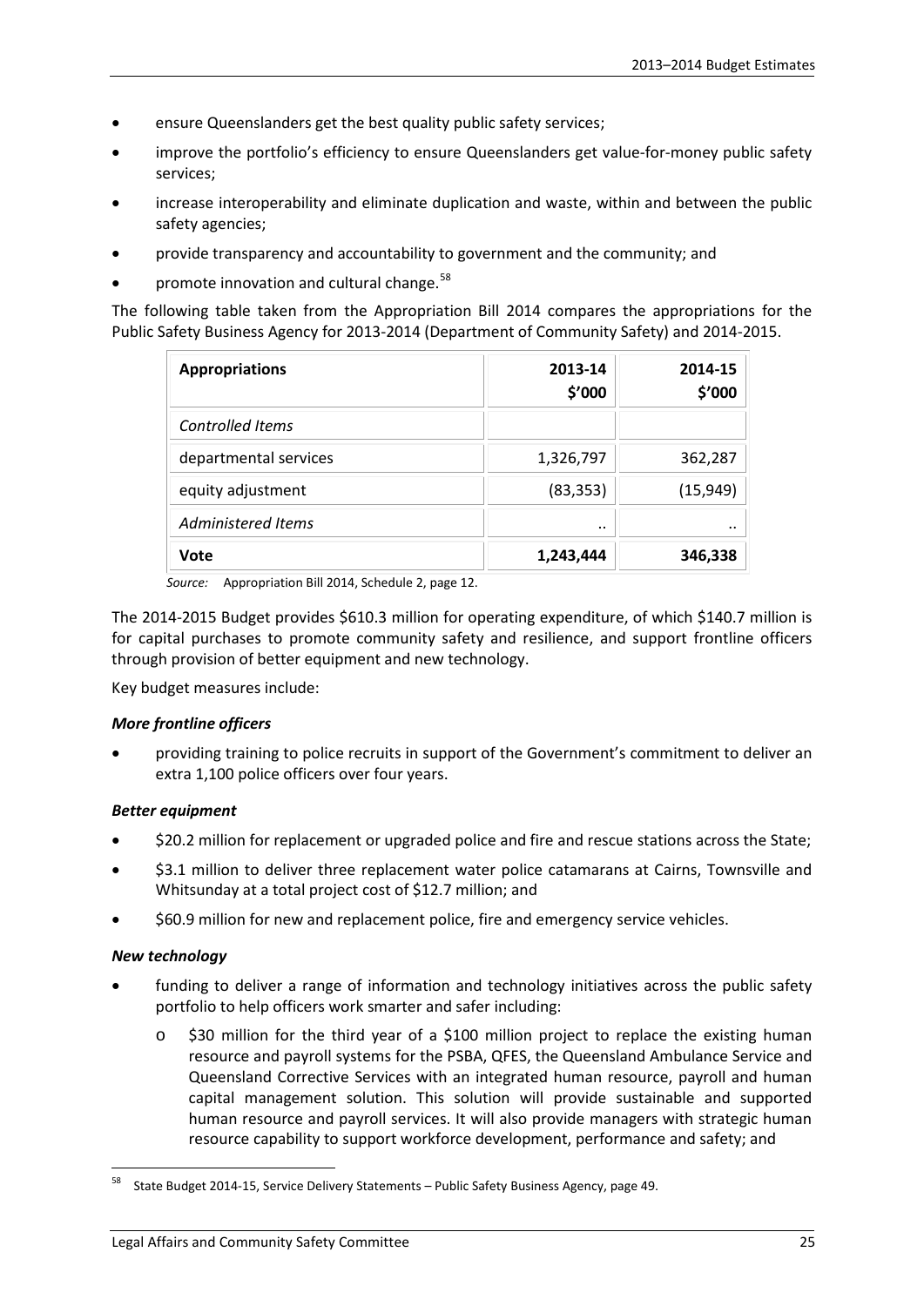- ensure Queenslanders get the best quality public safety services;
- improve the portfolio's efficiency to ensure Queenslanders get value-for-money public safety services;
- increase interoperability and eliminate duplication and waste, within and between the public safety agencies;
- provide transparency and accountability to government and the community; and
- promote innovation and cultural change.[58]

The following table taken from the Appropriation Bill 2014 compares the appropriations for the Public Safety Business Agency for 2013-2014 (Department of Community Safety) and 2014-2015.

| **Appropriations** | **2013-14 \$'000** | **2014-15 \$'000** |
|---|---|---|
| *Controlled Items* | | |
| departmental services | 1,326,797 | 362,287 |
| equity adjustment | (83,353) | (15,949) |
| *Administered Items* | .. | .. |
| **Vote** | **1,243,444** | **346,338** |

*Source:* Appropriation Bill 2014, Schedule 2, page 12.

The 2014-2015 Budget provides $610.3 million for operating expenditure, of which $140.7 million is for capital purchases to promote community safety and resilience, and support frontline officers through provision of better equipment and new technology.

Key budget measures include:

***More frontline officers***

- providing training to police recruits in support of the Government's commitment to deliver an extra 1,100 police officers over four years.

***Better equipment***

- $20.2 million for replacement or upgraded police and fire and rescue stations across the State;
- $3.1 million to deliver three replacement water police catamarans at Cairns, Townsville and Whitsunday at a total project cost of $12.7 million; and
- $60.9 million for new and replacement police, fire and emergency service vehicles.

***New technology***

- funding to deliver a range of information and technology initiatives across the public safety portfolio to help officers work smarter and safer including:
  - $30 million for the third year of a $100 million project to replace the existing human resource and payroll systems for the PSBA, QFES, the Queensland Ambulance Service and Queensland Corrective Services with an integrated human resource, payroll and human capital management solution. This solution will provide sustainable and supported human resource and payroll services. It will also provide managers with strategic human resource capability to support workforce development, performance and safety; and

[58] State Budget 2014-15, Service Delivery Statements – Public Safety Business Agency, page 49.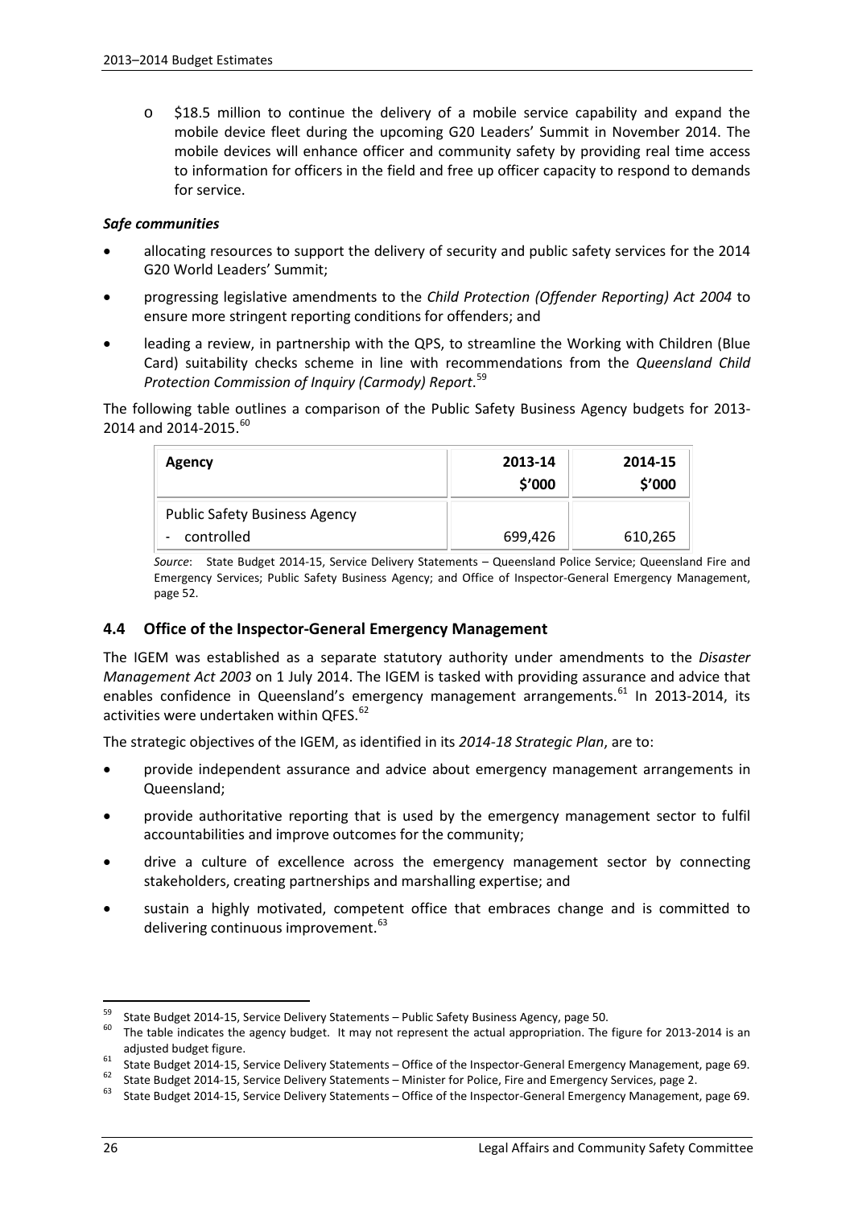- $18.5 million to continue the delivery of a mobile service capability and expand the mobile device fleet during the upcoming G20 Leaders' Summit in November 2014. The mobile devices will enhance officer and community safety by providing real time access to information for officers in the field and free up officer capacity to respond to demands for service.

***Safe communities***

- allocating resources to support the delivery of security and public safety services for the 2014 G20 World Leaders' Summit;
- progressing legislative amendments to the *Child Protection (Offender Reporting) Act 2004* to ensure more stringent reporting conditions for offenders; and
- leading a review, in partnership with the QPS, to streamline the Working with Children (Blue Card) suitability checks scheme in line with recommendations from the *Queensland Child Protection Commission of Inquiry (Carmody) Report*.[59]

The following table outlines a comparison of the Public Safety Business Agency budgets for 2013-2014 and 2014-2015.[60]

| Agency | 2013-14 $'000 | 2014-15 $'000 |
|---|---|---|
| Public Safety Business Agency | | |
| - controlled | 699,426 | 610,265 |

*Source*: State Budget 2014-15, Service Delivery Statements – Queensland Police Service; Queensland Fire and Emergency Services; Public Safety Business Agency; and Office of Inspector-General Emergency Management, page 52.

## 4.4 Office of the Inspector-General Emergency Management

The IGEM was established as a separate statutory authority under amendments to the *Disaster Management Act 2003* on 1 July 2014. The IGEM is tasked with providing assurance and advice that enables confidence in Queensland's emergency management arrangements.[61] In 2013-2014, its activities were undertaken within QFES.[62]

The strategic objectives of the IGEM, as identified in its *2014-18 Strategic Plan*, are to:

- provide independent assurance and advice about emergency management arrangements in Queensland;
- provide authoritative reporting that is used by the emergency management sector to fulfil accountabilities and improve outcomes for the community;
- drive a culture of excellence across the emergency management sector by connecting stakeholders, creating partnerships and marshalling expertise; and
- sustain a highly motivated, competent office that embraces change and is committed to delivering continuous improvement.[63]

---

[59] State Budget 2014-15, Service Delivery Statements – Public Safety Business Agency, page 50.

[60] The table indicates the agency budget. It may not represent the actual appropriation. The figure for 2013-2014 is an adjusted budget figure.

[61] State Budget 2014-15, Service Delivery Statements – Office of the Inspector-General Emergency Management, page 69.

[62] State Budget 2014-15, Service Delivery Statements – Minister for Police, Fire and Emergency Services, page 2.

[63] State Budget 2014-15, Service Delivery Statements – Office of the Inspector-General Emergency Management, page 69.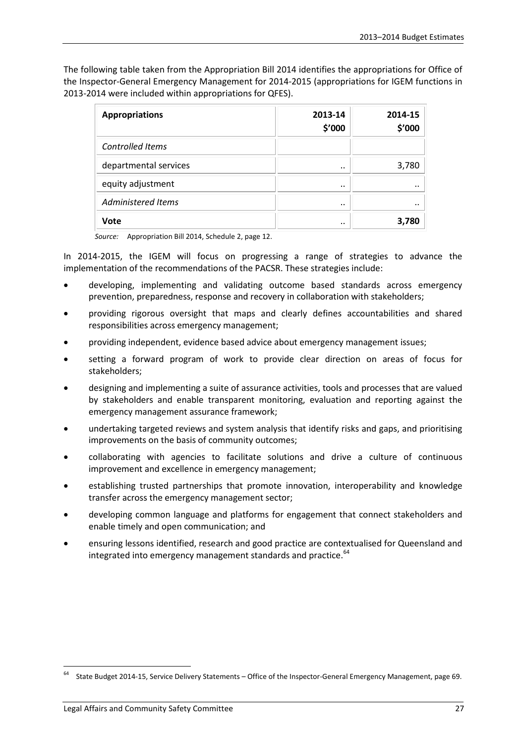The following table taken from the Appropriation Bill 2014 identifies the appropriations for Office of the Inspector-General Emergency Management for 2014-2015 (appropriations for IGEM functions in 2013-2014 were included within appropriations for QFES).

| **Appropriations** | **2013-14 $'000** | **2014-15 $'000** |
|---|---|---|
| *Controlled Items* | | |
| departmental services | .. | 3,780 |
| equity adjustment | .. | .. |
| *Administered Items* | .. | .. |
| **Vote** | .. | **3,780** |

*Source:* Appropriation Bill 2014, Schedule 2, page 12.

In 2014-2015, the IGEM will focus on progressing a range of strategies to advance the implementation of the recommendations of the PACSR. These strategies include:

- developing, implementing and validating outcome based standards across emergency prevention, preparedness, response and recovery in collaboration with stakeholders;
- providing rigorous oversight that maps and clearly defines accountabilities and shared responsibilities across emergency management;
- providing independent, evidence based advice about emergency management issues;
- setting a forward program of work to provide clear direction on areas of focus for stakeholders;
- designing and implementing a suite of assurance activities, tools and processes that are valued by stakeholders and enable transparent monitoring, evaluation and reporting against the emergency management assurance framework;
- undertaking targeted reviews and system analysis that identify risks and gaps, and prioritising improvements on the basis of community outcomes;
- collaborating with agencies to facilitate solutions and drive a culture of continuous improvement and excellence in emergency management;
- establishing trusted partnerships that promote innovation, interoperability and knowledge transfer across the emergency management sector;
- developing common language and platforms for engagement that connect stakeholders and enable timely and open communication; and
- ensuring lessons identified, research and good practice are contextualised for Queensland and integrated into emergency management standards and practice.[64]

[64] State Budget 2014-15, Service Delivery Statements – Office of the Inspector-General Emergency Management, page 69.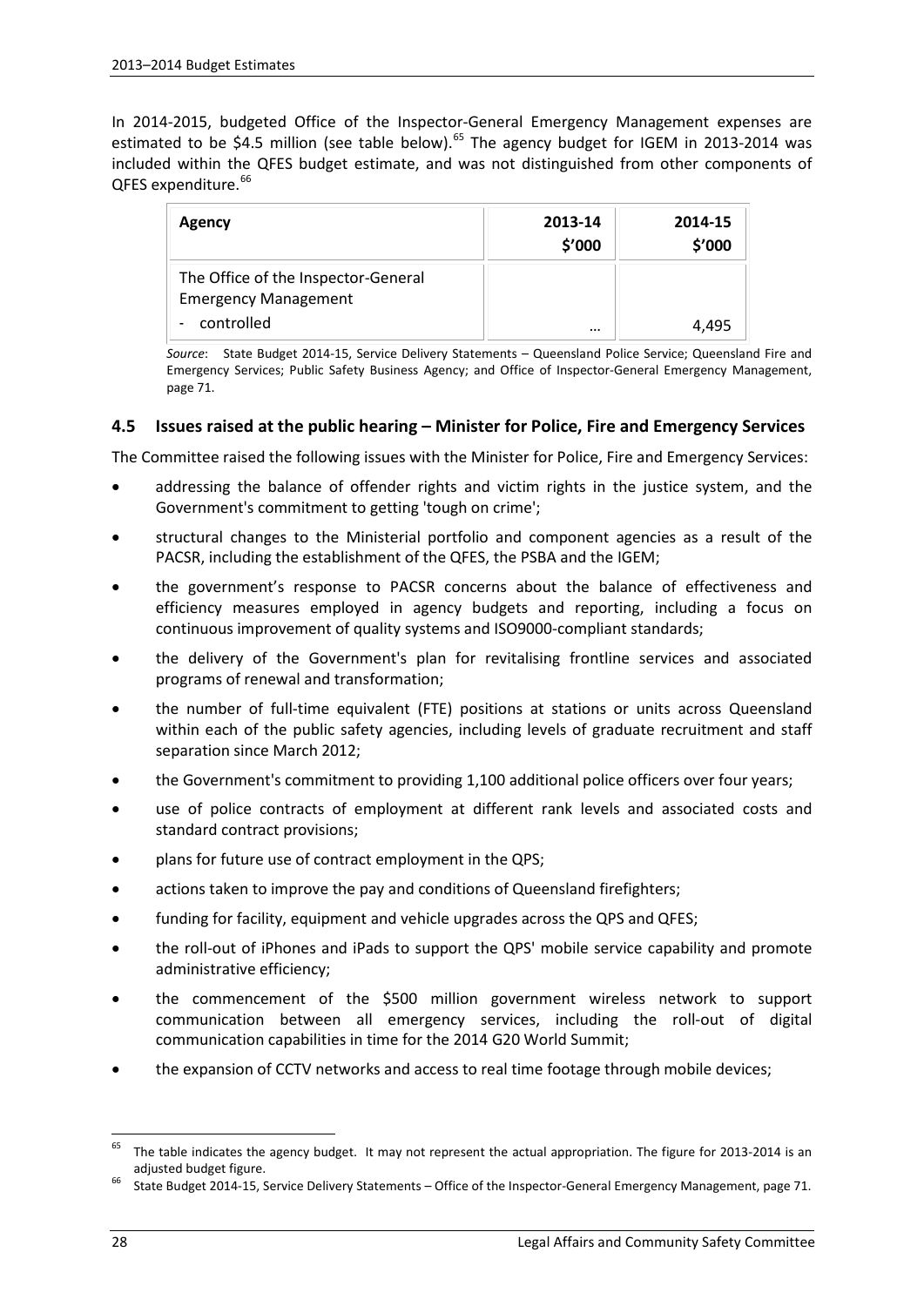In 2014-2015, budgeted Office of the Inspector-General Emergency Management expenses are estimated to be $4.5 million (see table below).[65] The agency budget for IGEM in 2013-2014 was included within the QFES budget estimate, and was not distinguished from other components of QFES expenditure.[66]

| Agency | 2013-14 $'000 | 2014-15 $'000 |
|---|---|---|
| The Office of the Inspector-General Emergency Management - controlled | … | 4,495 |

*Source*: State Budget 2014-15, Service Delivery Statements – Queensland Police Service; Queensland Fire and Emergency Services; Public Safety Business Agency; and Office of Inspector-General Emergency Management, page 71.

## 4.5 Issues raised at the public hearing – Minister for Police, Fire and Emergency Services

The Committee raised the following issues with the Minister for Police, Fire and Emergency Services:

- addressing the balance of offender rights and victim rights in the justice system, and the Government's commitment to getting 'tough on crime';
- structural changes to the Ministerial portfolio and component agencies as a result of the PACSR, including the establishment of the QFES, the PSBA and the IGEM;
- the government's response to PACSR concerns about the balance of effectiveness and efficiency measures employed in agency budgets and reporting, including a focus on continuous improvement of quality systems and ISO9000-compliant standards;
- the delivery of the Government's plan for revitalising frontline services and associated programs of renewal and transformation;
- the number of full-time equivalent (FTE) positions at stations or units across Queensland within each of the public safety agencies, including levels of graduate recruitment and staff separation since March 2012;
- the Government's commitment to providing 1,100 additional police officers over four years;
- use of police contracts of employment at different rank levels and associated costs and standard contract provisions;
- plans for future use of contract employment in the QPS;
- actions taken to improve the pay and conditions of Queensland firefighters;
- funding for facility, equipment and vehicle upgrades across the QPS and QFES;
- the roll-out of iPhones and iPads to support the QPS' mobile service capability and promote administrative efficiency;
- the commencement of the $500 million government wireless network to support communication between all emergency services, including the roll-out of digital communication capabilities in time for the 2014 G20 World Summit;
- the expansion of CCTV networks and access to real time footage through mobile devices;

[65] The table indicates the agency budget. It may not represent the actual appropriation. The figure for 2013-2014 is an adjusted budget figure.

[66] State Budget 2014-15, Service Delivery Statements – Office of the Inspector-General Emergency Management, page 71.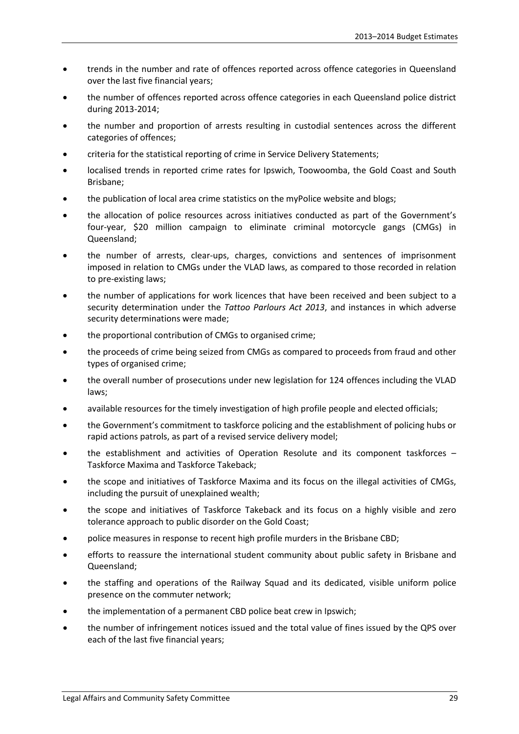- trends in the number and rate of offences reported across offence categories in Queensland over the last five financial years;
- the number of offences reported across offence categories in each Queensland police district during 2013-2014;
- the number and proportion of arrests resulting in custodial sentences across the different categories of offences;
- criteria for the statistical reporting of crime in Service Delivery Statements;
- localised trends in reported crime rates for Ipswich, Toowoomba, the Gold Coast and South Brisbane;
- the publication of local area crime statistics on the myPolice website and blogs;
- the allocation of police resources across initiatives conducted as part of the Government's four-year, $20 million campaign to eliminate criminal motorcycle gangs (CMGs) in Queensland;
- the number of arrests, clear-ups, charges, convictions and sentences of imprisonment imposed in relation to CMGs under the VLAD laws, as compared to those recorded in relation to pre-existing laws;
- the number of applications for work licences that have been received and been subject to a security determination under the *Tattoo Parlours Act 2013*, and instances in which adverse security determinations were made;
- the proportional contribution of CMGs to organised crime;
- the proceeds of crime being seized from CMGs as compared to proceeds from fraud and other types of organised crime;
- the overall number of prosecutions under new legislation for 124 offences including the VLAD laws;
- available resources for the timely investigation of high profile people and elected officials;
- the Government's commitment to taskforce policing and the establishment of policing hubs or rapid actions patrols, as part of a revised service delivery model;
- the establishment and activities of Operation Resolute and its component taskforces – Taskforce Maxima and Taskforce Takeback;
- the scope and initiatives of Taskforce Maxima and its focus on the illegal activities of CMGs, including the pursuit of unexplained wealth;
- the scope and initiatives of Taskforce Takeback and its focus on a highly visible and zero tolerance approach to public disorder on the Gold Coast;
- police measures in response to recent high profile murders in the Brisbane CBD;
- efforts to reassure the international student community about public safety in Brisbane and Queensland;
- the staffing and operations of the Railway Squad and its dedicated, visible uniform police presence on the commuter network;
- the implementation of a permanent CBD police beat crew in Ipswich;
- the number of infringement notices issued and the total value of fines issued by the QPS over each of the last five financial years;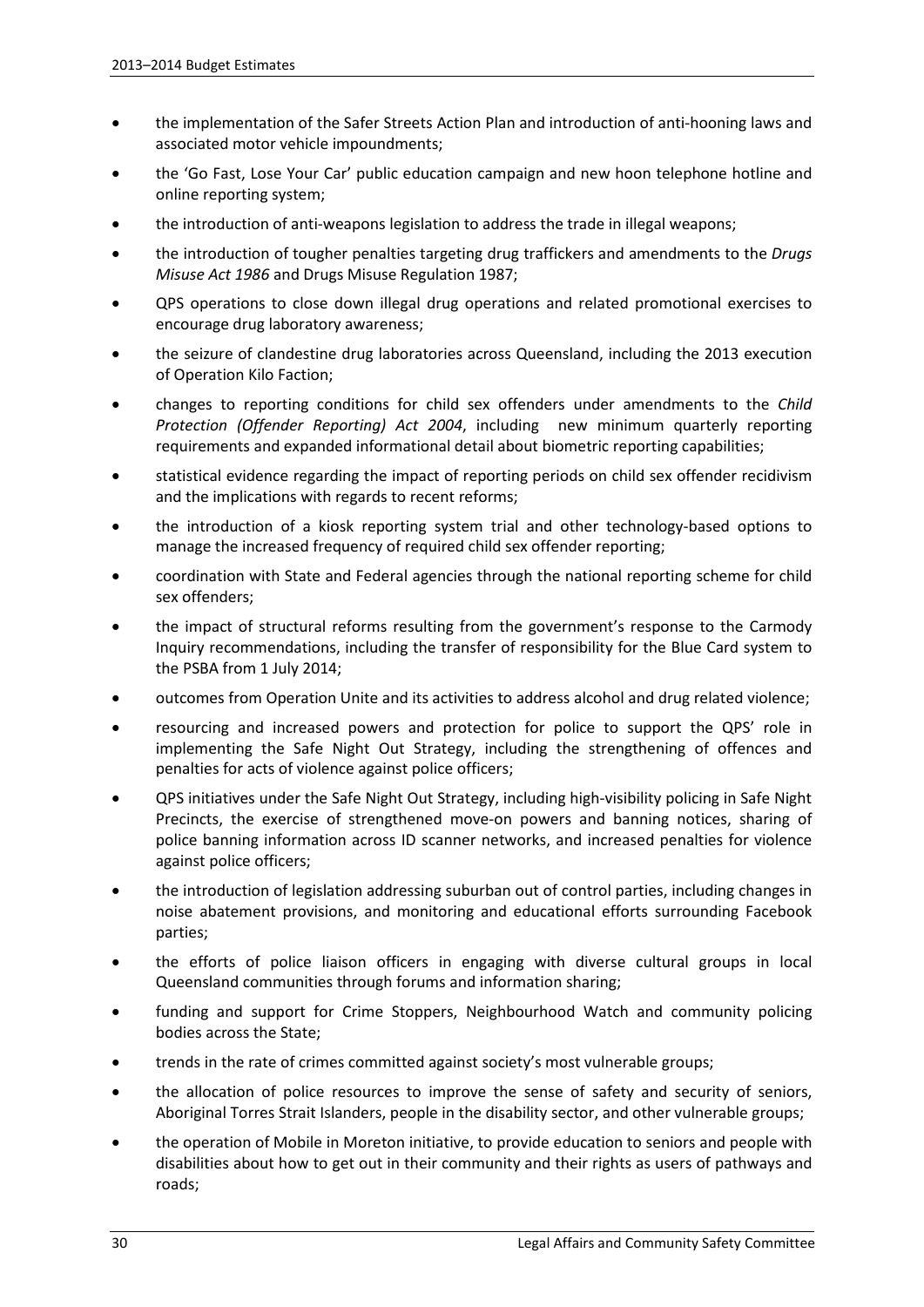- the implementation of the Safer Streets Action Plan and introduction of anti-hooning laws and associated motor vehicle impoundments;
- the 'Go Fast, Lose Your Car' public education campaign and new hoon telephone hotline and online reporting system;
- the introduction of anti-weapons legislation to address the trade in illegal weapons;
- the introduction of tougher penalties targeting drug traffickers and amendments to the *Drugs Misuse Act 1986* and Drugs Misuse Regulation 1987;
- QPS operations to close down illegal drug operations and related promotional exercises to encourage drug laboratory awareness;
- the seizure of clandestine drug laboratories across Queensland, including the 2013 execution of Operation Kilo Faction;
- changes to reporting conditions for child sex offenders under amendments to the *Child Protection (Offender Reporting) Act 2004*, including new minimum quarterly reporting requirements and expanded informational detail about biometric reporting capabilities;
- statistical evidence regarding the impact of reporting periods on child sex offender recidivism and the implications with regards to recent reforms;
- the introduction of a kiosk reporting system trial and other technology-based options to manage the increased frequency of required child sex offender reporting;
- coordination with State and Federal agencies through the national reporting scheme for child sex offenders;
- the impact of structural reforms resulting from the government's response to the Carmody Inquiry recommendations, including the transfer of responsibility for the Blue Card system to the PSBA from 1 July 2014;
- outcomes from Operation Unite and its activities to address alcohol and drug related violence;
- resourcing and increased powers and protection for police to support the QPS' role in implementing the Safe Night Out Strategy, including the strengthening of offences and penalties for acts of violence against police officers;
- QPS initiatives under the Safe Night Out Strategy, including high-visibility policing in Safe Night Precincts, the exercise of strengthened move-on powers and banning notices, sharing of police banning information across ID scanner networks, and increased penalties for violence against police officers;
- the introduction of legislation addressing suburban out of control parties, including changes in noise abatement provisions, and monitoring and educational efforts surrounding Facebook parties;
- the efforts of police liaison officers in engaging with diverse cultural groups in local Queensland communities through forums and information sharing;
- funding and support for Crime Stoppers, Neighbourhood Watch and community policing bodies across the State;
- trends in the rate of crimes committed against society's most vulnerable groups;
- the allocation of police resources to improve the sense of safety and security of seniors, Aboriginal Torres Strait Islanders, people in the disability sector, and other vulnerable groups;
- the operation of Mobile in Moreton initiative, to provide education to seniors and people with disabilities about how to get out in their community and their rights as users of pathways and roads;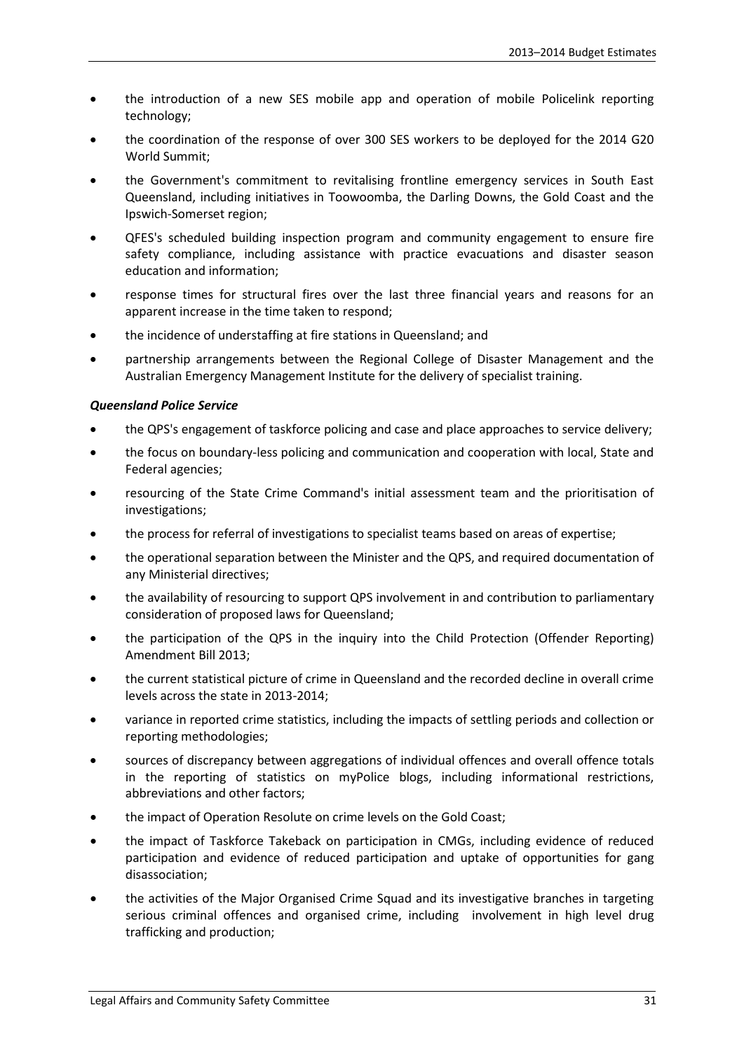- the introduction of a new SES mobile app and operation of mobile Policelink reporting technology;
- the coordination of the response of over 300 SES workers to be deployed for the 2014 G20 World Summit;
- the Government's commitment to revitalising frontline emergency services in South East Queensland, including initiatives in Toowoomba, the Darling Downs, the Gold Coast and the Ipswich-Somerset region;
- QFES's scheduled building inspection program and community engagement to ensure fire safety compliance, including assistance with practice evacuations and disaster season education and information;
- response times for structural fires over the last three financial years and reasons for an apparent increase in the time taken to respond;
- the incidence of understaffing at fire stations in Queensland; and
- partnership arrangements between the Regional College of Disaster Management and the Australian Emergency Management Institute for the delivery of specialist training.

***Queensland Police Service***

- the QPS's engagement of taskforce policing and case and place approaches to service delivery;
- the focus on boundary-less policing and communication and cooperation with local, State and Federal agencies;
- resourcing of the State Crime Command's initial assessment team and the prioritisation of investigations;
- the process for referral of investigations to specialist teams based on areas of expertise;
- the operational separation between the Minister and the QPS, and required documentation of any Ministerial directives;
- the availability of resourcing to support QPS involvement in and contribution to parliamentary consideration of proposed laws for Queensland;
- the participation of the QPS in the inquiry into the Child Protection (Offender Reporting) Amendment Bill 2013;
- the current statistical picture of crime in Queensland and the recorded decline in overall crime levels across the state in 2013-2014;
- variance in reported crime statistics, including the impacts of settling periods and collection or reporting methodologies;
- sources of discrepancy between aggregations of individual offences and overall offence totals in the reporting of statistics on myPolice blogs, including informational restrictions, abbreviations and other factors;
- the impact of Operation Resolute on crime levels on the Gold Coast;
- the impact of Taskforce Takeback on participation in CMGs, including evidence of reduced participation and evidence of reduced participation and uptake of opportunities for gang disassociation;
- the activities of the Major Organised Crime Squad and its investigative branches in targeting serious criminal offences and organised crime, including involvement in high level drug trafficking and production;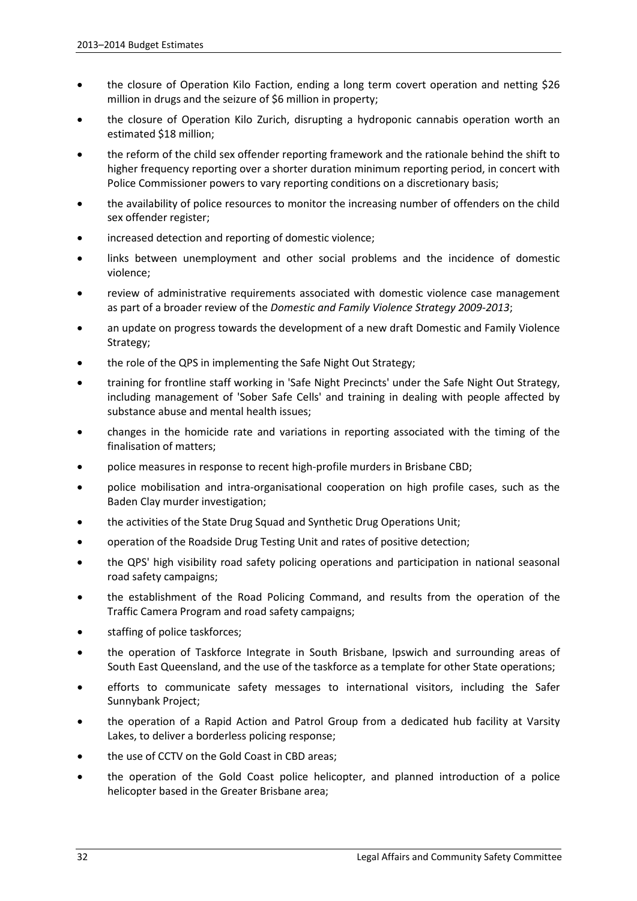- the closure of Operation Kilo Faction, ending a long term covert operation and netting $26 million in drugs and the seizure of $6 million in property;
- the closure of Operation Kilo Zurich, disrupting a hydroponic cannabis operation worth an estimated $18 million;
- the reform of the child sex offender reporting framework and the rationale behind the shift to higher frequency reporting over a shorter duration minimum reporting period, in concert with Police Commissioner powers to vary reporting conditions on a discretionary basis;
- the availability of police resources to monitor the increasing number of offenders on the child sex offender register;
- increased detection and reporting of domestic violence;
- links between unemployment and other social problems and the incidence of domestic violence;
- review of administrative requirements associated with domestic violence case management as part of a broader review of the *Domestic and Family Violence Strategy 2009-2013*;
- an update on progress towards the development of a new draft Domestic and Family Violence Strategy;
- the role of the QPS in implementing the Safe Night Out Strategy;
- training for frontline staff working in 'Safe Night Precincts' under the Safe Night Out Strategy, including management of 'Sober Safe Cells' and training in dealing with people affected by substance abuse and mental health issues;
- changes in the homicide rate and variations in reporting associated with the timing of the finalisation of matters;
- police measures in response to recent high-profile murders in Brisbane CBD;
- police mobilisation and intra-organisational cooperation on high profile cases, such as the Baden Clay murder investigation;
- the activities of the State Drug Squad and Synthetic Drug Operations Unit;
- operation of the Roadside Drug Testing Unit and rates of positive detection;
- the QPS' high visibility road safety policing operations and participation in national seasonal road safety campaigns;
- the establishment of the Road Policing Command, and results from the operation of the Traffic Camera Program and road safety campaigns;
- staffing of police taskforces;
- the operation of Taskforce Integrate in South Brisbane, Ipswich and surrounding areas of South East Queensland, and the use of the taskforce as a template for other State operations;
- efforts to communicate safety messages to international visitors, including the Safer Sunnybank Project;
- the operation of a Rapid Action and Patrol Group from a dedicated hub facility at Varsity Lakes, to deliver a borderless policing response;
- the use of CCTV on the Gold Coast in CBD areas;
- the operation of the Gold Coast police helicopter, and planned introduction of a police helicopter based in the Greater Brisbane area;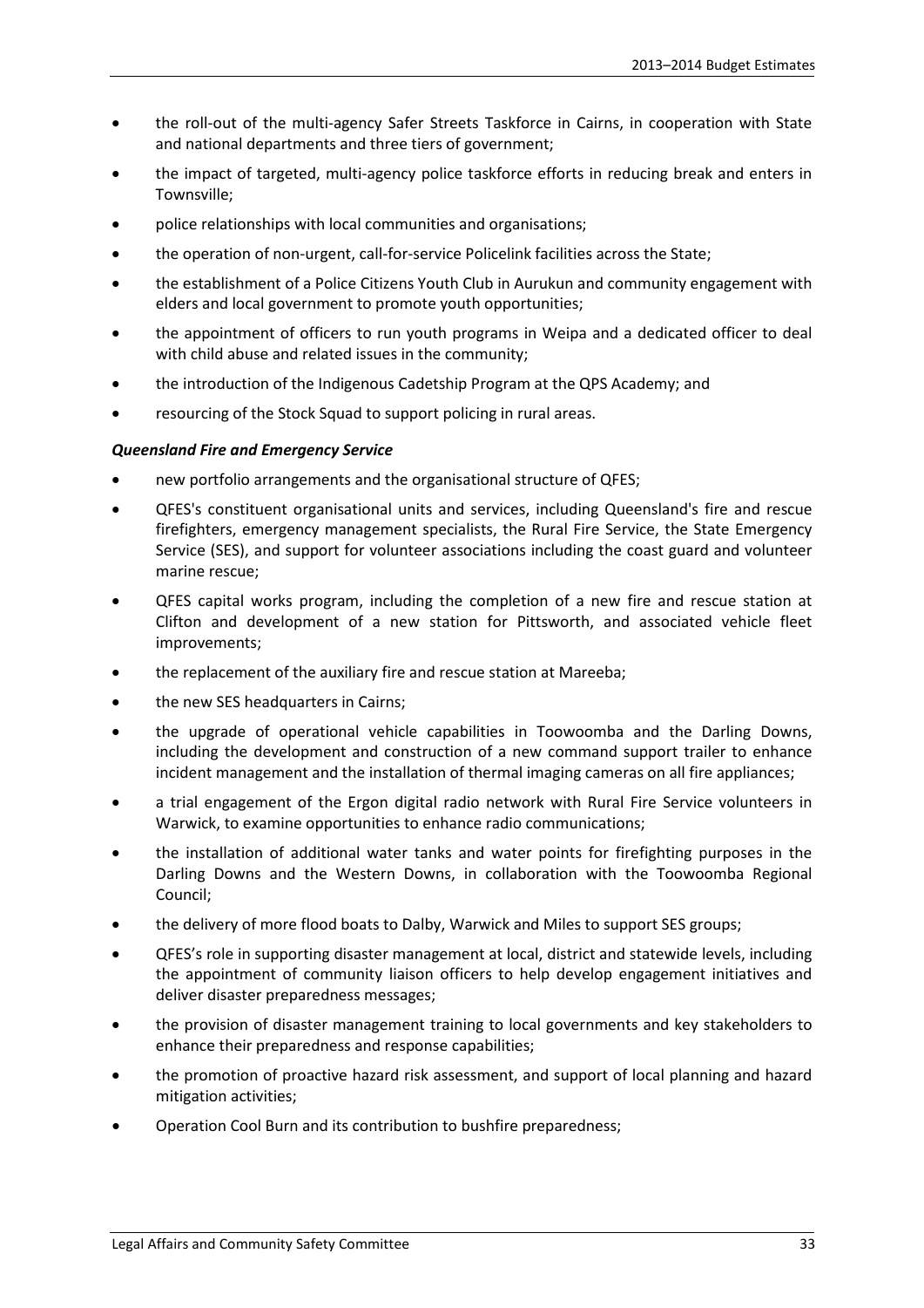- the roll-out of the multi-agency Safer Streets Taskforce in Cairns, in cooperation with State and national departments and three tiers of government;
- the impact of targeted, multi-agency police taskforce efforts in reducing break and enters in Townsville;
- police relationships with local communities and organisations;
- the operation of non-urgent, call-for-service Policelink facilities across the State;
- the establishment of a Police Citizens Youth Club in Aurukun and community engagement with elders and local government to promote youth opportunities;
- the appointment of officers to run youth programs in Weipa and a dedicated officer to deal with child abuse and related issues in the community;
- the introduction of the Indigenous Cadetship Program at the QPS Academy; and
- resourcing of the Stock Squad to support policing in rural areas.

***Queensland Fire and Emergency Service***

- new portfolio arrangements and the organisational structure of QFES;
- QFES's constituent organisational units and services, including Queensland's fire and rescue firefighters, emergency management specialists, the Rural Fire Service, the State Emergency Service (SES), and support for volunteer associations including the coast guard and volunteer marine rescue;
- QFES capital works program, including the completion of a new fire and rescue station at Clifton and development of a new station for Pittsworth, and associated vehicle fleet improvements;
- the replacement of the auxiliary fire and rescue station at Mareeba;
- the new SES headquarters in Cairns;
- the upgrade of operational vehicle capabilities in Toowoomba and the Darling Downs, including the development and construction of a new command support trailer to enhance incident management and the installation of thermal imaging cameras on all fire appliances;
- a trial engagement of the Ergon digital radio network with Rural Fire Service volunteers in Warwick, to examine opportunities to enhance radio communications;
- the installation of additional water tanks and water points for firefighting purposes in the Darling Downs and the Western Downs, in collaboration with the Toowoomba Regional Council;
- the delivery of more flood boats to Dalby, Warwick and Miles to support SES groups;
- QFES's role in supporting disaster management at local, district and statewide levels, including the appointment of community liaison officers to help develop engagement initiatives and deliver disaster preparedness messages;
- the provision of disaster management training to local governments and key stakeholders to enhance their preparedness and response capabilities;
- the promotion of proactive hazard risk assessment, and support of local planning and hazard mitigation activities;
- Operation Cool Burn and its contribution to bushfire preparedness;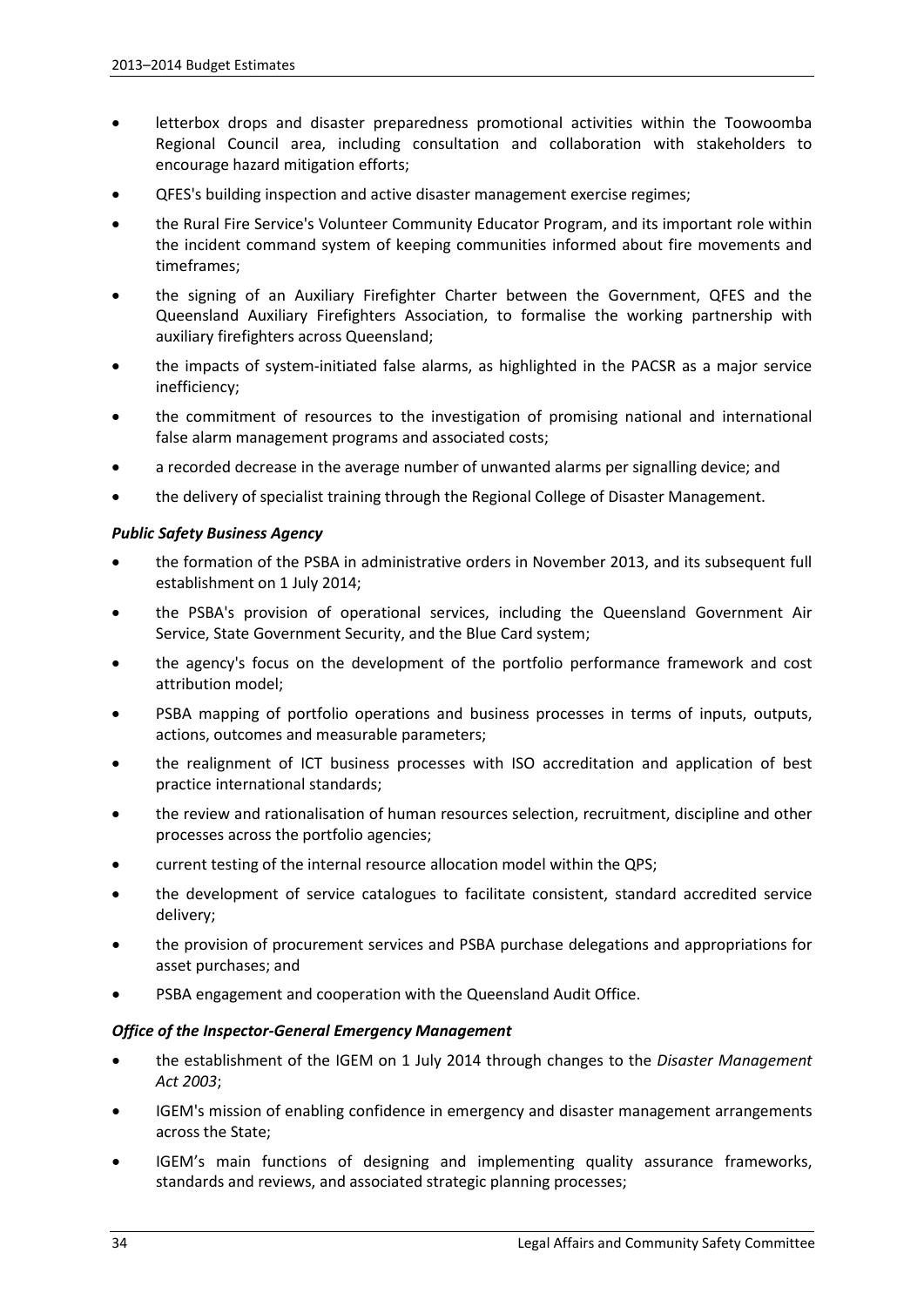- letterbox drops and disaster preparedness promotional activities within the Toowoomba Regional Council area, including consultation and collaboration with stakeholders to encourage hazard mitigation efforts;
- QFES's building inspection and active disaster management exercise regimes;
- the Rural Fire Service's Volunteer Community Educator Program, and its important role within the incident command system of keeping communities informed about fire movements and timeframes;
- the signing of an Auxiliary Firefighter Charter between the Government, QFES and the Queensland Auxiliary Firefighters Association, to formalise the working partnership with auxiliary firefighters across Queensland;
- the impacts of system-initiated false alarms, as highlighted in the PACSR as a major service inefficiency;
- the commitment of resources to the investigation of promising national and international false alarm management programs and associated costs;
- a recorded decrease in the average number of unwanted alarms per signalling device; and
- the delivery of specialist training through the Regional College of Disaster Management.

***Public Safety Business Agency***

- the formation of the PSBA in administrative orders in November 2013, and its subsequent full establishment on 1 July 2014;
- the PSBA's provision of operational services, including the Queensland Government Air Service, State Government Security, and the Blue Card system;
- the agency's focus on the development of the portfolio performance framework and cost attribution model;
- PSBA mapping of portfolio operations and business processes in terms of inputs, outputs, actions, outcomes and measurable parameters;
- the realignment of ICT business processes with ISO accreditation and application of best practice international standards;
- the review and rationalisation of human resources selection, recruitment, discipline and other processes across the portfolio agencies;
- current testing of the internal resource allocation model within the QPS;
- the development of service catalogues to facilitate consistent, standard accredited service delivery;
- the provision of procurement services and PSBA purchase delegations and appropriations for asset purchases; and
- PSBA engagement and cooperation with the Queensland Audit Office.

***Office of the Inspector-General Emergency Management***

- the establishment of the IGEM on 1 July 2014 through changes to the *Disaster Management Act 2003*;
- IGEM's mission of enabling confidence in emergency and disaster management arrangements across the State;
- IGEM's main functions of designing and implementing quality assurance frameworks, standards and reviews, and associated strategic planning processes;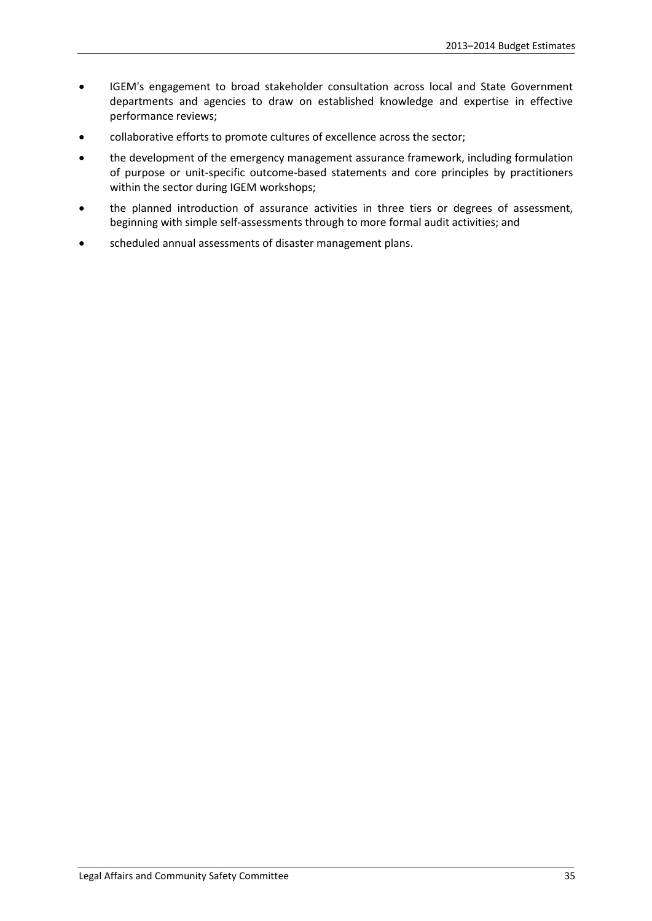- IGEM's engagement to broad stakeholder consultation across local and State Government departments and agencies to draw on established knowledge and expertise in effective performance reviews;
- collaborative efforts to promote cultures of excellence across the sector;
- the development of the emergency management assurance framework, including formulation of purpose or unit-specific outcome-based statements and core principles by practitioners within the sector during IGEM workshops;
- the planned introduction of assurance activities in three tiers or degrees of assessment, beginning with simple self-assessments through to more formal audit activities; and
- scheduled annual assessments of disaster management plans.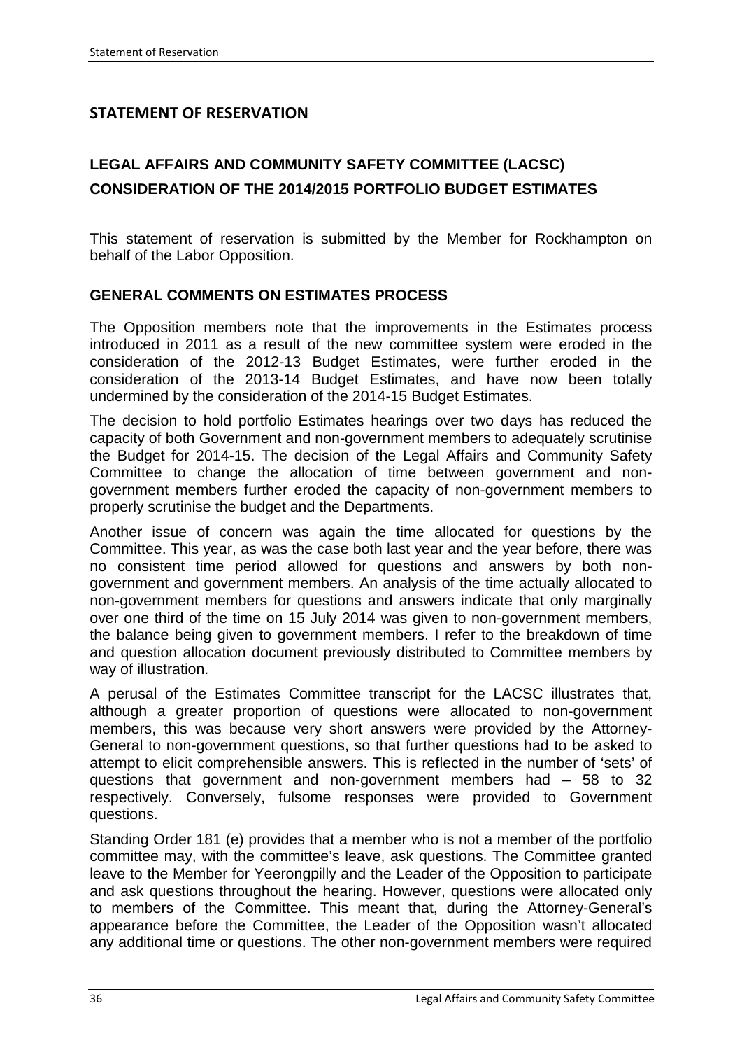## STATEMENT OF RESERVATION

### LEGAL AFFAIRS AND COMMUNITY SAFETY COMMITTEE (LACSC) CONSIDERATION OF THE 2014/2015 PORTFOLIO BUDGET ESTIMATES

This statement of reservation is submitted by the Member for Rockhampton on behalf of the Labor Opposition.

### GENERAL COMMENTS ON ESTIMATES PROCESS

The Opposition members note that the improvements in the Estimates process introduced in 2011 as a result of the new committee system were eroded in the consideration of the 2012-13 Budget Estimates, were further eroded in the consideration of the 2013-14 Budget Estimates, and have now been totally undermined by the consideration of the 2014-15 Budget Estimates.

The decision to hold portfolio Estimates hearings over two days has reduced the capacity of both Government and non-government members to adequately scrutinise the Budget for 2014-15. The decision of the Legal Affairs and Community Safety Committee to change the allocation of time between government and non-government members further eroded the capacity of non-government members to properly scrutinise the budget and the Departments.

Another issue of concern was again the time allocated for questions by the Committee. This year, as was the case both last year and the year before, there was no consistent time period allowed for questions and answers by both non-government and government members. An analysis of the time actually allocated to non-government members for questions and answers indicate that only marginally over one third of the time on 15 July 2014 was given to non-government members, the balance being given to government members. I refer to the breakdown of time and question allocation document previously distributed to Committee members by way of illustration.

A perusal of the Estimates Committee transcript for the LACSC illustrates that, although a greater proportion of questions were allocated to non-government members, this was because very short answers were provided by the Attorney-General to non-government questions, so that further questions had to be asked to attempt to elicit comprehensible answers. This is reflected in the number of 'sets' of questions that government and non-government members had – 58 to 32 respectively. Conversely, fulsome responses were provided to Government questions.

Standing Order 181 (e) provides that a member who is not a member of the portfolio committee may, with the committee's leave, ask questions. The Committee granted leave to the Member for Yeerongpilly and the Leader of the Opposition to participate and ask questions throughout the hearing. However, questions were allocated only to members of the Committee. This meant that, during the Attorney-General's appearance before the Committee, the Leader of the Opposition wasn't allocated any additional time or questions. The other non-government members were required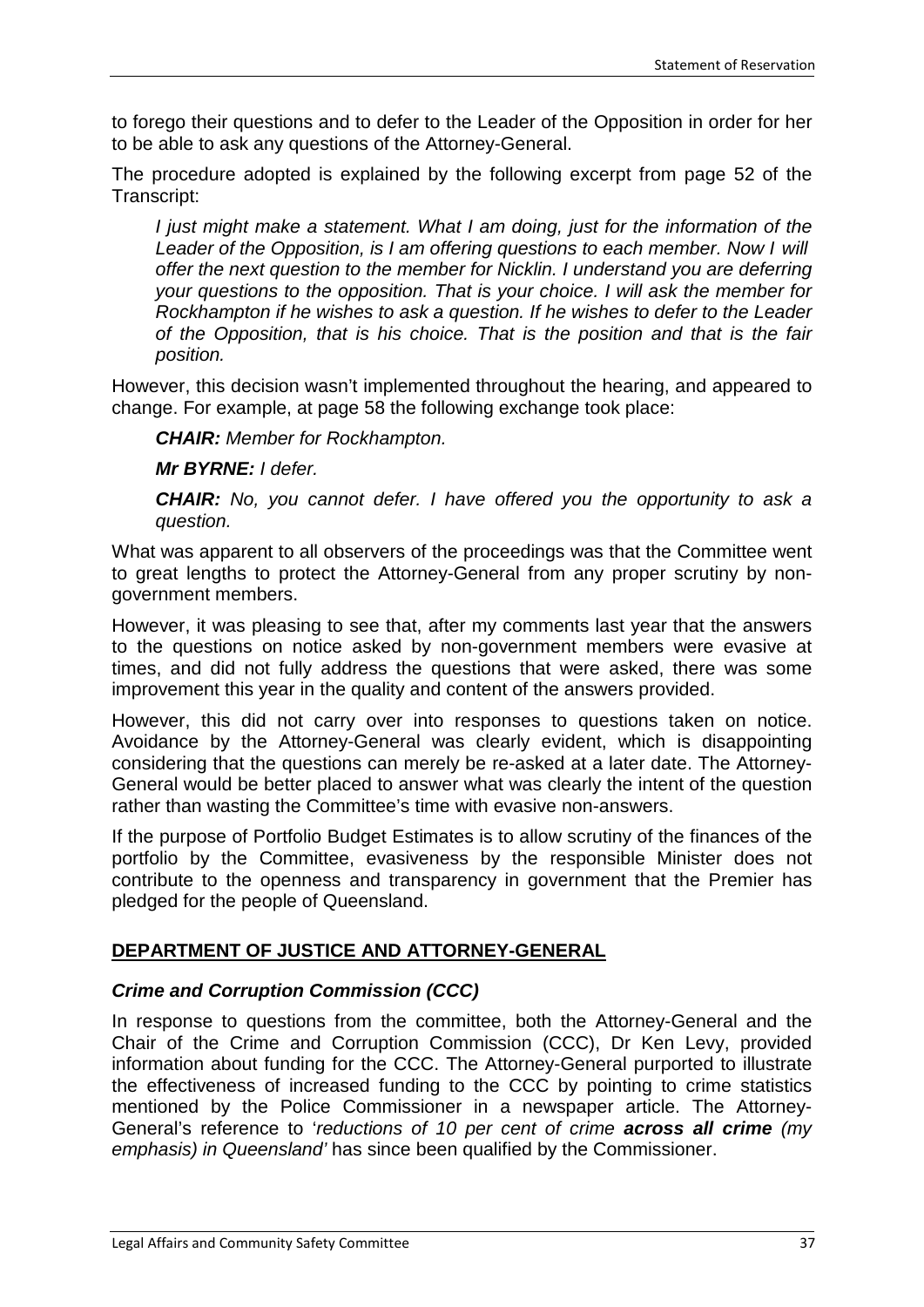to forego their questions and to defer to the Leader of the Opposition in order for her to be able to ask any questions of the Attorney-General.

The procedure adopted is explained by the following excerpt from page 52 of the Transcript:

> *I just might make a statement. What I am doing, just for the information of the Leader of the Opposition, is I am offering questions to each member. Now I will offer the next question to the member for Nicklin. I understand you are deferring your questions to the opposition. That is your choice. I will ask the member for Rockhampton if he wishes to ask a question. If he wishes to defer to the Leader of the Opposition, that is his choice. That is the position and that is the fair position.*

However, this decision wasn't implemented throughout the hearing, and appeared to change. For example, at page 58 the following exchange took place:

> ***CHAIR:*** *Member for Rockhampton.*
>
> ***Mr BYRNE:*** *I defer.*
>
> ***CHAIR:*** *No, you cannot defer. I have offered you the opportunity to ask a question.*

What was apparent to all observers of the proceedings was that the Committee went to great lengths to protect the Attorney-General from any proper scrutiny by non-government members.

However, it was pleasing to see that, after my comments last year that the answers to the questions on notice asked by non-government members were evasive at times, and did not fully address the questions that were asked, there was some improvement this year in the quality and content of the answers provided.

However, this did not carry over into responses to questions taken on notice. Avoidance by the Attorney-General was clearly evident, which is disappointing considering that the questions can merely be re-asked at a later date. The Attorney-General would be better placed to answer what was clearly the intent of the question rather than wasting the Committee's time with evasive non-answers.

If the purpose of Portfolio Budget Estimates is to allow scrutiny of the finances of the portfolio by the Committee, evasiveness by the responsible Minister does not contribute to the openness and transparency in government that the Premier has pledged for the people of Queensland.

## DEPARTMENT OF JUSTICE AND ATTORNEY-GENERAL

### *Crime and Corruption Commission (CCC)*

In response to questions from the committee, both the Attorney-General and the Chair of the Crime and Corruption Commission (CCC), Dr Ken Levy, provided information about funding for the CCC. The Attorney-General purported to illustrate the effectiveness of increased funding to the CCC by pointing to crime statistics mentioned by the Police Commissioner in a newspaper article. The Attorney-General's reference to '*reductions of 10 per cent of crime **across all crime** (my emphasis) in Queensland'* has since been qualified by the Commissioner.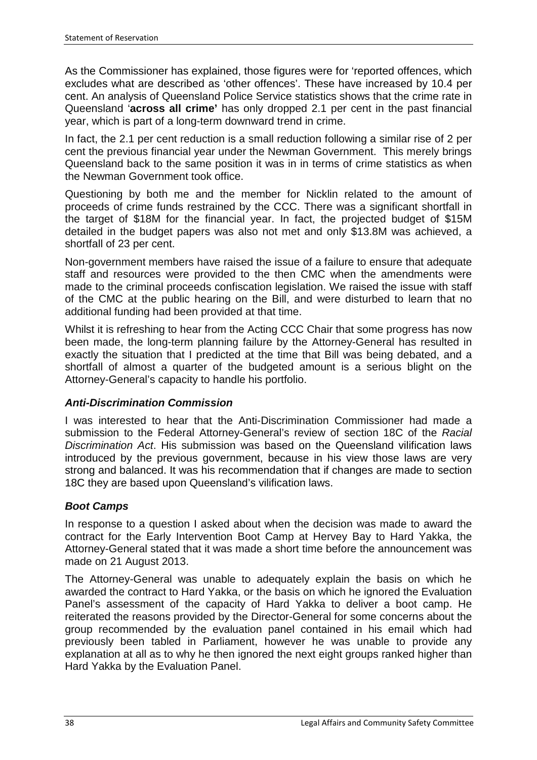As the Commissioner has explained, those figures were for 'reported offences, which excludes what are described as 'other offences'. These have increased by 10.4 per cent. An analysis of Queensland Police Service statistics shows that the crime rate in Queensland '**across all crime'** has only dropped 2.1 per cent in the past financial year, which is part of a long-term downward trend in crime.

In fact, the 2.1 per cent reduction is a small reduction following a similar rise of 2 per cent the previous financial year under the Newman Government. This merely brings Queensland back to the same position it was in in terms of crime statistics as when the Newman Government took office.

Questioning by both me and the member for Nicklin related to the amount of proceeds of crime funds restrained by the CCC. There was a significant shortfall in the target of $18M for the financial year. In fact, the projected budget of $15M detailed in the budget papers was also not met and only $13.8M was achieved, a shortfall of 23 per cent.

Non-government members have raised the issue of a failure to ensure that adequate staff and resources were provided to the then CMC when the amendments were made to the criminal proceeds confiscation legislation. We raised the issue with staff of the CMC at the public hearing on the Bill, and were disturbed to learn that no additional funding had been provided at that time.

Whilst it is refreshing to hear from the Acting CCC Chair that some progress has now been made, the long-term planning failure by the Attorney-General has resulted in exactly the situation that I predicted at the time that Bill was being debated, and a shortfall of almost a quarter of the budgeted amount is a serious blight on the Attorney-General's capacity to handle his portfolio.

### *Anti-Discrimination Commission*

I was interested to hear that the Anti-Discrimination Commissioner had made a submission to the Federal Attorney-General's review of section 18C of the *Racial Discrimination Act*. His submission was based on the Queensland vilification laws introduced by the previous government, because in his view those laws are very strong and balanced. It was his recommendation that if changes are made to section 18C they are based upon Queensland's vilification laws.

### *Boot Camps*

In response to a question I asked about when the decision was made to award the contract for the Early Intervention Boot Camp at Hervey Bay to Hard Yakka, the Attorney-General stated that it was made a short time before the announcement was made on 21 August 2013.

The Attorney-General was unable to adequately explain the basis on which he awarded the contract to Hard Yakka, or the basis on which he ignored the Evaluation Panel's assessment of the capacity of Hard Yakka to deliver a boot camp. He reiterated the reasons provided by the Director-General for some concerns about the group recommended by the evaluation panel contained in his email which had previously been tabled in Parliament, however he was unable to provide any explanation at all as to why he then ignored the next eight groups ranked higher than Hard Yakka by the Evaluation Panel.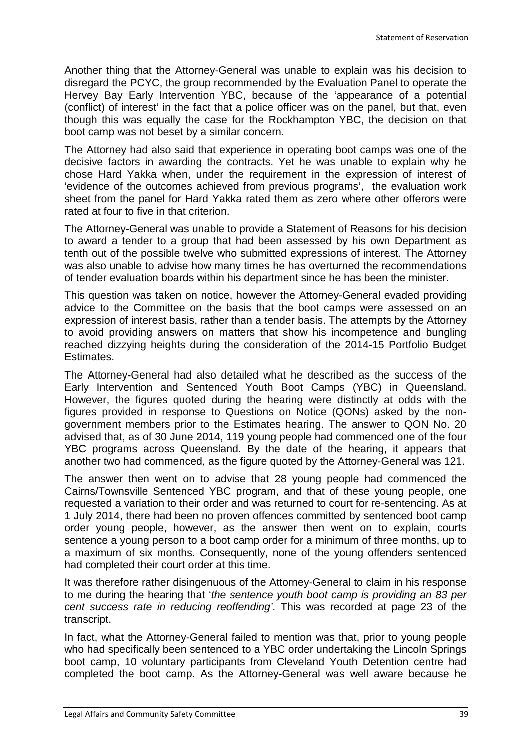Another thing that the Attorney-General was unable to explain was his decision to disregard the PCYC, the group recommended by the Evaluation Panel to operate the Hervey Bay Early Intervention YBC, because of the 'appearance of a potential (conflict) of interest' in the fact that a police officer was on the panel, but that, even though this was equally the case for the Rockhampton YBC, the decision on that boot camp was not beset by a similar concern.

The Attorney had also said that experience in operating boot camps was one of the decisive factors in awarding the contracts. Yet he was unable to explain why he chose Hard Yakka when, under the requirement in the expression of interest of 'evidence of the outcomes achieved from previous programs', the evaluation work sheet from the panel for Hard Yakka rated them as zero where other offerors were rated at four to five in that criterion.

The Attorney-General was unable to provide a Statement of Reasons for his decision to award a tender to a group that had been assessed by his own Department as tenth out of the possible twelve who submitted expressions of interest. The Attorney was also unable to advise how many times he has overturned the recommendations of tender evaluation boards within his department since he has been the minister.

This question was taken on notice, however the Attorney-General evaded providing advice to the Committee on the basis that the boot camps were assessed on an expression of interest basis, rather than a tender basis. The attempts by the Attorney to avoid providing answers on matters that show his incompetence and bungling reached dizzying heights during the consideration of the 2014-15 Portfolio Budget Estimates.

The Attorney-General had also detailed what he described as the success of the Early Intervention and Sentenced Youth Boot Camps (YBC) in Queensland. However, the figures quoted during the hearing were distinctly at odds with the figures provided in response to Questions on Notice (QONs) asked by the non-government members prior to the Estimates hearing. The answer to QON No. 20 advised that, as of 30 June 2014, 119 young people had commenced one of the four YBC programs across Queensland. By the date of the hearing, it appears that another two had commenced, as the figure quoted by the Attorney-General was 121.

The answer then went on to advise that 28 young people had commenced the Cairns/Townsville Sentenced YBC program, and that of these young people, one requested a variation to their order and was returned to court for re-sentencing. As at 1 July 2014, there had been no proven offences committed by sentenced boot camp order young people, however, as the answer then went on to explain, courts sentence a young person to a boot camp order for a minimum of three months, up to a maximum of six months. Consequently, none of the young offenders sentenced had completed their court order at this time.

It was therefore rather disingenuous of the Attorney-General to claim in his response to me during the hearing that '*the sentence youth boot camp is providing an 83 per cent success rate in reducing reoffending'*. This was recorded at page 23 of the transcript.

In fact, what the Attorney-General failed to mention was that, prior to young people who had specifically been sentenced to a YBC order undertaking the Lincoln Springs boot camp, 10 voluntary participants from Cleveland Youth Detention centre had completed the boot camp. As the Attorney-General was well aware because he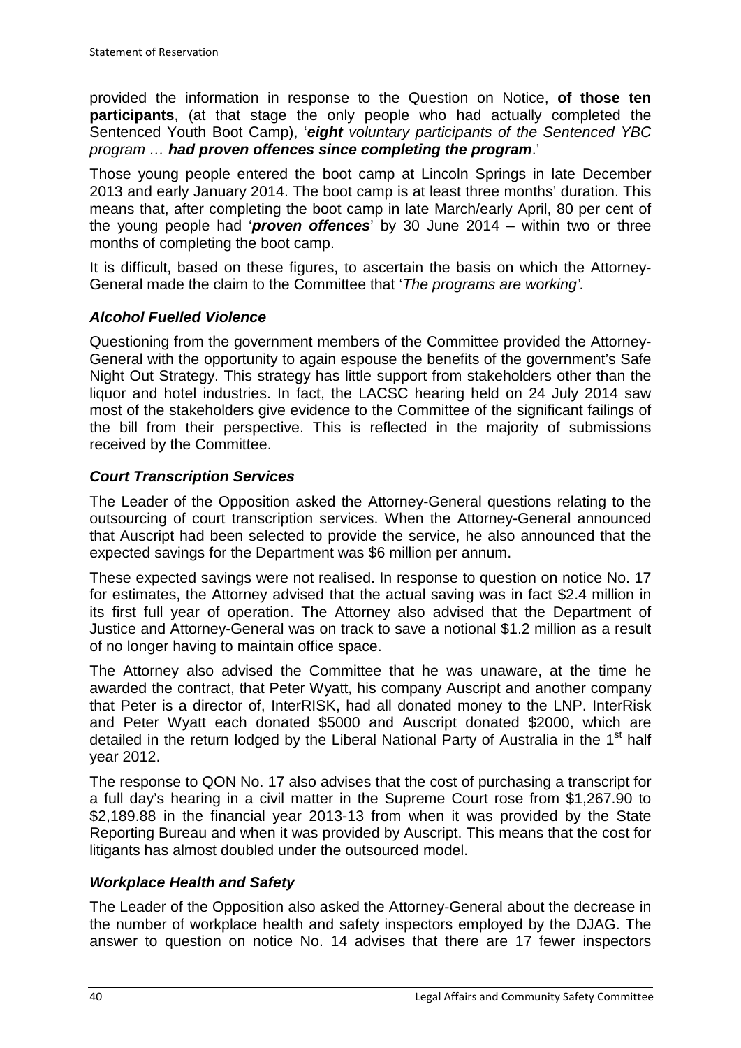provided the information in response to the Question on Notice, **of those ten participants**, (at that stage the only people who had actually completed the Sentenced Youth Boot Camp), '***eight*** *voluntary participants of the Sentenced YBC program …* ***had proven offences since completing the program***.'

Those young people entered the boot camp at Lincoln Springs in late December 2013 and early January 2014. The boot camp is at least three months' duration. This means that, after completing the boot camp in late March/early April, 80 per cent of the young people had '***proven offences***' by 30 June 2014 – within two or three months of completing the boot camp.

It is difficult, based on these figures, to ascertain the basis on which the Attorney-General made the claim to the Committee that '*The programs are working'.*

### *Alcohol Fuelled Violence*

Questioning from the government members of the Committee provided the Attorney-General with the opportunity to again espouse the benefits of the government's Safe Night Out Strategy. This strategy has little support from stakeholders other than the liquor and hotel industries. In fact, the LACSC hearing held on 24 July 2014 saw most of the stakeholders give evidence to the Committee of the significant failings of the bill from their perspective. This is reflected in the majority of submissions received by the Committee.

### *Court Transcription Services*

The Leader of the Opposition asked the Attorney-General questions relating to the outsourcing of court transcription services. When the Attorney-General announced that Auscript had been selected to provide the service, he also announced that the expected savings for the Department was $6 million per annum.

These expected savings were not realised. In response to question on notice No. 17 for estimates, the Attorney advised that the actual saving was in fact $2.4 million in its first full year of operation. The Attorney also advised that the Department of Justice and Attorney-General was on track to save a notional $1.2 million as a result of no longer having to maintain office space.

The Attorney also advised the Committee that he was unaware, at the time he awarded the contract, that Peter Wyatt, his company Auscript and another company that Peter is a director of, InterRISK, had all donated money to the LNP. InterRisk and Peter Wyatt each donated $5000 and Auscript donated $2000, which are detailed in the return lodged by the Liberal National Party of Australia in the 1st half year 2012.

The response to QON No. 17 also advises that the cost of purchasing a transcript for a full day's hearing in a civil matter in the Supreme Court rose from $1,267.90 to $2,189.88 in the financial year 2013-13 from when it was provided by the State Reporting Bureau and when it was provided by Auscript. This means that the cost for litigants has almost doubled under the outsourced model.

### *Workplace Health and Safety*

The Leader of the Opposition also asked the Attorney-General about the decrease in the number of workplace health and safety inspectors employed by the DJAG. The answer to question on notice No. 14 advises that there are 17 fewer inspectors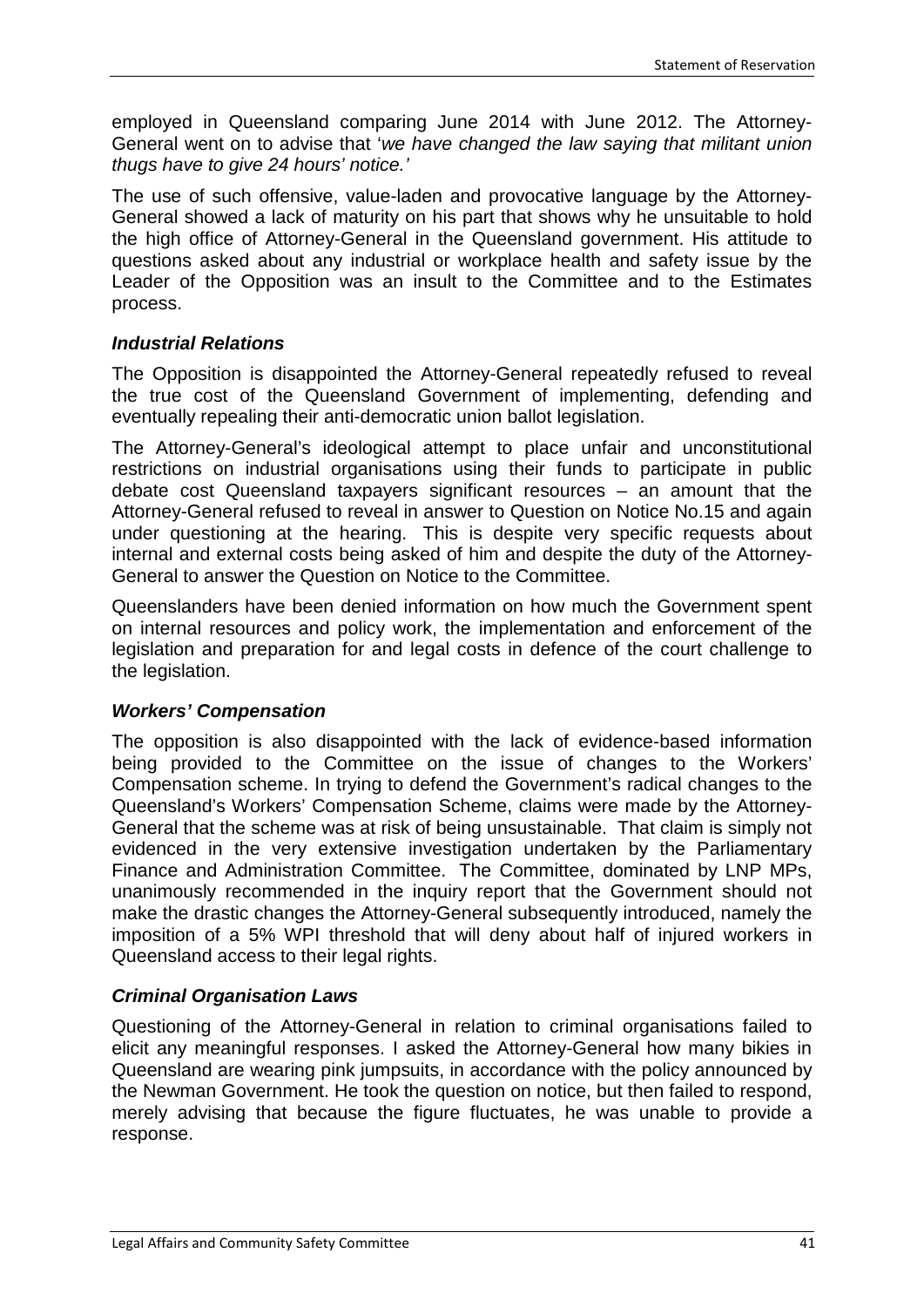employed in Queensland comparing June 2014 with June 2012. The Attorney-General went on to advise that '*we have changed the law saying that militant union thugs have to give 24 hours' notice.'*

The use of such offensive, value-laden and provocative language by the Attorney-General showed a lack of maturity on his part that shows why he unsuitable to hold the high office of Attorney-General in the Queensland government. His attitude to questions asked about any industrial or workplace health and safety issue by the Leader of the Opposition was an insult to the Committee and to the Estimates process.

### *Industrial Relations*

The Opposition is disappointed the Attorney-General repeatedly refused to reveal the true cost of the Queensland Government of implementing, defending and eventually repealing their anti-democratic union ballot legislation.

The Attorney-General's ideological attempt to place unfair and unconstitutional restrictions on industrial organisations using their funds to participate in public debate cost Queensland taxpayers significant resources – an amount that the Attorney-General refused to reveal in answer to Question on Notice No.15 and again under questioning at the hearing. This is despite very specific requests about internal and external costs being asked of him and despite the duty of the Attorney-General to answer the Question on Notice to the Committee.

Queenslanders have been denied information on how much the Government spent on internal resources and policy work, the implementation and enforcement of the legislation and preparation for and legal costs in defence of the court challenge to the legislation.

### *Workers' Compensation*

The opposition is also disappointed with the lack of evidence-based information being provided to the Committee on the issue of changes to the Workers' Compensation scheme. In trying to defend the Government's radical changes to the Queensland's Workers' Compensation Scheme, claims were made by the Attorney-General that the scheme was at risk of being unsustainable. That claim is simply not evidenced in the very extensive investigation undertaken by the Parliamentary Finance and Administration Committee. The Committee, dominated by LNP MPs, unanimously recommended in the inquiry report that the Government should not make the drastic changes the Attorney-General subsequently introduced, namely the imposition of a 5% WPI threshold that will deny about half of injured workers in Queensland access to their legal rights.

### *Criminal Organisation Laws*

Questioning of the Attorney-General in relation to criminal organisations failed to elicit any meaningful responses. I asked the Attorney-General how many bikies in Queensland are wearing pink jumpsuits, in accordance with the policy announced by the Newman Government. He took the question on notice, but then failed to respond, merely advising that because the figure fluctuates, he was unable to provide a response.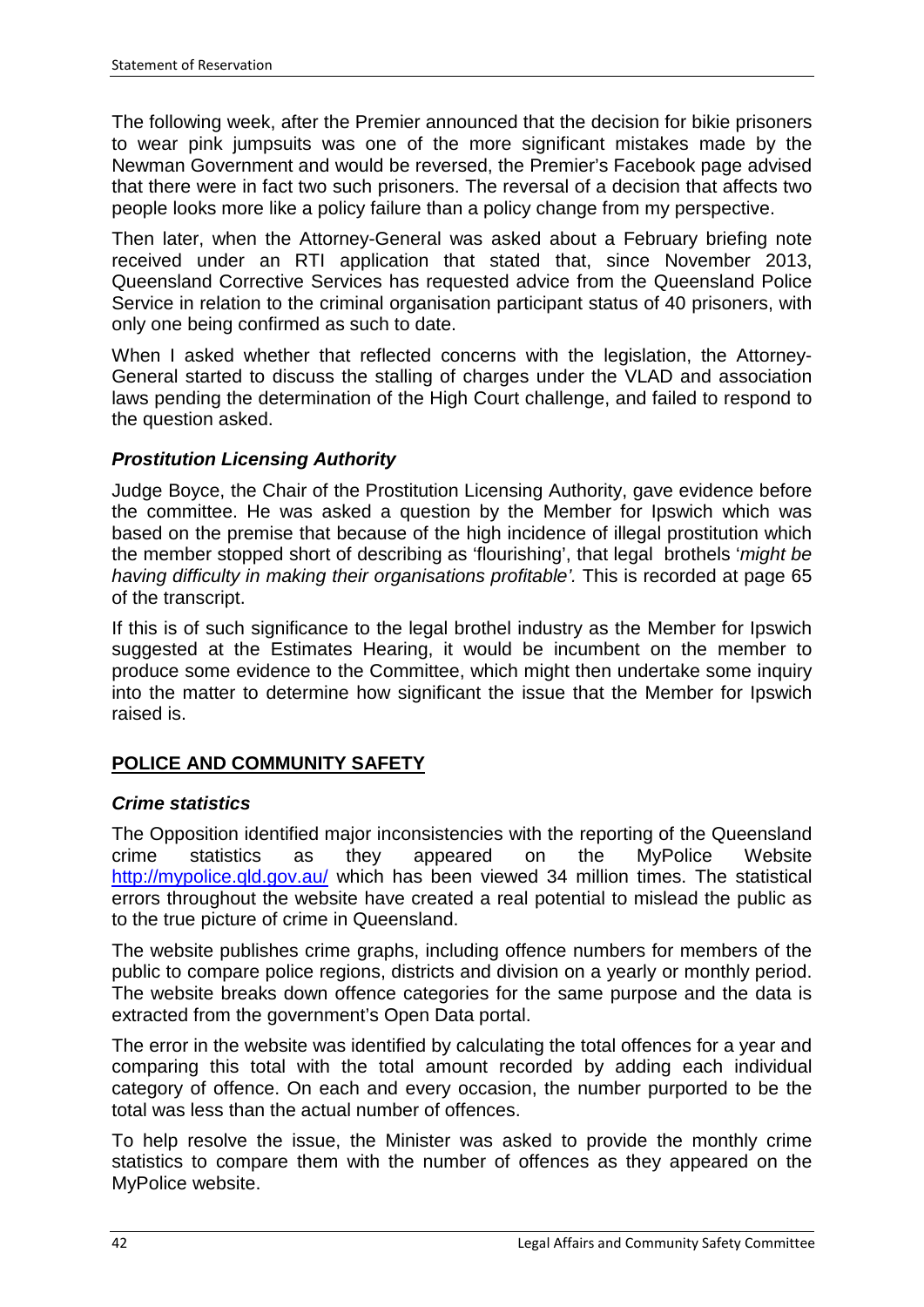The following week, after the Premier announced that the decision for bikie prisoners to wear pink jumpsuits was one of the more significant mistakes made by the Newman Government and would be reversed, the Premier's Facebook page advised that there were in fact two such prisoners. The reversal of a decision that affects two people looks more like a policy failure than a policy change from my perspective.

Then later, when the Attorney-General was asked about a February briefing note received under an RTI application that stated that, since November 2013, Queensland Corrective Services has requested advice from the Queensland Police Service in relation to the criminal organisation participant status of 40 prisoners, with only one being confirmed as such to date.

When I asked whether that reflected concerns with the legislation, the Attorney-General started to discuss the stalling of charges under the VLAD and association laws pending the determination of the High Court challenge, and failed to respond to the question asked.

### *Prostitution Licensing Authority*

Judge Boyce, the Chair of the Prostitution Licensing Authority, gave evidence before the committee. He was asked a question by the Member for Ipswich which was based on the premise that because of the high incidence of illegal prostitution which the member stopped short of describing as 'flourishing', that legal brothels '*might be having difficulty in making their organisations profitable'.* This is recorded at page 65 of the transcript.

If this is of such significance to the legal brothel industry as the Member for Ipswich suggested at the Estimates Hearing, it would be incumbent on the member to produce some evidence to the Committee, which might then undertake some inquiry into the matter to determine how significant the issue that the Member for Ipswich raised is.

## POLICE AND COMMUNITY SAFETY

### *Crime statistics*

The Opposition identified major inconsistencies with the reporting of the Queensland crime statistics as they appeared on the MyPolice Website http://mypolice.qld.gov.au/ which has been viewed 34 million times. The statistical errors throughout the website have created a real potential to mislead the public as to the true picture of crime in Queensland.

The website publishes crime graphs, including offence numbers for members of the public to compare police regions, districts and division on a yearly or monthly period. The website breaks down offence categories for the same purpose and the data is extracted from the government's Open Data portal.

The error in the website was identified by calculating the total offences for a year and comparing this total with the total amount recorded by adding each individual category of offence. On each and every occasion, the number purported to be the total was less than the actual number of offences.

To help resolve the issue, the Minister was asked to provide the monthly crime statistics to compare them with the number of offences as they appeared on the MyPolice website.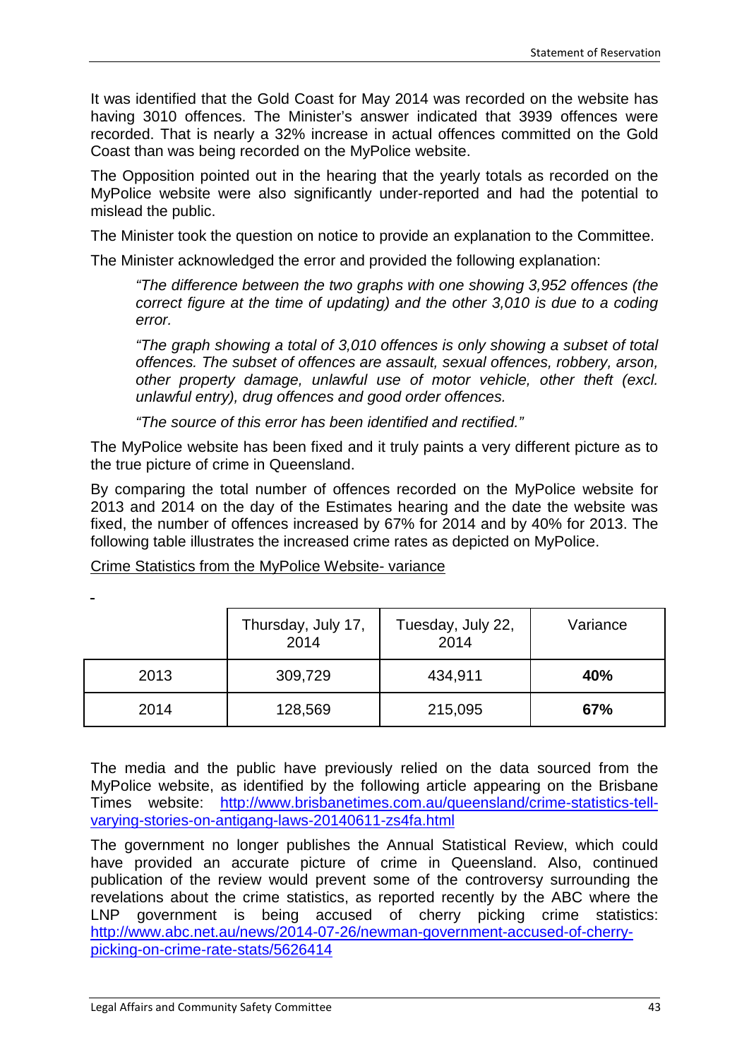It was identified that the Gold Coast for May 2014 was recorded on the website has having 3010 offences. The Minister's answer indicated that 3939 offences were recorded. That is nearly a 32% increase in actual offences committed on the Gold Coast than was being recorded on the MyPolice website.

The Opposition pointed out in the hearing that the yearly totals as recorded on the MyPolice website were also significantly under-reported and had the potential to mislead the public.

The Minister took the question on notice to provide an explanation to the Committee.

The Minister acknowledged the error and provided the following explanation:

> *"The difference between the two graphs with one showing 3,952 offences (the correct figure at the time of updating) and the other 3,010 is due to a coding error.*
>
> *"The graph showing a total of 3,010 offences is only showing a subset of total offences. The subset of offences are assault, sexual offences, robbery, arson, other property damage, unlawful use of motor vehicle, other theft (excl. unlawful entry), drug offences and good order offences.*
>
> *"The source of this error has been identified and rectified."*

The MyPolice website has been fixed and it truly paints a very different picture as to the true picture of crime in Queensland.

By comparing the total number of offences recorded on the MyPolice website for 2013 and 2014 on the day of the Estimates hearing and the date the website was fixed, the number of offences increased by 67% for 2014 and by 40% for 2013. The following table illustrates the increased crime rates as depicted on MyPolice.

Crime Statistics from the MyPolice Website- variance

| | Thursday, July 17, 2014 | Tuesday, July 22, 2014 | Variance |
|---|---|---|---|
| 2013 | 309,729 | 434,911 | **40%** |
| 2014 | 128,569 | 215,095 | **67%** |

The media and the public have previously relied on the data sourced from the MyPolice website, as identified by the following article appearing on the Brisbane Times website: http://www.brisbanetimes.com.au/queensland/crime-statistics-tell-varying-stories-on-antigang-laws-20140611-zs4fa.html

The government no longer publishes the Annual Statistical Review, which could have provided an accurate picture of crime in Queensland. Also, continued publication of the review would prevent some of the controversy surrounding the revelations about the crime statistics, as reported recently by the ABC where the LNP government is being accused of cherry picking crime statistics: http://www.abc.net.au/news/2014-07-26/newman-government-accused-of-cherry-picking-on-crime-rate-stats/5626414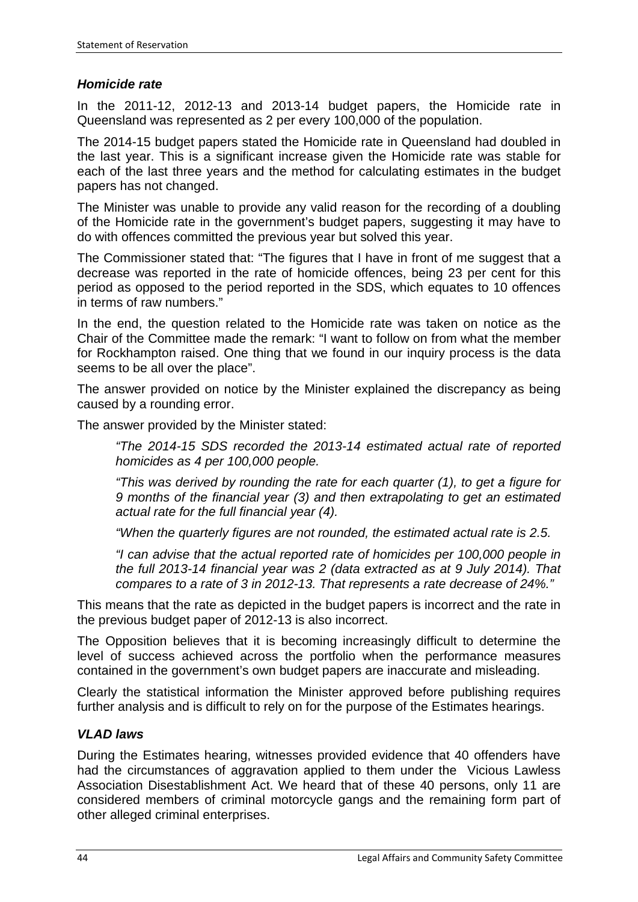### *Homicide rate*

In the 2011-12, 2012-13 and 2013-14 budget papers, the Homicide rate in Queensland was represented as 2 per every 100,000 of the population.

The 2014-15 budget papers stated the Homicide rate in Queensland had doubled in the last year. This is a significant increase given the Homicide rate was stable for each of the last three years and the method for calculating estimates in the budget papers has not changed.

The Minister was unable to provide any valid reason for the recording of a doubling of the Homicide rate in the government's budget papers, suggesting it may have to do with offences committed the previous year but solved this year.

The Commissioner stated that: "The figures that I have in front of me suggest that a decrease was reported in the rate of homicide offences, being 23 per cent for this period as opposed to the period reported in the SDS, which equates to 10 offences in terms of raw numbers."

In the end, the question related to the Homicide rate was taken on notice as the Chair of the Committee made the remark: "I want to follow on from what the member for Rockhampton raised. One thing that we found in our inquiry process is the data seems to be all over the place".

The answer provided on notice by the Minister explained the discrepancy as being caused by a rounding error.

The answer provided by the Minister stated:

> *"The 2014-15 SDS recorded the 2013-14 estimated actual rate of reported homicides as 4 per 100,000 people.*
>
> *"This was derived by rounding the rate for each quarter (1), to get a figure for 9 months of the financial year (3) and then extrapolating to get an estimated actual rate for the full financial year (4).*
>
> *"When the quarterly figures are not rounded, the estimated actual rate is 2.5.*
>
> *"I can advise that the actual reported rate of homicides per 100,000 people in the full 2013-14 financial year was 2 (data extracted as at 9 July 2014). That compares to a rate of 3 in 2012-13. That represents a rate decrease of 24%."*

This means that the rate as depicted in the budget papers is incorrect and the rate in the previous budget paper of 2012-13 is also incorrect.

The Opposition believes that it is becoming increasingly difficult to determine the level of success achieved across the portfolio when the performance measures contained in the government's own budget papers are inaccurate and misleading.

Clearly the statistical information the Minister approved before publishing requires further analysis and is difficult to rely on for the purpose of the Estimates hearings.

### *VLAD laws*

During the Estimates hearing, witnesses provided evidence that 40 offenders have had the circumstances of aggravation applied to them under the Vicious Lawless Association Disestablishment Act. We heard that of these 40 persons, only 11 are considered members of criminal motorcycle gangs and the remaining form part of other alleged criminal enterprises.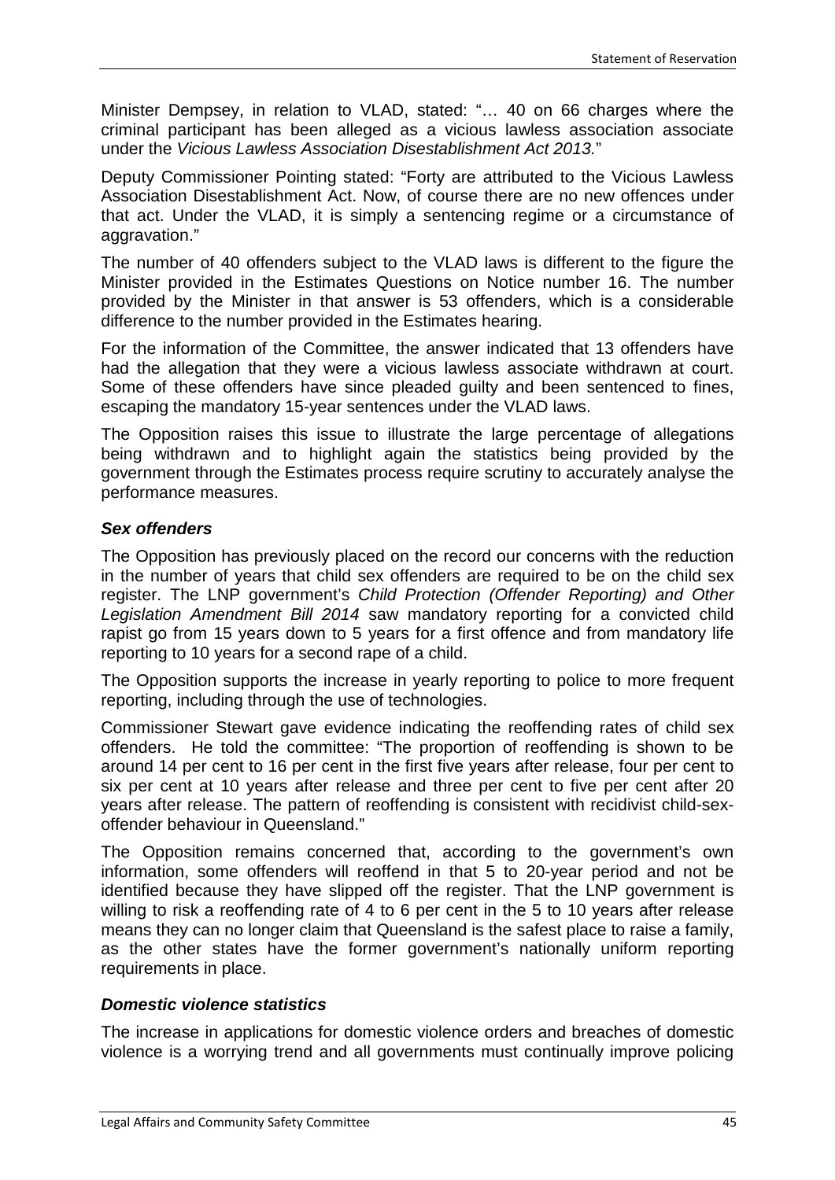Minister Dempsey, in relation to VLAD, stated: "… 40 on 66 charges where the criminal participant has been alleged as a vicious lawless association associate under the *Vicious Lawless Association Disestablishment Act 2013.*"

Deputy Commissioner Pointing stated: "Forty are attributed to the Vicious Lawless Association Disestablishment Act. Now, of course there are no new offences under that act. Under the VLAD, it is simply a sentencing regime or a circumstance of aggravation."

The number of 40 offenders subject to the VLAD laws is different to the figure the Minister provided in the Estimates Questions on Notice number 16. The number provided by the Minister in that answer is 53 offenders, which is a considerable difference to the number provided in the Estimates hearing.

For the information of the Committee, the answer indicated that 13 offenders have had the allegation that they were a vicious lawless associate withdrawn at court. Some of these offenders have since pleaded guilty and been sentenced to fines, escaping the mandatory 15-year sentences under the VLAD laws.

The Opposition raises this issue to illustrate the large percentage of allegations being withdrawn and to highlight again the statistics being provided by the government through the Estimates process require scrutiny to accurately analyse the performance measures.

### *Sex offenders*

The Opposition has previously placed on the record our concerns with the reduction in the number of years that child sex offenders are required to be on the child sex register. The LNP government's *Child Protection (Offender Reporting) and Other Legislation Amendment Bill 2014* saw mandatory reporting for a convicted child rapist go from 15 years down to 5 years for a first offence and from mandatory life reporting to 10 years for a second rape of a child.

The Opposition supports the increase in yearly reporting to police to more frequent reporting, including through the use of technologies.

Commissioner Stewart gave evidence indicating the reoffending rates of child sex offenders. He told the committee: "The proportion of reoffending is shown to be around 14 per cent to 16 per cent in the first five years after release, four per cent to six per cent at 10 years after release and three per cent to five per cent after 20 years after release. The pattern of reoffending is consistent with recidivist child-sex-offender behaviour in Queensland."

The Opposition remains concerned that, according to the government's own information, some offenders will reoffend in that 5 to 20-year period and not be identified because they have slipped off the register. That the LNP government is willing to risk a reoffending rate of 4 to 6 per cent in the 5 to 10 years after release means they can no longer claim that Queensland is the safest place to raise a family, as the other states have the former government's nationally uniform reporting requirements in place.

### *Domestic violence statistics*

The increase in applications for domestic violence orders and breaches of domestic violence is a worrying trend and all governments must continually improve policing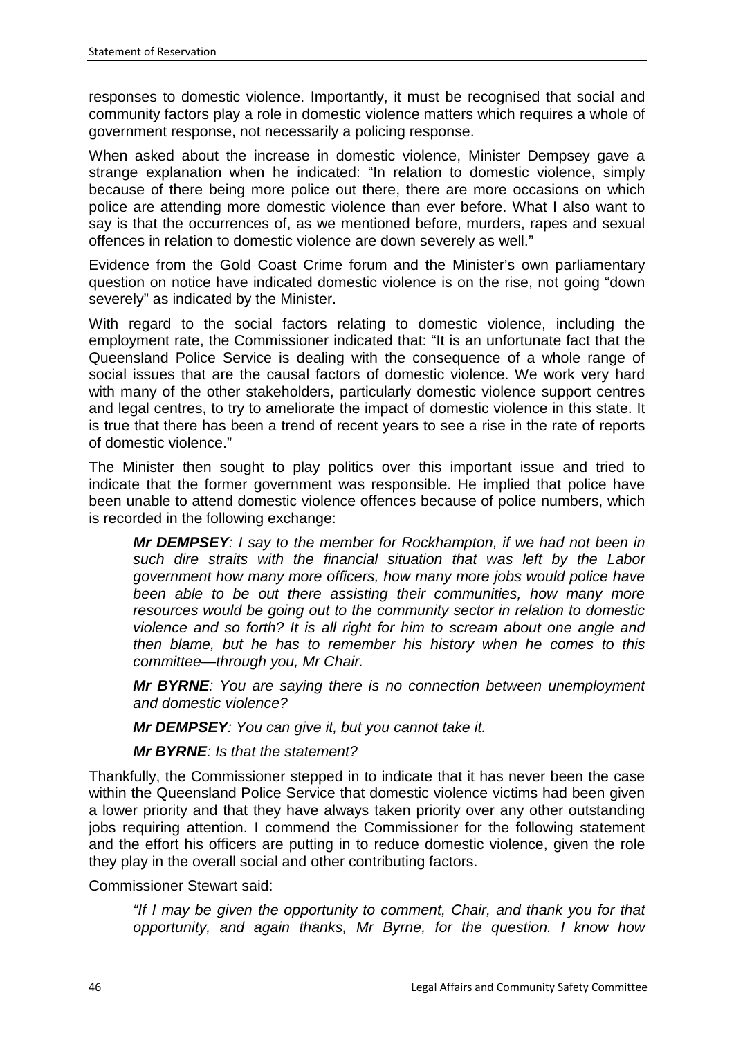responses to domestic violence. Importantly, it must be recognised that social and community factors play a role in domestic violence matters which requires a whole of government response, not necessarily a policing response.

When asked about the increase in domestic violence, Minister Dempsey gave a strange explanation when he indicated: "In relation to domestic violence, simply because of there being more police out there, there are more occasions on which police are attending more domestic violence than ever before. What I also want to say is that the occurrences of, as we mentioned before, murders, rapes and sexual offences in relation to domestic violence are down severely as well."

Evidence from the Gold Coast Crime forum and the Minister's own parliamentary question on notice have indicated domestic violence is on the rise, not going "down severely" as indicated by the Minister.

With regard to the social factors relating to domestic violence, including the employment rate, the Commissioner indicated that: "It is an unfortunate fact that the Queensland Police Service is dealing with the consequence of a whole range of social issues that are the causal factors of domestic violence. We work very hard with many of the other stakeholders, particularly domestic violence support centres and legal centres, to try to ameliorate the impact of domestic violence in this state. It is true that there has been a trend of recent years to see a rise in the rate of reports of domestic violence."

The Minister then sought to play politics over this important issue and tried to indicate that the former government was responsible. He implied that police have been unable to attend domestic violence offences because of police numbers, which is recorded in the following exchange:

> ***Mr DEMPSEY****: I say to the member for Rockhampton, if we had not been in such dire straits with the financial situation that was left by the Labor government how many more officers, how many more jobs would police have been able to be out there assisting their communities, how many more resources would be going out to the community sector in relation to domestic violence and so forth? It is all right for him to scream about one angle and then blame, but he has to remember his history when he comes to this committee—through you, Mr Chair.*
>
> ***Mr BYRNE****: You are saying there is no connection between unemployment and domestic violence?*
>
> ***Mr DEMPSEY****: You can give it, but you cannot take it.*
>
> ***Mr BYRNE****: Is that the statement?*

Thankfully, the Commissioner stepped in to indicate that it has never been the case within the Queensland Police Service that domestic violence victims had been given a lower priority and that they have always taken priority over any other outstanding jobs requiring attention. I commend the Commissioner for the following statement and the effort his officers are putting in to reduce domestic violence, given the role they play in the overall social and other contributing factors.

Commissioner Stewart said:

> *"If I may be given the opportunity to comment, Chair, and thank you for that opportunity, and again thanks, Mr Byrne, for the question. I know how*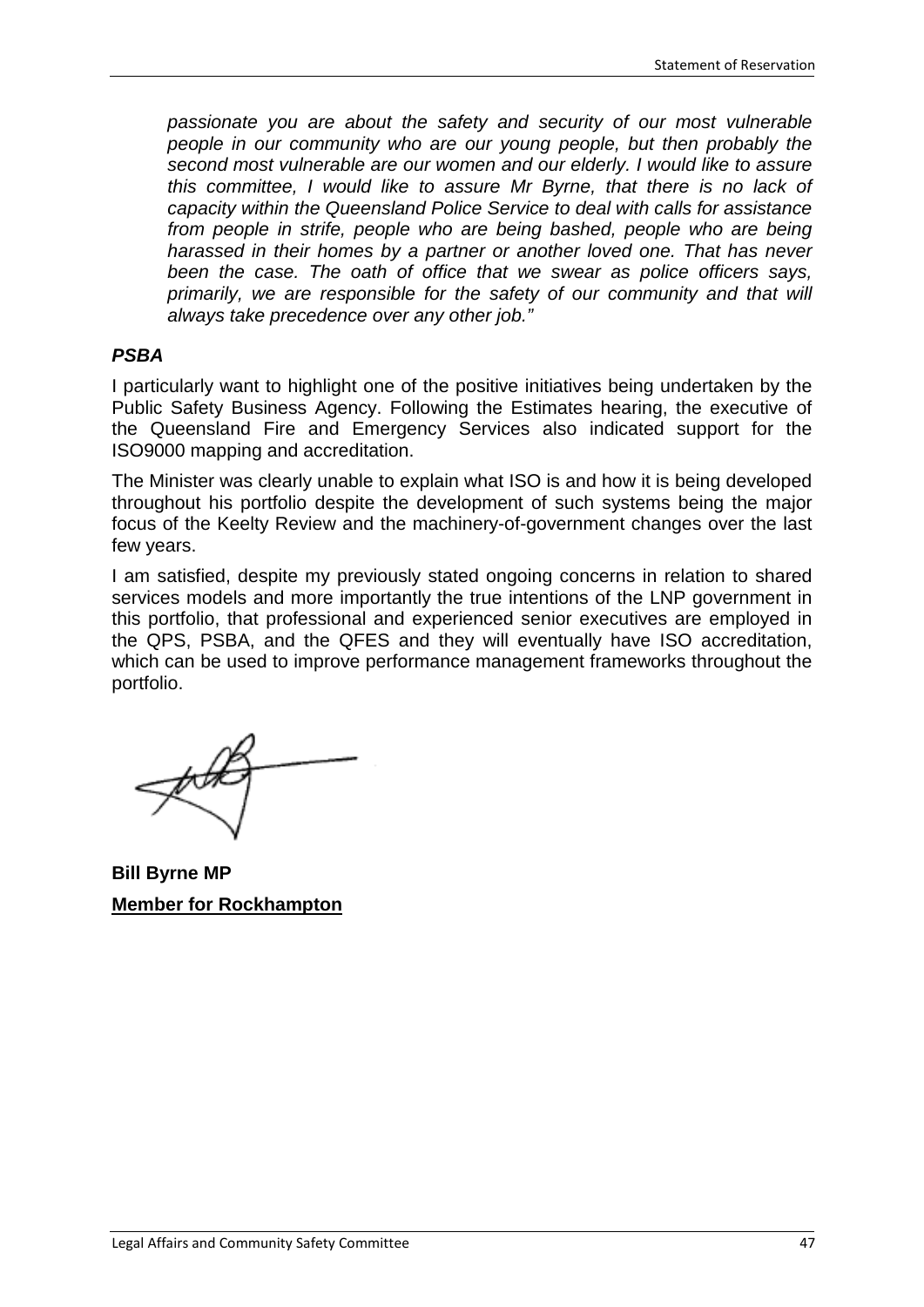*passionate you are about the safety and security of our most vulnerable people in our community who are our young people, but then probably the second most vulnerable are our women and our elderly. I would like to assure this committee, I would like to assure Mr Byrne, that there is no lack of capacity within the Queensland Police Service to deal with calls for assistance from people in strife, people who are being bashed, people who are being harassed in their homes by a partner or another loved one. That has never been the case. The oath of office that we swear as police officers says, primarily, we are responsible for the safety of our community and that will always take precedence over any other job."*

***PSBA***

I particularly want to highlight one of the positive initiatives being undertaken by the Public Safety Business Agency. Following the Estimates hearing, the executive of the Queensland Fire and Emergency Services also indicated support for the ISO9000 mapping and accreditation.

The Minister was clearly unable to explain what ISO is and how it is being developed throughout his portfolio despite the development of such systems being the major focus of the Keelty Review and the machinery-of-government changes over the last few years.

I am satisfied, despite my previously stated ongoing concerns in relation to shared services models and more importantly the true intentions of the LNP government in this portfolio, that professional and experienced senior executives are employed in the QPS, PSBA, and the QFES and they will eventually have ISO accreditation, which can be used to improve performance management frameworks throughout the portfolio.

**Bill Byrne MP**

**Member for Rockhampton**